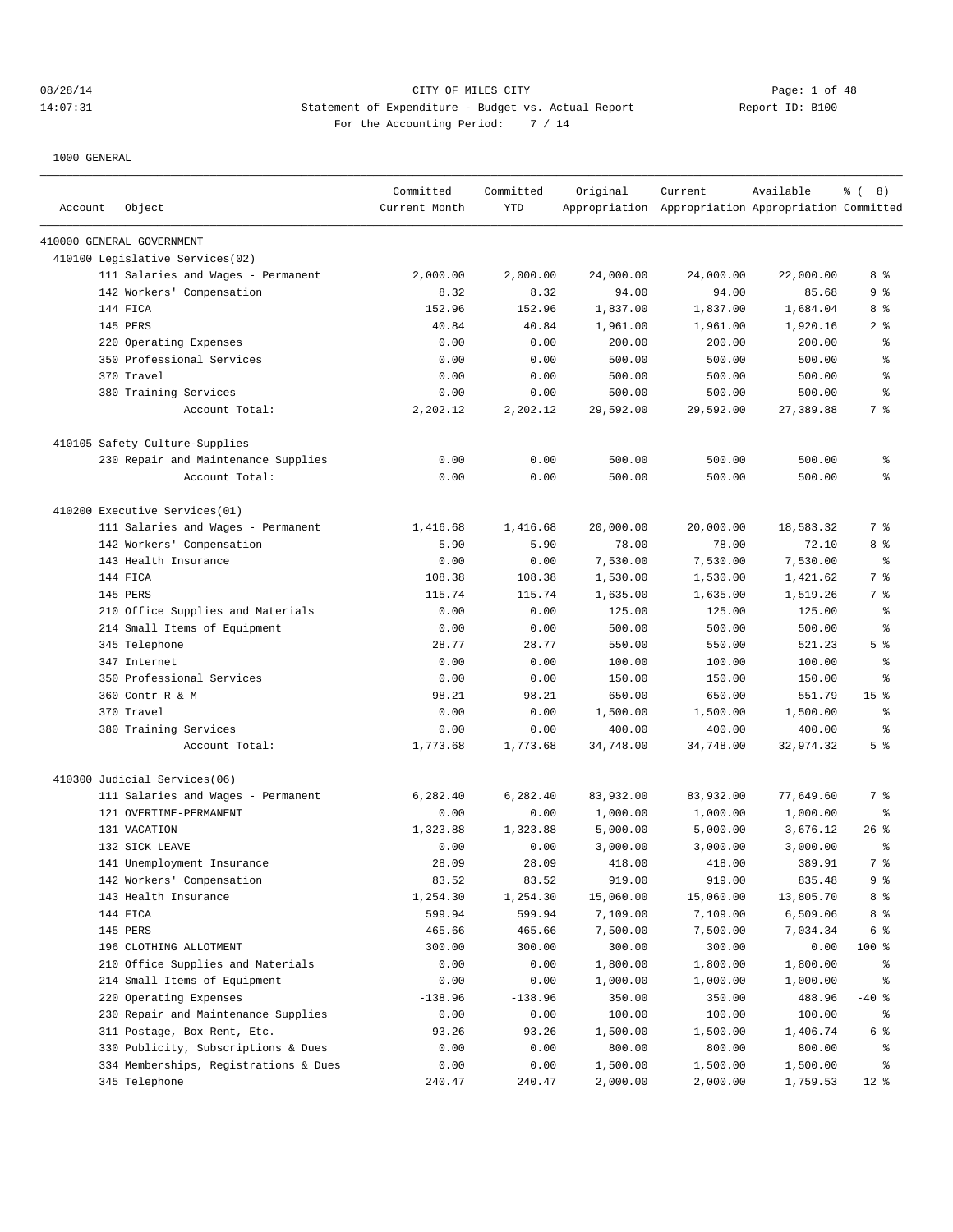08/28/14 CITY OF MILES CITY
14:07:31 Statement of Expenditure - Budget vs. Actual Report Report ID: B100
For the Accounting Period: 7 / 14

1000 GENERAL

| Account | Object | Committed Current Month | Committed YTD | Original Appropriation | Current Appropriation | Available Appropriation | % ( 8) Committed |
|---|---|---|---|---|---|---|---|
| 410000 GENERAL GOVERNMENT | | | | | | | |
| 410100 Legislative Services(02) | | | | | | | |
| | 111 Salaries and Wages - Permanent | 2,000.00 | 2,000.00 | 24,000.00 | 24,000.00 | 22,000.00 | 8 % |
| | 142 Workers' Compensation | 8.32 | 8.32 | 94.00 | 94.00 | 85.68 | 9 % |
| | 144 FICA | 152.96 | 152.96 | 1,837.00 | 1,837.00 | 1,684.04 | 8 % |
| | 145 PERS | 40.84 | 40.84 | 1,961.00 | 1,961.00 | 1,920.16 | 2 % |
| | 220 Operating Expenses | 0.00 | 0.00 | 200.00 | 200.00 | 200.00 | % |
| | 350 Professional Services | 0.00 | 0.00 | 500.00 | 500.00 | 500.00 | % |
| | 370 Travel | 0.00 | 0.00 | 500.00 | 500.00 | 500.00 | % |
| | 380 Training Services | 0.00 | 0.00 | 500.00 | 500.00 | 500.00 | % |
| | Account Total: | 2,202.12 | 2,202.12 | 29,592.00 | 29,592.00 | 27,389.88 | 7 % |
| 410105 Safety Culture-Supplies | | | | | | | |
| | 230 Repair and Maintenance Supplies | 0.00 | 0.00 | 500.00 | 500.00 | 500.00 | % |
| | Account Total: | 0.00 | 0.00 | 500.00 | 500.00 | 500.00 | % |
| 410200 Executive Services(01) | | | | | | | |
| | 111 Salaries and Wages - Permanent | 1,416.68 | 1,416.68 | 20,000.00 | 20,000.00 | 18,583.32 | 7 % |
| | 142 Workers' Compensation | 5.90 | 5.90 | 78.00 | 78.00 | 72.10 | 8 % |
| | 143 Health Insurance | 0.00 | 0.00 | 7,530.00 | 7,530.00 | 7,530.00 | % |
| | 144 FICA | 108.38 | 108.38 | 1,530.00 | 1,530.00 | 1,421.62 | 7 % |
| | 145 PERS | 115.74 | 115.74 | 1,635.00 | 1,635.00 | 1,519.26 | 7 % |
| | 210 Office Supplies and Materials | 0.00 | 0.00 | 125.00 | 125.00 | 125.00 | % |
| | 214 Small Items of Equipment | 0.00 | 0.00 | 500.00 | 500.00 | 500.00 | % |
| | 345 Telephone | 28.77 | 28.77 | 550.00 | 550.00 | 521.23 | 5 % |
| | 347 Internet | 0.00 | 0.00 | 100.00 | 100.00 | 100.00 | % |
| | 350 Professional Services | 0.00 | 0.00 | 150.00 | 150.00 | 150.00 | % |
| | 360 Contr R & M | 98.21 | 98.21 | 650.00 | 650.00 | 551.79 | 15 % |
| | 370 Travel | 0.00 | 0.00 | 1,500.00 | 1,500.00 | 1,500.00 | % |
| | 380 Training Services | 0.00 | 0.00 | 400.00 | 400.00 | 400.00 | % |
| | Account Total: | 1,773.68 | 1,773.68 | 34,748.00 | 34,748.00 | 32,974.32 | 5 % |
| 410300 Judicial Services(06) | | | | | | | |
| | 111 Salaries and Wages - Permanent | 6,282.40 | 6,282.40 | 83,932.00 | 83,932.00 | 77,649.60 | 7 % |
| | 121 OVERTIME-PERMANENT | 0.00 | 0.00 | 1,000.00 | 1,000.00 | 1,000.00 | % |
| | 131 VACATION | 1,323.88 | 1,323.88 | 5,000.00 | 5,000.00 | 3,676.12 | 26 % |
| | 132 SICK LEAVE | 0.00 | 0.00 | 3,000.00 | 3,000.00 | 3,000.00 | % |
| | 141 Unemployment Insurance | 28.09 | 28.09 | 418.00 | 418.00 | 389.91 | 7 % |
| | 142 Workers' Compensation | 83.52 | 83.52 | 919.00 | 919.00 | 835.48 | 9 % |
| | 143 Health Insurance | 1,254.30 | 1,254.30 | 15,060.00 | 15,060.00 | 13,805.70 | 8 % |
| | 144 FICA | 599.94 | 599.94 | 7,109.00 | 7,109.00 | 6,509.06 | 8 % |
| | 145 PERS | 465.66 | 465.66 | 7,500.00 | 7,500.00 | 7,034.34 | 6 % |
| | 196 CLOTHING ALLOTMENT | 300.00 | 300.00 | 300.00 | 300.00 | 0.00 | 100 % |
| | 210 Office Supplies and Materials | 0.00 | 0.00 | 1,800.00 | 1,800.00 | 1,800.00 | % |
| | 214 Small Items of Equipment | 0.00 | 0.00 | 1,000.00 | 1,000.00 | 1,000.00 | % |
| | 220 Operating Expenses | -138.96 | -138.96 | 350.00 | 350.00 | 488.96 | -40 % |
| | 230 Repair and Maintenance Supplies | 0.00 | 0.00 | 100.00 | 100.00 | 100.00 | % |
| | 311 Postage, Box Rent, Etc. | 93.26 | 93.26 | 1,500.00 | 1,500.00 | 1,406.74 | 6 % |
| | 330 Publicity, Subscriptions & Dues | 0.00 | 0.00 | 800.00 | 800.00 | 800.00 | % |
| | 334 Memberships, Registrations & Dues | 0.00 | 0.00 | 1,500.00 | 1,500.00 | 1,500.00 | % |
| | 345 Telephone | 240.47 | 240.47 | 2,000.00 | 2,000.00 | 1,759.53 | 12 % |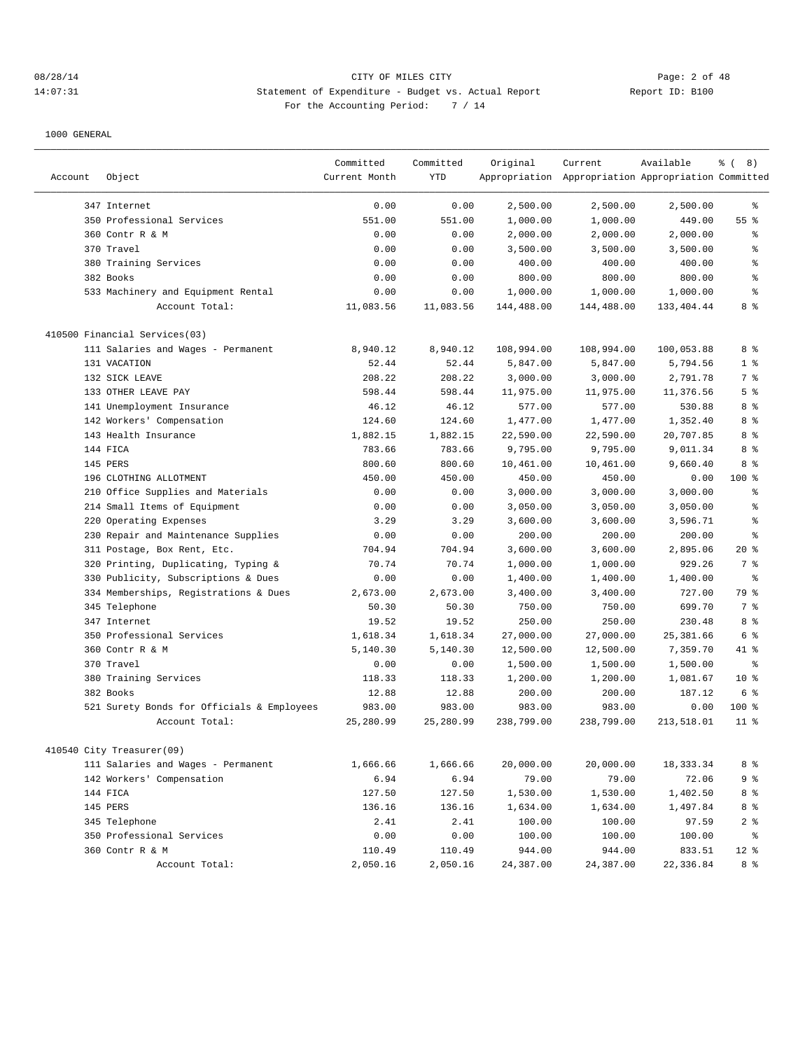1000 GENERAL

| Account | Object | Committed Current Month | Committed YTD | Original Appropriation | Current Appropriation | Available Appropriation | % ( 8) Committed |
|---|---|---|---|---|---|---|---|
| | 347 Internet | 0.00 | 0.00 | 2,500.00 | 2,500.00 | 2,500.00 | % |
| | 350 Professional Services | 551.00 | 551.00 | 1,000.00 | 1,000.00 | 449.00 | 55 % |
| | 360 Contr R & M | 0.00 | 0.00 | 2,000.00 | 2,000.00 | 2,000.00 | % |
| | 370 Travel | 0.00 | 0.00 | 3,500.00 | 3,500.00 | 3,500.00 | % |
| | 380 Training Services | 0.00 | 0.00 | 400.00 | 400.00 | 400.00 | % |
| | 382 Books | 0.00 | 0.00 | 800.00 | 800.00 | 800.00 | % |
| | 533 Machinery and Equipment Rental | 0.00 | 0.00 | 1,000.00 | 1,000.00 | 1,000.00 | % |
| | Account Total: | 11,083.56 | 11,083.56 | 144,488.00 | 144,488.00 | 133,404.44 | 8 % |
| 410500 Financial Services(03) | | | | | | | |
| | 111 Salaries and Wages - Permanent | 8,940.12 | 8,940.12 | 108,994.00 | 108,994.00 | 100,053.88 | 8 % |
| | 131 VACATION | 52.44 | 52.44 | 5,847.00 | 5,847.00 | 5,794.56 | 1 % |
| | 132 SICK LEAVE | 208.22 | 208.22 | 3,000.00 | 3,000.00 | 2,791.78 | 7 % |
| | 133 OTHER LEAVE PAY | 598.44 | 598.44 | 11,975.00 | 11,975.00 | 11,376.56 | 5 % |
| | 141 Unemployment Insurance | 46.12 | 46.12 | 577.00 | 577.00 | 530.88 | 8 % |
| | 142 Workers' Compensation | 124.60 | 124.60 | 1,477.00 | 1,477.00 | 1,352.40 | 8 % |
| | 143 Health Insurance | 1,882.15 | 1,882.15 | 22,590.00 | 22,590.00 | 20,707.85 | 8 % |
| | 144 FICA | 783.66 | 783.66 | 9,795.00 | 9,795.00 | 9,011.34 | 8 % |
| | 145 PERS | 800.60 | 800.60 | 10,461.00 | 10,461.00 | 9,660.40 | 8 % |
| | 196 CLOTHING ALLOTMENT | 450.00 | 450.00 | 450.00 | 450.00 | 0.00 | 100 % |
| | 210 Office Supplies and Materials | 0.00 | 0.00 | 3,000.00 | 3,000.00 | 3,000.00 | % |
| | 214 Small Items of Equipment | 0.00 | 0.00 | 3,050.00 | 3,050.00 | 3,050.00 | % |
| | 220 Operating Expenses | 3.29 | 3.29 | 3,600.00 | 3,600.00 | 3,596.71 | % |
| | 230 Repair and Maintenance Supplies | 0.00 | 0.00 | 200.00 | 200.00 | 200.00 | % |
| | 311 Postage, Box Rent, Etc. | 704.94 | 704.94 | 3,600.00 | 3,600.00 | 2,895.06 | 20 % |
| | 320 Printing, Duplicating, Typing & | 70.74 | 70.74 | 1,000.00 | 1,000.00 | 929.26 | 7 % |
| | 330 Publicity, Subscriptions & Dues | 0.00 | 0.00 | 1,400.00 | 1,400.00 | 1,400.00 | % |
| | 334 Memberships, Registrations & Dues | 2,673.00 | 2,673.00 | 3,400.00 | 3,400.00 | 727.00 | 79 % |
| | 345 Telephone | 50.30 | 50.30 | 750.00 | 750.00 | 699.70 | 7 % |
| | 347 Internet | 19.52 | 19.52 | 250.00 | 250.00 | 230.48 | 8 % |
| | 350 Professional Services | 1,618.34 | 1,618.34 | 27,000.00 | 27,000.00 | 25,381.66 | 6 % |
| | 360 Contr R & M | 5,140.30 | 5,140.30 | 12,500.00 | 12,500.00 | 7,359.70 | 41 % |
| | 370 Travel | 0.00 | 0.00 | 1,500.00 | 1,500.00 | 1,500.00 | % |
| | 380 Training Services | 118.33 | 118.33 | 1,200.00 | 1,200.00 | 1,081.67 | 10 % |
| | 382 Books | 12.88 | 12.88 | 200.00 | 200.00 | 187.12 | 6 % |
| | 521 Surety Bonds for Officials & Employees | 983.00 | 983.00 | 983.00 | 983.00 | 0.00 | 100 % |
| | Account Total: | 25,280.99 | 25,280.99 | 238,799.00 | 238,799.00 | 213,518.01 | 11 % |
| 410540 City Treasurer(09) | | | | | | | |
| | 111 Salaries and Wages - Permanent | 1,666.66 | 1,666.66 | 20,000.00 | 20,000.00 | 18,333.34 | 8 % |
| | 142 Workers' Compensation | 6.94 | 6.94 | 79.00 | 79.00 | 72.06 | 9 % |
| | 144 FICA | 127.50 | 127.50 | 1,530.00 | 1,530.00 | 1,402.50 | 8 % |
| | 145 PERS | 136.16 | 136.16 | 1,634.00 | 1,634.00 | 1,497.84 | 8 % |
| | 345 Telephone | 2.41 | 2.41 | 100.00 | 100.00 | 97.59 | 2 % |
| | 350 Professional Services | 0.00 | 0.00 | 100.00 | 100.00 | 100.00 | % |
| | 360 Contr R & M | 110.49 | 110.49 | 944.00 | 944.00 | 833.51 | 12 % |
| | Account Total: | 2,050.16 | 2,050.16 | 24,387.00 | 24,387.00 | 22,336.84 | 8 % |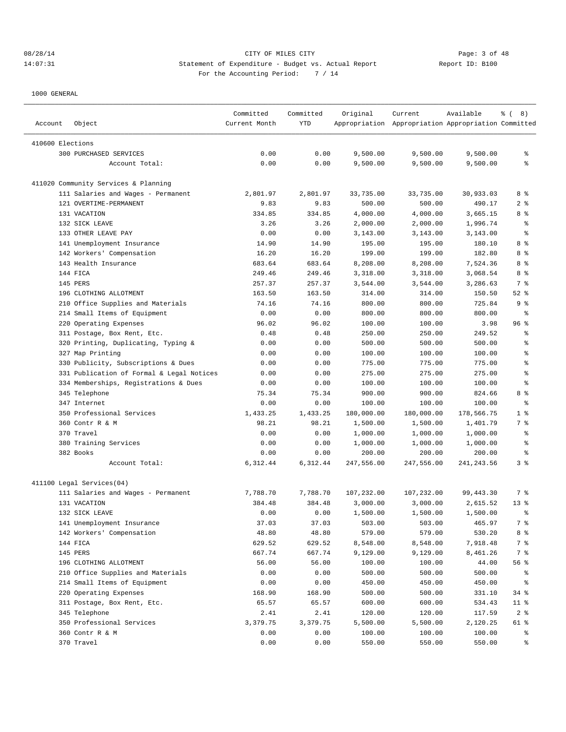CITY OF MILES CITY
Statement of Expenditure - Budget vs. Actual Report
For the Accounting Period: 7 / 14

1000 GENERAL

| Account Object | Committed Current Month | Committed YTD | Original Appropriation | Current Appropriation | Available Appropriation | % ( 8) Committed |
|---|---|---|---|---|---|---|
| **410600 Elections** | | | | | | |
| 300 PURCHASED SERVICES | 0.00 | 0.00 | 9,500.00 | 9,500.00 | 9,500.00 | % |
| Account Total: | 0.00 | 0.00 | 9,500.00 | 9,500.00 | 9,500.00 | % |
| **411020 Community Services & Planning** | | | | | | |
| 111 Salaries and Wages - Permanent | 2,801.97 | 2,801.97 | 33,735.00 | 33,735.00 | 30,933.03 | 8 % |
| 121 OVERTIME-PERMANENT | 9.83 | 9.83 | 500.00 | 500.00 | 490.17 | 2 % |
| 131 VACATION | 334.85 | 334.85 | 4,000.00 | 4,000.00 | 3,665.15 | 8 % |
| 132 SICK LEAVE | 3.26 | 3.26 | 2,000.00 | 2,000.00 | 1,996.74 | % |
| 133 OTHER LEAVE PAY | 0.00 | 0.00 | 3,143.00 | 3,143.00 | 3,143.00 | % |
| 141 Unemployment Insurance | 14.90 | 14.90 | 195.00 | 195.00 | 180.10 | 8 % |
| 142 Workers' Compensation | 16.20 | 16.20 | 199.00 | 199.00 | 182.80 | 8 % |
| 143 Health Insurance | 683.64 | 683.64 | 8,208.00 | 8,208.00 | 7,524.36 | 8 % |
| 144 FICA | 249.46 | 249.46 | 3,318.00 | 3,318.00 | 3,068.54 | 8 % |
| 145 PERS | 257.37 | 257.37 | 3,544.00 | 3,544.00 | 3,286.63 | 7 % |
| 196 CLOTHING ALLOTMENT | 163.50 | 163.50 | 314.00 | 314.00 | 150.50 | 52 % |
| 210 Office Supplies and Materials | 74.16 | 74.16 | 800.00 | 800.00 | 725.84 | 9 % |
| 214 Small Items of Equipment | 0.00 | 0.00 | 800.00 | 800.00 | 800.00 | % |
| 220 Operating Expenses | 96.02 | 96.02 | 100.00 | 100.00 | 3.98 | 96 % |
| 311 Postage, Box Rent, Etc. | 0.48 | 0.48 | 250.00 | 250.00 | 249.52 | % |
| 320 Printing, Duplicating, Typing & | 0.00 | 0.00 | 500.00 | 500.00 | 500.00 | % |
| 327 Map Printing | 0.00 | 0.00 | 100.00 | 100.00 | 100.00 | % |
| 330 Publicity, Subscriptions & Dues | 0.00 | 0.00 | 775.00 | 775.00 | 775.00 | % |
| 331 Publication of Formal & Legal Notices | 0.00 | 0.00 | 275.00 | 275.00 | 275.00 | % |
| 334 Memberships, Registrations & Dues | 0.00 | 0.00 | 100.00 | 100.00 | 100.00 | % |
| 345 Telephone | 75.34 | 75.34 | 900.00 | 900.00 | 824.66 | 8 % |
| 347 Internet | 0.00 | 0.00 | 100.00 | 100.00 | 100.00 | % |
| 350 Professional Services | 1,433.25 | 1,433.25 | 180,000.00 | 180,000.00 | 178,566.75 | 1 % |
| 360 Contr R & M | 98.21 | 98.21 | 1,500.00 | 1,500.00 | 1,401.79 | 7 % |
| 370 Travel | 0.00 | 0.00 | 1,000.00 | 1,000.00 | 1,000.00 | % |
| 380 Training Services | 0.00 | 0.00 | 1,000.00 | 1,000.00 | 1,000.00 | % |
| 382 Books | 0.00 | 0.00 | 200.00 | 200.00 | 200.00 | % |
| Account Total: | 6,312.44 | 6,312.44 | 247,556.00 | 247,556.00 | 241,243.56 | 3 % |
| **411100 Legal Services(04)** | | | | | | |
| 111 Salaries and Wages - Permanent | 7,788.70 | 7,788.70 | 107,232.00 | 107,232.00 | 99,443.30 | 7 % |
| 131 VACATION | 384.48 | 384.48 | 3,000.00 | 3,000.00 | 2,615.52 | 13 % |
| 132 SICK LEAVE | 0.00 | 0.00 | 1,500.00 | 1,500.00 | 1,500.00 | % |
| 141 Unemployment Insurance | 37.03 | 37.03 | 503.00 | 503.00 | 465.97 | 7 % |
| 142 Workers' Compensation | 48.80 | 48.80 | 579.00 | 579.00 | 530.20 | 8 % |
| 144 FICA | 629.52 | 629.52 | 8,548.00 | 8,548.00 | 7,918.48 | 7 % |
| 145 PERS | 667.74 | 667.74 | 9,129.00 | 9,129.00 | 8,461.26 | 7 % |
| 196 CLOTHING ALLOTMENT | 56.00 | 56.00 | 100.00 | 100.00 | 44.00 | 56 % |
| 210 Office Supplies and Materials | 0.00 | 0.00 | 500.00 | 500.00 | 500.00 | % |
| 214 Small Items of Equipment | 0.00 | 0.00 | 450.00 | 450.00 | 450.00 | % |
| 220 Operating Expenses | 168.90 | 168.90 | 500.00 | 500.00 | 331.10 | 34 % |
| 311 Postage, Box Rent, Etc. | 65.57 | 65.57 | 600.00 | 600.00 | 534.43 | 11 % |
| 345 Telephone | 2.41 | 2.41 | 120.00 | 120.00 | 117.59 | 2 % |
| 350 Professional Services | 3,379.75 | 3,379.75 | 5,500.00 | 5,500.00 | 2,120.25 | 61 % |
| 360 Contr R & M | 0.00 | 0.00 | 100.00 | 100.00 | 100.00 | % |
| 370 Travel | 0.00 | 0.00 | 550.00 | 550.00 | 550.00 | % |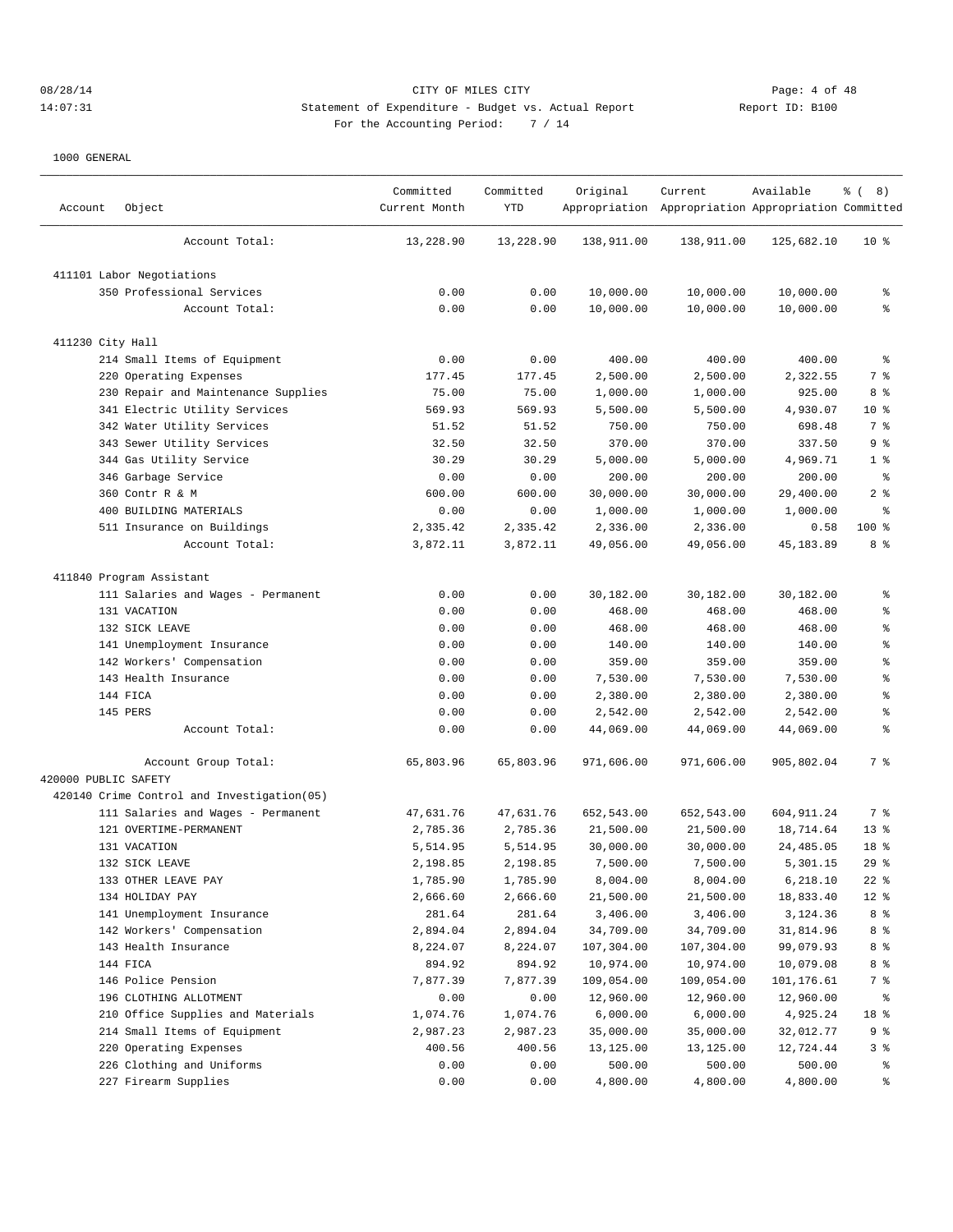CITY OF MILES CITY

Statement of Expenditure - Budget vs. Actual Report

For the Accounting Period: 7 / 14

1000 GENERAL

| Account | Object | Committed Current Month | Committed YTD | Original Appropriation | Current Appropriation | Available Appropriation | % ( 8) Committed |
|---|---|---|---|---|---|---|---|
| | Account Total: | 13,228.90 | 13,228.90 | 138,911.00 | 138,911.00 | 125,682.10 | 10 % |
| 411101 Labor Negotiations | | | | | | | |
| | 350 Professional Services | 0.00 | 0.00 | 10,000.00 | 10,000.00 | 10,000.00 | % |
| | Account Total: | 0.00 | 0.00 | 10,000.00 | 10,000.00 | 10,000.00 | % |
| 411230 City Hall | | | | | | | |
| | 214 Small Items of Equipment | 0.00 | 0.00 | 400.00 | 400.00 | 400.00 | % |
| | 220 Operating Expenses | 177.45 | 177.45 | 2,500.00 | 2,500.00 | 2,322.55 | 7 % |
| | 230 Repair and Maintenance Supplies | 75.00 | 75.00 | 1,000.00 | 1,000.00 | 925.00 | 8 % |
| | 341 Electric Utility Services | 569.93 | 569.93 | 5,500.00 | 5,500.00 | 4,930.07 | 10 % |
| | 342 Water Utility Services | 51.52 | 51.52 | 750.00 | 750.00 | 698.48 | 7 % |
| | 343 Sewer Utility Services | 32.50 | 32.50 | 370.00 | 370.00 | 337.50 | 9 % |
| | 344 Gas Utility Service | 30.29 | 30.29 | 5,000.00 | 5,000.00 | 4,969.71 | 1 % |
| | 346 Garbage Service | 0.00 | 0.00 | 200.00 | 200.00 | 200.00 | % |
| | 360 Contr R & M | 600.00 | 600.00 | 30,000.00 | 30,000.00 | 29,400.00 | 2 % |
| | 400 BUILDING MATERIALS | 0.00 | 0.00 | 1,000.00 | 1,000.00 | 1,000.00 | % |
| | 511 Insurance on Buildings | 2,335.42 | 2,335.42 | 2,336.00 | 2,336.00 | 0.58 | 100 % |
| | Account Total: | 3,872.11 | 3,872.11 | 49,056.00 | 49,056.00 | 45,183.89 | 8 % |
| 411840 Program Assistant | | | | | | | |
| | 111 Salaries and Wages - Permanent | 0.00 | 0.00 | 30,182.00 | 30,182.00 | 30,182.00 | % |
| | 131 VACATION | 0.00 | 0.00 | 468.00 | 468.00 | 468.00 | % |
| | 132 SICK LEAVE | 0.00 | 0.00 | 468.00 | 468.00 | 468.00 | % |
| | 141 Unemployment Insurance | 0.00 | 0.00 | 140.00 | 140.00 | 140.00 | % |
| | 142 Workers' Compensation | 0.00 | 0.00 | 359.00 | 359.00 | 359.00 | % |
| | 143 Health Insurance | 0.00 | 0.00 | 7,530.00 | 7,530.00 | 7,530.00 | % |
| | 144 FICA | 0.00 | 0.00 | 2,380.00 | 2,380.00 | 2,380.00 | % |
| | 145 PERS | 0.00 | 0.00 | 2,542.00 | 2,542.00 | 2,542.00 | % |
| | Account Total: | 0.00 | 0.00 | 44,069.00 | 44,069.00 | 44,069.00 | % |
| | Account Group Total: | 65,803.96 | 65,803.96 | 971,606.00 | 971,606.00 | 905,802.04 | 7 % |
| 420000 PUBLIC SAFETY | | | | | | | |
| 420140 Crime Control and Investigation(05) | | | | | | | |
| | 111 Salaries and Wages - Permanent | 47,631.76 | 47,631.76 | 652,543.00 | 652,543.00 | 604,911.24 | 7 % |
| | 121 OVERTIME-PERMANENT | 2,785.36 | 2,785.36 | 21,500.00 | 21,500.00 | 18,714.64 | 13 % |
| | 131 VACATION | 5,514.95 | 5,514.95 | 30,000.00 | 30,000.00 | 24,485.05 | 18 % |
| | 132 SICK LEAVE | 2,198.85 | 2,198.85 | 7,500.00 | 7,500.00 | 5,301.15 | 29 % |
| | 133 OTHER LEAVE PAY | 1,785.90 | 1,785.90 | 8,004.00 | 8,004.00 | 6,218.10 | 22 % |
| | 134 HOLIDAY PAY | 2,666.60 | 2,666.60 | 21,500.00 | 21,500.00 | 18,833.40 | 12 % |
| | 141 Unemployment Insurance | 281.64 | 281.64 | 3,406.00 | 3,406.00 | 3,124.36 | 8 % |
| | 142 Workers' Compensation | 2,894.04 | 2,894.04 | 34,709.00 | 34,709.00 | 31,814.96 | 8 % |
| | 143 Health Insurance | 8,224.07 | 8,224.07 | 107,304.00 | 107,304.00 | 99,079.93 | 8 % |
| | 144 FICA | 894.92 | 894.92 | 10,974.00 | 10,974.00 | 10,079.08 | 8 % |
| | 146 Police Pension | 7,877.39 | 7,877.39 | 109,054.00 | 109,054.00 | 101,176.61 | 7 % |
| | 196 CLOTHING ALLOTMENT | 0.00 | 0.00 | 12,960.00 | 12,960.00 | 12,960.00 | % |
| | 210 Office Supplies and Materials | 1,074.76 | 1,074.76 | 6,000.00 | 6,000.00 | 4,925.24 | 18 % |
| | 214 Small Items of Equipment | 2,987.23 | 2,987.23 | 35,000.00 | 35,000.00 | 32,012.77 | 9 % |
| | 220 Operating Expenses | 400.56 | 400.56 | 13,125.00 | 13,125.00 | 12,724.44 | 3 % |
| | 226 Clothing and Uniforms | 0.00 | 0.00 | 500.00 | 500.00 | 500.00 | % |
| | 227 Firearm Supplies | 0.00 | 0.00 | 4,800.00 | 4,800.00 | 4,800.00 | % |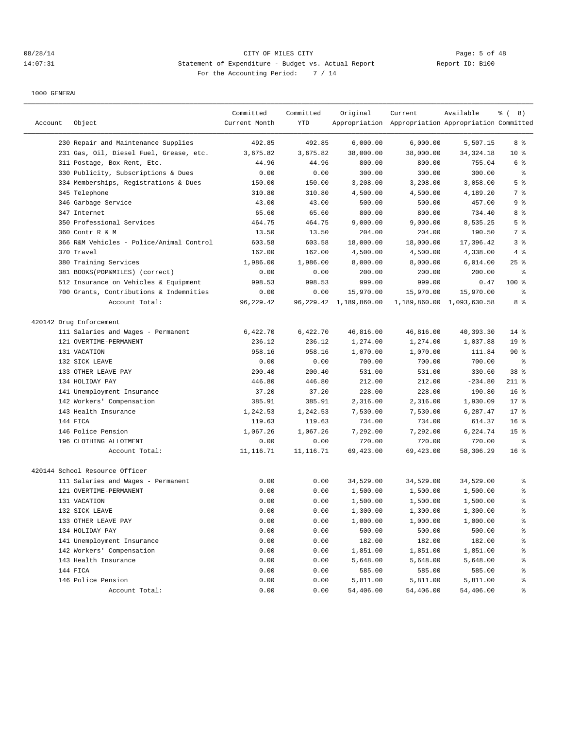CITY OF MILES CITY
Statement of Expenditure - Budget vs. Actual Report
For the Accounting Period: 7 / 14

1000 GENERAL

| Account | Object | Committed Current Month | Committed YTD | Original Appropriation | Current Appropriation | Available Appropriation | % ( 8) Committed |
|---|---|---|---|---|---|---|---|
| | 230 Repair and Maintenance Supplies | 492.85 | 492.85 | 6,000.00 | 6,000.00 | 5,507.15 | 8 % |
| | 231 Gas, Oil, Diesel Fuel, Grease, etc. | 3,675.82 | 3,675.82 | 38,000.00 | 38,000.00 | 34,324.18 | 10 % |
| | 311 Postage, Box Rent, Etc. | 44.96 | 44.96 | 800.00 | 800.00 | 755.04 | 6 % |
| | 330 Publicity, Subscriptions & Dues | 0.00 | 0.00 | 300.00 | 300.00 | 300.00 | % |
| | 334 Memberships, Registrations & Dues | 150.00 | 150.00 | 3,208.00 | 3,208.00 | 3,058.00 | 5 % |
| | 345 Telephone | 310.80 | 310.80 | 4,500.00 | 4,500.00 | 4,189.20 | 7 % |
| | 346 Garbage Service | 43.00 | 43.00 | 500.00 | 500.00 | 457.00 | 9 % |
| | 347 Internet | 65.60 | 65.60 | 800.00 | 800.00 | 734.40 | 8 % |
| | 350 Professional Services | 464.75 | 464.75 | 9,000.00 | 9,000.00 | 8,535.25 | 5 % |
| | 360 Contr R & M | 13.50 | 13.50 | 204.00 | 204.00 | 190.50 | 7 % |
| | 366 R&M Vehicles - Police/Animal Control | 603.58 | 603.58 | 18,000.00 | 18,000.00 | 17,396.42 | 3 % |
| | 370 Travel | 162.00 | 162.00 | 4,500.00 | 4,500.00 | 4,338.00 | 4 % |
| | 380 Training Services | 1,986.00 | 1,986.00 | 8,000.00 | 8,000.00 | 6,014.00 | 25 % |
| | 381 BOOKS(POP&MILES) (correct) | 0.00 | 0.00 | 200.00 | 200.00 | 200.00 | % |
| | 512 Insurance on Vehicles & Equipment | 998.53 | 998.53 | 999.00 | 999.00 | 0.47 | 100 % |
| | 700 Grants, Contributions & Indemnities | 0.00 | 0.00 | 15,970.00 | 15,970.00 | 15,970.00 | % |
| | Account Total: | 96,229.42 | 96,229.42 | 1,189,860.00 | 1,189,860.00 | 1,093,630.58 | 8 % |
| 420142 Drug Enforcement | | | | | | | |
| | 111 Salaries and Wages - Permanent | 6,422.70 | 6,422.70 | 46,816.00 | 46,816.00 | 40,393.30 | 14 % |
| | 121 OVERTIME-PERMANENT | 236.12 | 236.12 | 1,274.00 | 1,274.00 | 1,037.88 | 19 % |
| | 131 VACATION | 958.16 | 958.16 | 1,070.00 | 1,070.00 | 111.84 | 90 % |
| | 132 SICK LEAVE | 0.00 | 0.00 | 700.00 | 700.00 | 700.00 | % |
| | 133 OTHER LEAVE PAY | 200.40 | 200.40 | 531.00 | 531.00 | 330.60 | 38 % |
| | 134 HOLIDAY PAY | 446.80 | 446.80 | 212.00 | 212.00 | -234.80 | 211 % |
| | 141 Unemployment Insurance | 37.20 | 37.20 | 228.00 | 228.00 | 190.80 | 16 % |
| | 142 Workers' Compensation | 385.91 | 385.91 | 2,316.00 | 2,316.00 | 1,930.09 | 17 % |
| | 143 Health Insurance | 1,242.53 | 1,242.53 | 7,530.00 | 7,530.00 | 6,287.47 | 17 % |
| | 144 FICA | 119.63 | 119.63 | 734.00 | 734.00 | 614.37 | 16 % |
| | 146 Police Pension | 1,067.26 | 1,067.26 | 7,292.00 | 7,292.00 | 6,224.74 | 15 % |
| | 196 CLOTHING ALLOTMENT | 0.00 | 0.00 | 720.00 | 720.00 | 720.00 | % |
| | Account Total: | 11,116.71 | 11,116.71 | 69,423.00 | 69,423.00 | 58,306.29 | 16 % |
| 420144 School Resource Officer | | | | | | | |
| | 111 Salaries and Wages - Permanent | 0.00 | 0.00 | 34,529.00 | 34,529.00 | 34,529.00 | % |
| | 121 OVERTIME-PERMANENT | 0.00 | 0.00 | 1,500.00 | 1,500.00 | 1,500.00 | % |
| | 131 VACATION | 0.00 | 0.00 | 1,500.00 | 1,500.00 | 1,500.00 | % |
| | 132 SICK LEAVE | 0.00 | 0.00 | 1,300.00 | 1,300.00 | 1,300.00 | % |
| | 133 OTHER LEAVE PAY | 0.00 | 0.00 | 1,000.00 | 1,000.00 | 1,000.00 | % |
| | 134 HOLIDAY PAY | 0.00 | 0.00 | 500.00 | 500.00 | 500.00 | % |
| | 141 Unemployment Insurance | 0.00 | 0.00 | 182.00 | 182.00 | 182.00 | % |
| | 142 Workers' Compensation | 0.00 | 0.00 | 1,851.00 | 1,851.00 | 1,851.00 | % |
| | 143 Health Insurance | 0.00 | 0.00 | 5,648.00 | 5,648.00 | 5,648.00 | % |
| | 144 FICA | 0.00 | 0.00 | 585.00 | 585.00 | 585.00 | % |
| | 146 Police Pension | 0.00 | 0.00 | 5,811.00 | 5,811.00 | 5,811.00 | % |
| | Account Total: | 0.00 | 0.00 | 54,406.00 | 54,406.00 | 54,406.00 | % |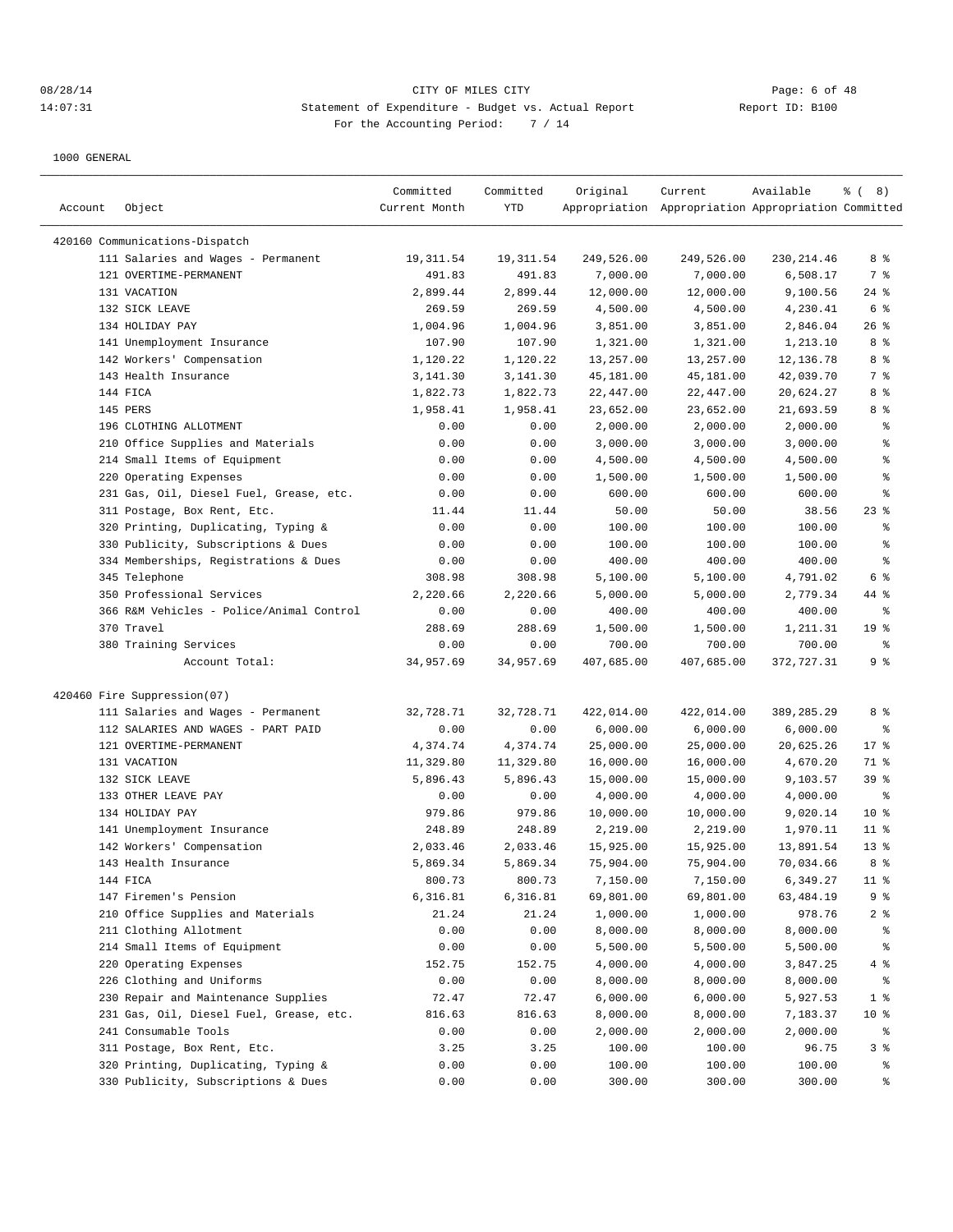CITY OF MILES CITY

Statement of Expenditure - Budget vs. Actual Report

For the Accounting Period: 7 / 14

Report ID: B100

1000 GENERAL

| Account | Object | Committed Current Month | Committed YTD | Original Appropriation | Current Appropriation | Available Appropriation | % ( 8) Committed |
|---|---|---|---|---|---|---|---|
| 420160 Communications-Dispatch | | | | | | | |
| | 111 Salaries and Wages - Permanent | 19,311.54 | 19,311.54 | 249,526.00 | 249,526.00 | 230,214.46 | 8 % |
| | 121 OVERTIME-PERMANENT | 491.83 | 491.83 | 7,000.00 | 7,000.00 | 6,508.17 | 7 % |
| | 131 VACATION | 2,899.44 | 2,899.44 | 12,000.00 | 12,000.00 | 9,100.56 | 24 % |
| | 132 SICK LEAVE | 269.59 | 269.59 | 4,500.00 | 4,500.00 | 4,230.41 | 6 % |
| | 134 HOLIDAY PAY | 1,004.96 | 1,004.96 | 3,851.00 | 3,851.00 | 2,846.04 | 26 % |
| | 141 Unemployment Insurance | 107.90 | 107.90 | 1,321.00 | 1,321.00 | 1,213.10 | 8 % |
| | 142 Workers' Compensation | 1,120.22 | 1,120.22 | 13,257.00 | 13,257.00 | 12,136.78 | 8 % |
| | 143 Health Insurance | 3,141.30 | 3,141.30 | 45,181.00 | 45,181.00 | 42,039.70 | 7 % |
| | 144 FICA | 1,822.73 | 1,822.73 | 22,447.00 | 22,447.00 | 20,624.27 | 8 % |
| | 145 PERS | 1,958.41 | 1,958.41 | 23,652.00 | 23,652.00 | 21,693.59 | 8 % |
| | 196 CLOTHING ALLOTMENT | 0.00 | 0.00 | 2,000.00 | 2,000.00 | 2,000.00 | % |
| | 210 Office Supplies and Materials | 0.00 | 0.00 | 3,000.00 | 3,000.00 | 3,000.00 | % |
| | 214 Small Items of Equipment | 0.00 | 0.00 | 4,500.00 | 4,500.00 | 4,500.00 | % |
| | 220 Operating Expenses | 0.00 | 0.00 | 1,500.00 | 1,500.00 | 1,500.00 | % |
| | 231 Gas, Oil, Diesel Fuel, Grease, etc. | 0.00 | 0.00 | 600.00 | 600.00 | 600.00 | % |
| | 311 Postage, Box Rent, Etc. | 11.44 | 11.44 | 50.00 | 50.00 | 38.56 | 23 % |
| | 320 Printing, Duplicating, Typing & | 0.00 | 0.00 | 100.00 | 100.00 | 100.00 | % |
| | 330 Publicity, Subscriptions & Dues | 0.00 | 0.00 | 100.00 | 100.00 | 100.00 | % |
| | 334 Memberships, Registrations & Dues | 0.00 | 0.00 | 400.00 | 400.00 | 400.00 | % |
| | 345 Telephone | 308.98 | 308.98 | 5,100.00 | 5,100.00 | 4,791.02 | 6 % |
| | 350 Professional Services | 2,220.66 | 2,220.66 | 5,000.00 | 5,000.00 | 2,779.34 | 44 % |
| | 366 R&M Vehicles - Police/Animal Control | 0.00 | 0.00 | 400.00 | 400.00 | 400.00 | % |
| | 370 Travel | 288.69 | 288.69 | 1,500.00 | 1,500.00 | 1,211.31 | 19 % |
| | 380 Training Services | 0.00 | 0.00 | 700.00 | 700.00 | 700.00 | % |
| | Account Total: | 34,957.69 | 34,957.69 | 407,685.00 | 407,685.00 | 372,727.31 | 9 % |
| 420460 Fire Suppression(07) | | | | | | | |
| | 111 Salaries and Wages - Permanent | 32,728.71 | 32,728.71 | 422,014.00 | 422,014.00 | 389,285.29 | 8 % |
| | 112 SALARIES AND WAGES - PART PAID | 0.00 | 0.00 | 6,000.00 | 6,000.00 | 6,000.00 | % |
| | 121 OVERTIME-PERMANENT | 4,374.74 | 4,374.74 | 25,000.00 | 25,000.00 | 20,625.26 | 17 % |
| | 131 VACATION | 11,329.80 | 11,329.80 | 16,000.00 | 16,000.00 | 4,670.20 | 71 % |
| | 132 SICK LEAVE | 5,896.43 | 5,896.43 | 15,000.00 | 15,000.00 | 9,103.57 | 39 % |
| | 133 OTHER LEAVE PAY | 0.00 | 0.00 | 4,000.00 | 4,000.00 | 4,000.00 | % |
| | 134 HOLIDAY PAY | 979.86 | 979.86 | 10,000.00 | 10,000.00 | 9,020.14 | 10 % |
| | 141 Unemployment Insurance | 248.89 | 248.89 | 2,219.00 | 2,219.00 | 1,970.11 | 11 % |
| | 142 Workers' Compensation | 2,033.46 | 2,033.46 | 15,925.00 | 15,925.00 | 13,891.54 | 13 % |
| | 143 Health Insurance | 5,869.34 | 5,869.34 | 75,904.00 | 75,904.00 | 70,034.66 | 8 % |
| | 144 FICA | 800.73 | 800.73 | 7,150.00 | 7,150.00 | 6,349.27 | 11 % |
| | 147 Firemen's Pension | 6,316.81 | 6,316.81 | 69,801.00 | 69,801.00 | 63,484.19 | 9 % |
| | 210 Office Supplies and Materials | 21.24 | 21.24 | 1,000.00 | 1,000.00 | 978.76 | 2 % |
| | 211 Clothing Allotment | 0.00 | 0.00 | 8,000.00 | 8,000.00 | 8,000.00 | % |
| | 214 Small Items of Equipment | 0.00 | 0.00 | 5,500.00 | 5,500.00 | 5,500.00 | % |
| | 220 Operating Expenses | 152.75 | 152.75 | 4,000.00 | 4,000.00 | 3,847.25 | 4 % |
| | 226 Clothing and Uniforms | 0.00 | 0.00 | 8,000.00 | 8,000.00 | 8,000.00 | % |
| | 230 Repair and Maintenance Supplies | 72.47 | 72.47 | 6,000.00 | 6,000.00 | 5,927.53 | 1 % |
| | 231 Gas, Oil, Diesel Fuel, Grease, etc. | 816.63 | 816.63 | 8,000.00 | 8,000.00 | 7,183.37 | 10 % |
| | 241 Consumable Tools | 0.00 | 0.00 | 2,000.00 | 2,000.00 | 2,000.00 | % |
| | 311 Postage, Box Rent, Etc. | 3.25 | 3.25 | 100.00 | 100.00 | 96.75 | 3 % |
| | 320 Printing, Duplicating, Typing & | 0.00 | 0.00 | 100.00 | 100.00 | 100.00 | % |
| | 330 Publicity, Subscriptions & Dues | 0.00 | 0.00 | 300.00 | 300.00 | 300.00 | % |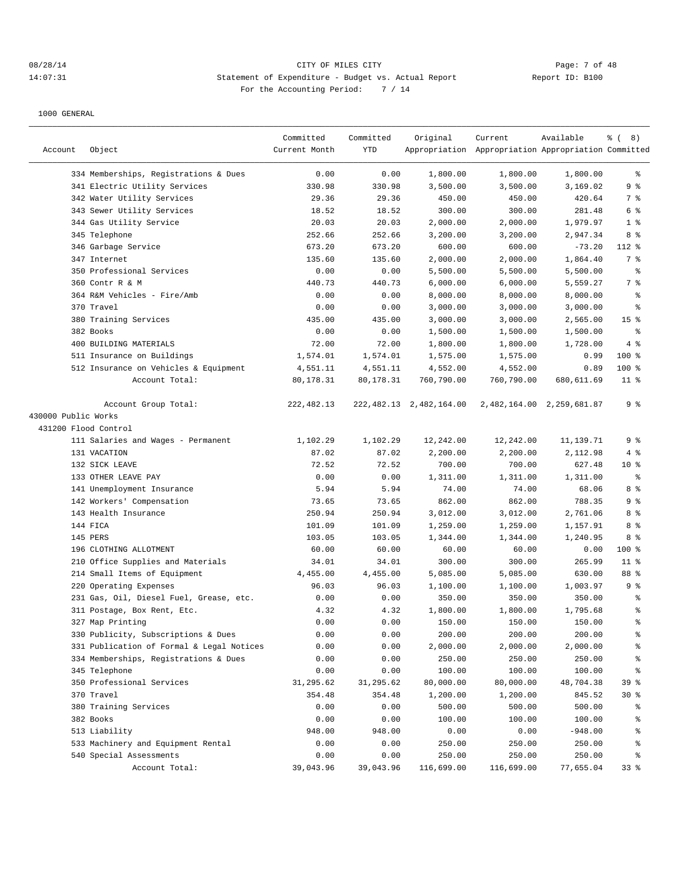CITY OF MILES CITY

Statement of Expenditure - Budget vs. Actual Report

For the Accounting Period: 7 / 14

1000 GENERAL

| Account | Object | Committed Current Month | Committed YTD | Original Appropriation | Current Appropriation | Available Appropriation | % ( 8) Committed |
|---|---|---|---|---|---|---|---|
| | 334 Memberships, Registrations & Dues | 0.00 | 0.00 | 1,800.00 | 1,800.00 | 1,800.00 | % |
| | 341 Electric Utility Services | 330.98 | 330.98 | 3,500.00 | 3,500.00 | 3,169.02 | 9 % |
| | 342 Water Utility Services | 29.36 | 29.36 | 450.00 | 450.00 | 420.64 | 7 % |
| | 343 Sewer Utility Services | 18.52 | 18.52 | 300.00 | 300.00 | 281.48 | 6 % |
| | 344 Gas Utility Service | 20.03 | 20.03 | 2,000.00 | 2,000.00 | 1,979.97 | 1 % |
| | 345 Telephone | 252.66 | 252.66 | 3,200.00 | 3,200.00 | 2,947.34 | 8 % |
| | 346 Garbage Service | 673.20 | 673.20 | 600.00 | 600.00 | -73.20 | 112 % |
| | 347 Internet | 135.60 | 135.60 | 2,000.00 | 2,000.00 | 1,864.40 | 7 % |
| | 350 Professional Services | 0.00 | 0.00 | 5,500.00 | 5,500.00 | 5,500.00 | % |
| | 360 Contr R & M | 440.73 | 440.73 | 6,000.00 | 6,000.00 | 5,559.27 | 7 % |
| | 364 R&M Vehicles - Fire/Amb | 0.00 | 0.00 | 8,000.00 | 8,000.00 | 8,000.00 | % |
| | 370 Travel | 0.00 | 0.00 | 3,000.00 | 3,000.00 | 3,000.00 | % |
| | 380 Training Services | 435.00 | 435.00 | 3,000.00 | 3,000.00 | 2,565.00 | 15 % |
| | 382 Books | 0.00 | 0.00 | 1,500.00 | 1,500.00 | 1,500.00 | % |
| | 400 BUILDING MATERIALS | 72.00 | 72.00 | 1,800.00 | 1,800.00 | 1,728.00 | 4 % |
| | 511 Insurance on Buildings | 1,574.01 | 1,574.01 | 1,575.00 | 1,575.00 | 0.99 | 100 % |
| | 512 Insurance on Vehicles & Equipment | 4,551.11 | 4,551.11 | 4,552.00 | 4,552.00 | 0.89 | 100 % |
| | Account Total: | 80,178.31 | 80,178.31 | 760,790.00 | 760,790.00 | 680,611.69 | 11 % |
| | Account Group Total: | 222,482.13 | 222,482.13 | 2,482,164.00 | 2,482,164.00 | 2,259,681.87 | 9 % |
| 430000 Public Works | | | | | | | |
| 431200 Flood Control | | | | | | | |
| | 111 Salaries and Wages - Permanent | 1,102.29 | 1,102.29 | 12,242.00 | 12,242.00 | 11,139.71 | 9 % |
| | 131 VACATION | 87.02 | 87.02 | 2,200.00 | 2,200.00 | 2,112.98 | 4 % |
| | 132 SICK LEAVE | 72.52 | 72.52 | 700.00 | 700.00 | 627.48 | 10 % |
| | 133 OTHER LEAVE PAY | 0.00 | 0.00 | 1,311.00 | 1,311.00 | 1,311.00 | % |
| | 141 Unemployment Insurance | 5.94 | 5.94 | 74.00 | 74.00 | 68.06 | 8 % |
| | 142 Workers' Compensation | 73.65 | 73.65 | 862.00 | 862.00 | 788.35 | 9 % |
| | 143 Health Insurance | 250.94 | 250.94 | 3,012.00 | 3,012.00 | 2,761.06 | 8 % |
| | 144 FICA | 101.09 | 101.09 | 1,259.00 | 1,259.00 | 1,157.91 | 8 % |
| | 145 PERS | 103.05 | 103.05 | 1,344.00 | 1,344.00 | 1,240.95 | 8 % |
| | 196 CLOTHING ALLOTMENT | 60.00 | 60.00 | 60.00 | 60.00 | 0.00 | 100 % |
| | 210 Office Supplies and Materials | 34.01 | 34.01 | 300.00 | 300.00 | 265.99 | 11 % |
| | 214 Small Items of Equipment | 4,455.00 | 4,455.00 | 5,085.00 | 5,085.00 | 630.00 | 88 % |
| | 220 Operating Expenses | 96.03 | 96.03 | 1,100.00 | 1,100.00 | 1,003.97 | 9 % |
| | 231 Gas, Oil, Diesel Fuel, Grease, etc. | 0.00 | 0.00 | 350.00 | 350.00 | 350.00 | % |
| | 311 Postage, Box Rent, Etc. | 4.32 | 4.32 | 1,800.00 | 1,800.00 | 1,795.68 | % |
| | 327 Map Printing | 0.00 | 0.00 | 150.00 | 150.00 | 150.00 | % |
| | 330 Publicity, Subscriptions & Dues | 0.00 | 0.00 | 200.00 | 200.00 | 200.00 | % |
| | 331 Publication of Formal & Legal Notices | 0.00 | 0.00 | 2,000.00 | 2,000.00 | 2,000.00 | % |
| | 334 Memberships, Registrations & Dues | 0.00 | 0.00 | 250.00 | 250.00 | 250.00 | % |
| | 345 Telephone | 0.00 | 0.00 | 100.00 | 100.00 | 100.00 | % |
| | 350 Professional Services | 31,295.62 | 31,295.62 | 80,000.00 | 80,000.00 | 48,704.38 | 39 % |
| | 370 Travel | 354.48 | 354.48 | 1,200.00 | 1,200.00 | 845.52 | 30 % |
| | 380 Training Services | 0.00 | 0.00 | 500.00 | 500.00 | 500.00 | % |
| | 382 Books | 0.00 | 0.00 | 100.00 | 100.00 | 100.00 | % |
| | 513 Liability | 948.00 | 948.00 | 0.00 | 0.00 | -948.00 | % |
| | 533 Machinery and Equipment Rental | 0.00 | 0.00 | 250.00 | 250.00 | 250.00 | % |
| | 540 Special Assessments | 0.00 | 0.00 | 250.00 | 250.00 | 250.00 | % |
| | Account Total: | 39,043.96 | 39,043.96 | 116,699.00 | 116,699.00 | 77,655.04 | 33 % |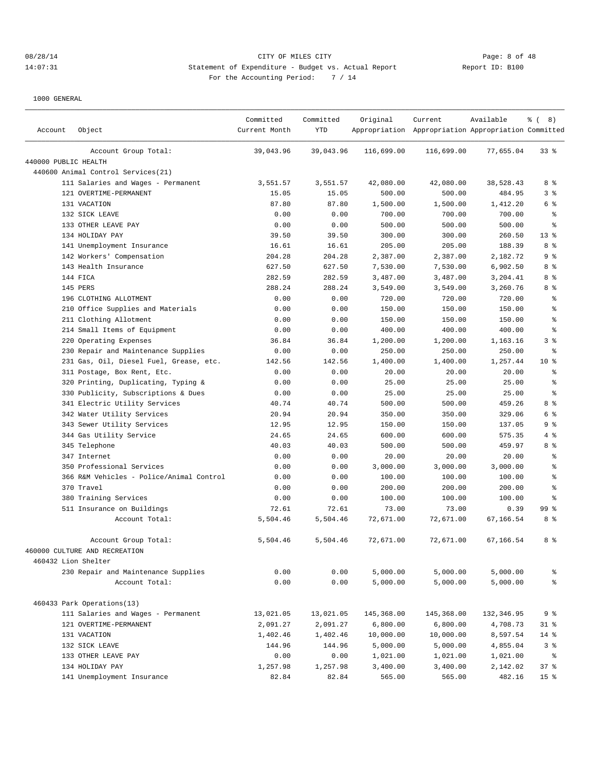CITY OF MILES CITY
Statement of Expenditure - Budget vs. Actual Report
For the Accounting Period: 7 / 14

08/28/14 14:07:31 Report ID: B100

1000 GENERAL

| Account | Object | Committed Current Month | Committed YTD | Original Appropriation | Current Appropriation | Available Appropriation | % ( 8) Committed |
|---|---|---|---|---|---|---|---|
| | Account Group Total: | 39,043.96 | 39,043.96 | 116,699.00 | 116,699.00 | 77,655.04 | 33 % |
| 440000 PUBLIC HEALTH | | | | | | | |
| 440600 Animal Control Services(21) | | | | | | | |
| | 111 Salaries and Wages - Permanent | 3,551.57 | 3,551.57 | 42,080.00 | 42,080.00 | 38,528.43 | 8 % |
| | 121 OVERTIME-PERMANENT | 15.05 | 15.05 | 500.00 | 500.00 | 484.95 | 3 % |
| | 131 VACATION | 87.80 | 87.80 | 1,500.00 | 1,500.00 | 1,412.20 | 6 % |
| | 132 SICK LEAVE | 0.00 | 0.00 | 700.00 | 700.00 | 700.00 | % |
| | 133 OTHER LEAVE PAY | 0.00 | 0.00 | 500.00 | 500.00 | 500.00 | % |
| | 134 HOLIDAY PAY | 39.50 | 39.50 | 300.00 | 300.00 | 260.50 | 13 % |
| | 141 Unemployment Insurance | 16.61 | 16.61 | 205.00 | 205.00 | 188.39 | 8 % |
| | 142 Workers' Compensation | 204.28 | 204.28 | 2,387.00 | 2,387.00 | 2,182.72 | 9 % |
| | 143 Health Insurance | 627.50 | 627.50 | 7,530.00 | 7,530.00 | 6,902.50 | 8 % |
| | 144 FICA | 282.59 | 282.59 | 3,487.00 | 3,487.00 | 3,204.41 | 8 % |
| | 145 PERS | 288.24 | 288.24 | 3,549.00 | 3,549.00 | 3,260.76 | 8 % |
| | 196 CLOTHING ALLOTMENT | 0.00 | 0.00 | 720.00 | 720.00 | 720.00 | % |
| | 210 Office Supplies and Materials | 0.00 | 0.00 | 150.00 | 150.00 | 150.00 | % |
| | 211 Clothing Allotment | 0.00 | 0.00 | 150.00 | 150.00 | 150.00 | % |
| | 214 Small Items of Equipment | 0.00 | 0.00 | 400.00 | 400.00 | 400.00 | % |
| | 220 Operating Expenses | 36.84 | 36.84 | 1,200.00 | 1,200.00 | 1,163.16 | 3 % |
| | 230 Repair and Maintenance Supplies | 0.00 | 0.00 | 250.00 | 250.00 | 250.00 | % |
| | 231 Gas, Oil, Diesel Fuel, Grease, etc. | 142.56 | 142.56 | 1,400.00 | 1,400.00 | 1,257.44 | 10 % |
| | 311 Postage, Box Rent, Etc. | 0.00 | 0.00 | 20.00 | 20.00 | 20.00 | % |
| | 320 Printing, Duplicating, Typing & | 0.00 | 0.00 | 25.00 | 25.00 | 25.00 | % |
| | 330 Publicity, Subscriptions & Dues | 0.00 | 0.00 | 25.00 | 25.00 | 25.00 | % |
| | 341 Electric Utility Services | 40.74 | 40.74 | 500.00 | 500.00 | 459.26 | 8 % |
| | 342 Water Utility Services | 20.94 | 20.94 | 350.00 | 350.00 | 329.06 | 6 % |
| | 343 Sewer Utility Services | 12.95 | 12.95 | 150.00 | 150.00 | 137.05 | 9 % |
| | 344 Gas Utility Service | 24.65 | 24.65 | 600.00 | 600.00 | 575.35 | 4 % |
| | 345 Telephone | 40.03 | 40.03 | 500.00 | 500.00 | 459.97 | 8 % |
| | 347 Internet | 0.00 | 0.00 | 20.00 | 20.00 | 20.00 | % |
| | 350 Professional Services | 0.00 | 0.00 | 3,000.00 | 3,000.00 | 3,000.00 | % |
| | 366 R&M Vehicles - Police/Animal Control | 0.00 | 0.00 | 100.00 | 100.00 | 100.00 | % |
| | 370 Travel | 0.00 | 0.00 | 200.00 | 200.00 | 200.00 | % |
| | 380 Training Services | 0.00 | 0.00 | 100.00 | 100.00 | 100.00 | % |
| | 511 Insurance on Buildings | 72.61 | 72.61 | 73.00 | 73.00 | 0.39 | 99 % |
| | Account Total: | 5,504.46 | 5,504.46 | 72,671.00 | 72,671.00 | 67,166.54 | 8 % |
| | Account Group Total: | 5,504.46 | 5,504.46 | 72,671.00 | 72,671.00 | 67,166.54 | 8 % |
| 460000 CULTURE AND RECREATION | | | | | | | |
| 460432 Lion Shelter | | | | | | | |
| | 230 Repair and Maintenance Supplies | 0.00 | 0.00 | 5,000.00 | 5,000.00 | 5,000.00 | % |
| | Account Total: | 0.00 | 0.00 | 5,000.00 | 5,000.00 | 5,000.00 | % |
| 460433 Park Operations(13) | | | | | | | |
| | 111 Salaries and Wages - Permanent | 13,021.05 | 13,021.05 | 145,368.00 | 145,368.00 | 132,346.95 | 9 % |
| | 121 OVERTIME-PERMANENT | 2,091.27 | 2,091.27 | 6,800.00 | 6,800.00 | 4,708.73 | 31 % |
| | 131 VACATION | 1,402.46 | 1,402.46 | 10,000.00 | 10,000.00 | 8,597.54 | 14 % |
| | 132 SICK LEAVE | 144.96 | 144.96 | 5,000.00 | 5,000.00 | 4,855.04 | 3 % |
| | 133 OTHER LEAVE PAY | 0.00 | 0.00 | 1,021.00 | 1,021.00 | 1,021.00 | % |
| | 134 HOLIDAY PAY | 1,257.98 | 1,257.98 | 3,400.00 | 3,400.00 | 2,142.02 | 37 % |
| | 141 Unemployment Insurance | 82.84 | 82.84 | 565.00 | 565.00 | 482.16 | 15 % |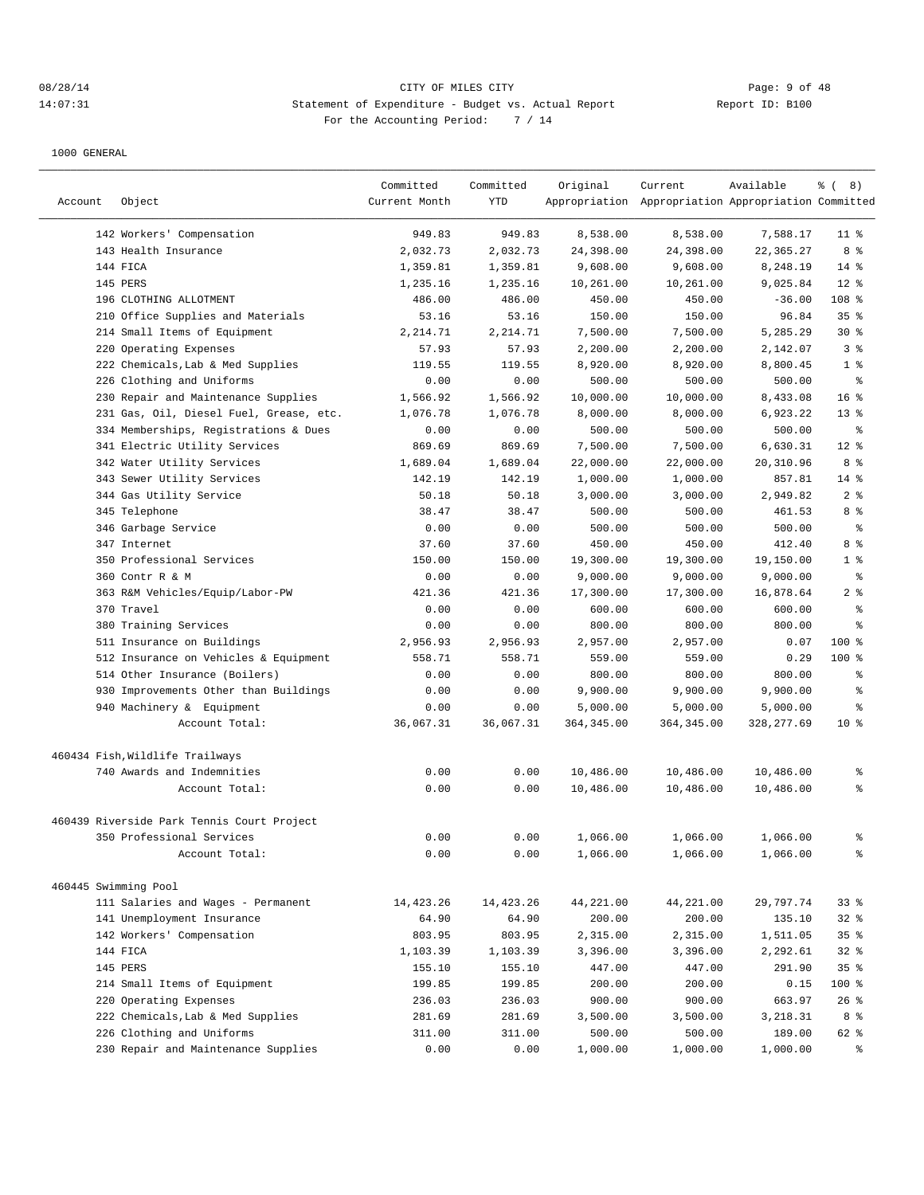1000 GENERAL

| Account | Object | Committed Current Month | Committed YTD | Original Appropriation | Current Appropriation | Available Appropriation | % ( 8) Committed |
|---|---|---|---|---|---|---|---|
| | 142 Workers' Compensation | 949.83 | 949.83 | 8,538.00 | 8,538.00 | 7,588.17 | 11 % |
| | 143 Health Insurance | 2,032.73 | 2,032.73 | 24,398.00 | 24,398.00 | 22,365.27 | 8 % |
| | 144 FICA | 1,359.81 | 1,359.81 | 9,608.00 | 9,608.00 | 8,248.19 | 14 % |
| | 145 PERS | 1,235.16 | 1,235.16 | 10,261.00 | 10,261.00 | 9,025.84 | 12 % |
| | 196 CLOTHING ALLOTMENT | 486.00 | 486.00 | 450.00 | 450.00 | -36.00 | 108 % |
| | 210 Office Supplies and Materials | 53.16 | 53.16 | 150.00 | 150.00 | 96.84 | 35 % |
| | 214 Small Items of Equipment | 2,214.71 | 2,214.71 | 7,500.00 | 7,500.00 | 5,285.29 | 30 % |
| | 220 Operating Expenses | 57.93 | 57.93 | 2,200.00 | 2,200.00 | 2,142.07 | 3 % |
| | 222 Chemicals,Lab & Med Supplies | 119.55 | 119.55 | 8,920.00 | 8,920.00 | 8,800.45 | 1 % |
| | 226 Clothing and Uniforms | 0.00 | 0.00 | 500.00 | 500.00 | 500.00 | % |
| | 230 Repair and Maintenance Supplies | 1,566.92 | 1,566.92 | 10,000.00 | 10,000.00 | 8,433.08 | 16 % |
| | 231 Gas, Oil, Diesel Fuel, Grease, etc. | 1,076.78 | 1,076.78 | 8,000.00 | 8,000.00 | 6,923.22 | 13 % |
| | 334 Memberships, Registrations & Dues | 0.00 | 0.00 | 500.00 | 500.00 | 500.00 | % |
| | 341 Electric Utility Services | 869.69 | 869.69 | 7,500.00 | 7,500.00 | 6,630.31 | 12 % |
| | 342 Water Utility Services | 1,689.04 | 1,689.04 | 22,000.00 | 22,000.00 | 20,310.96 | 8 % |
| | 343 Sewer Utility Services | 142.19 | 142.19 | 1,000.00 | 1,000.00 | 857.81 | 14 % |
| | 344 Gas Utility Service | 50.18 | 50.18 | 3,000.00 | 3,000.00 | 2,949.82 | 2 % |
| | 345 Telephone | 38.47 | 38.47 | 500.00 | 500.00 | 461.53 | 8 % |
| | 346 Garbage Service | 0.00 | 0.00 | 500.00 | 500.00 | 500.00 | % |
| | 347 Internet | 37.60 | 37.60 | 450.00 | 450.00 | 412.40 | 8 % |
| | 350 Professional Services | 150.00 | 150.00 | 19,300.00 | 19,300.00 | 19,150.00 | 1 % |
| | 360 Contr R & M | 0.00 | 0.00 | 9,000.00 | 9,000.00 | 9,000.00 | % |
| | 363 R&M Vehicles/Equip/Labor-PW | 421.36 | 421.36 | 17,300.00 | 17,300.00 | 16,878.64 | 2 % |
| | 370 Travel | 0.00 | 0.00 | 600.00 | 600.00 | 600.00 | % |
| | 380 Training Services | 0.00 | 0.00 | 800.00 | 800.00 | 800.00 | % |
| | 511 Insurance on Buildings | 2,956.93 | 2,956.93 | 2,957.00 | 2,957.00 | 0.07 | 100 % |
| | 512 Insurance on Vehicles & Equipment | 558.71 | 558.71 | 559.00 | 559.00 | 0.29 | 100 % |
| | 514 Other Insurance (Boilers) | 0.00 | 0.00 | 800.00 | 800.00 | 800.00 | % |
| | 930 Improvements Other than Buildings | 0.00 | 0.00 | 9,900.00 | 9,900.00 | 9,900.00 | % |
| | 940 Machinery & Equipment | 0.00 | 0.00 | 5,000.00 | 5,000.00 | 5,000.00 | % |
| | Account Total: | 36,067.31 | 36,067.31 | 364,345.00 | 364,345.00 | 328,277.69 | 10 % |
| 460434 Fish,Wildlife Trailways | | | | | | | |
| | 740 Awards and Indemnities | 0.00 | 0.00 | 10,486.00 | 10,486.00 | 10,486.00 | % |
| | Account Total: | 0.00 | 0.00 | 10,486.00 | 10,486.00 | 10,486.00 | % |
| 460439 Riverside Park Tennis Court Project | | | | | | | |
| | 350 Professional Services | 0.00 | 0.00 | 1,066.00 | 1,066.00 | 1,066.00 | % |
| | Account Total: | 0.00 | 0.00 | 1,066.00 | 1,066.00 | 1,066.00 | % |
| 460445 Swimming Pool | | | | | | | |
| | 111 Salaries and Wages - Permanent | 14,423.26 | 14,423.26 | 44,221.00 | 44,221.00 | 29,797.74 | 33 % |
| | 141 Unemployment Insurance | 64.90 | 64.90 | 200.00 | 200.00 | 135.10 | 32 % |
| | 142 Workers' Compensation | 803.95 | 803.95 | 2,315.00 | 2,315.00 | 1,511.05 | 35 % |
| | 144 FICA | 1,103.39 | 1,103.39 | 3,396.00 | 3,396.00 | 2,292.61 | 32 % |
| | 145 PERS | 155.10 | 155.10 | 447.00 | 447.00 | 291.90 | 35 % |
| | 214 Small Items of Equipment | 199.85 | 199.85 | 200.00 | 200.00 | 0.15 | 100 % |
| | 220 Operating Expenses | 236.03 | 236.03 | 900.00 | 900.00 | 663.97 | 26 % |
| | 222 Chemicals,Lab & Med Supplies | 281.69 | 281.69 | 3,500.00 | 3,500.00 | 3,218.31 | 8 % |
| | 226 Clothing and Uniforms | 311.00 | 311.00 | 500.00 | 500.00 | 189.00 | 62 % |
| | 230 Repair and Maintenance Supplies | 0.00 | 0.00 | 1,000.00 | 1,000.00 | 1,000.00 | % |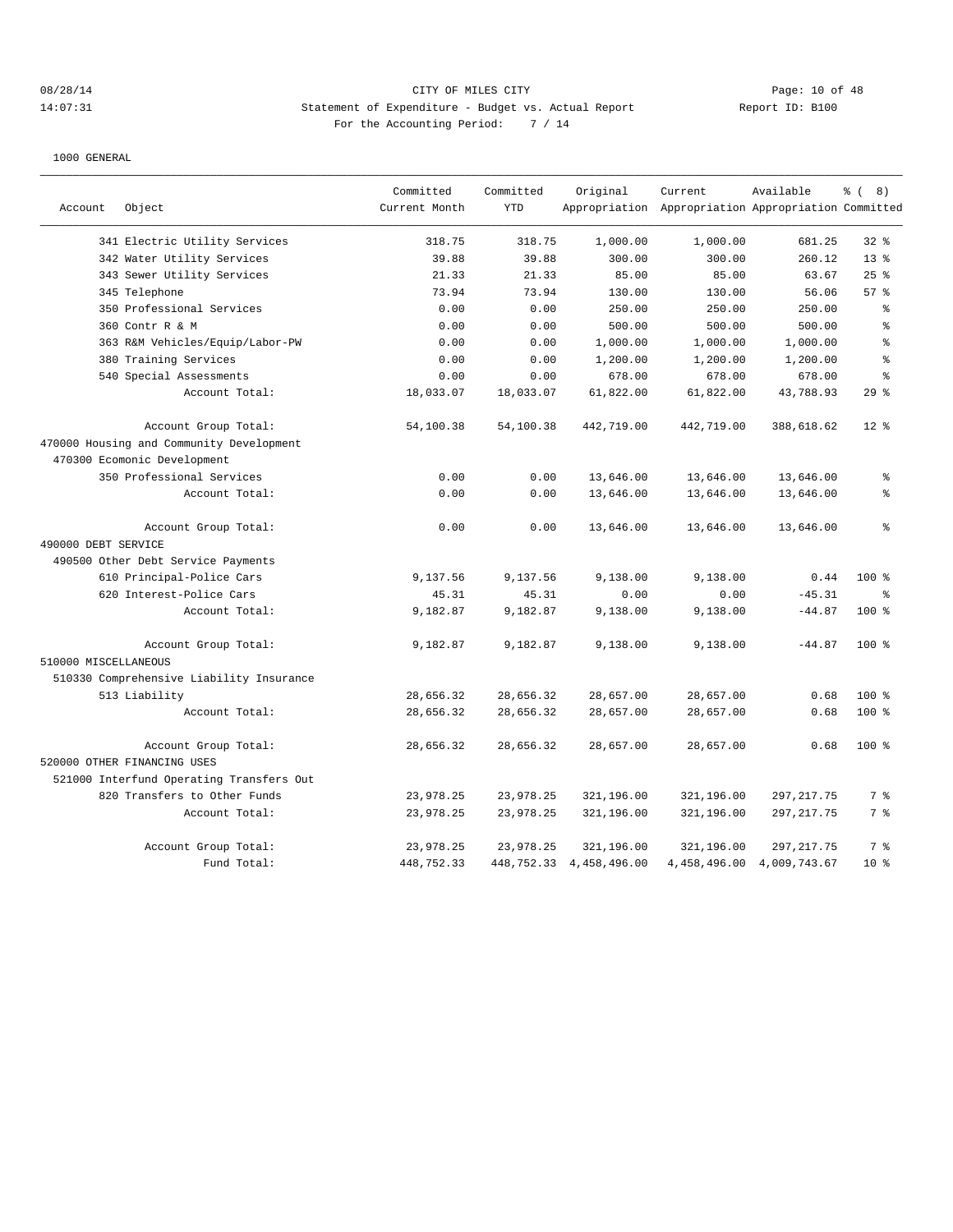CITY OF MILES CITY
Statement of Expenditure - Budget vs. Actual Report
For the Accounting Period: 7 / 14

1000 GENERAL

| Account | Object | Committed Current Month | Committed YTD | Original Appropriation | Current Appropriation | Available Appropriation | % ( 8) Committed |
|---|---|---|---|---|---|---|---|
| | 341 Electric Utility Services | 318.75 | 318.75 | 1,000.00 | 1,000.00 | 681.25 | 32 % |
| | 342 Water Utility Services | 39.88 | 39.88 | 300.00 | 300.00 | 260.12 | 13 % |
| | 343 Sewer Utility Services | 21.33 | 21.33 | 85.00 | 85.00 | 63.67 | 25 % |
| | 345 Telephone | 73.94 | 73.94 | 130.00 | 130.00 | 56.06 | 57 % |
| | 350 Professional Services | 0.00 | 0.00 | 250.00 | 250.00 | 250.00 | % |
| | 360 Contr R & M | 0.00 | 0.00 | 500.00 | 500.00 | 500.00 | % |
| | 363 R&M Vehicles/Equip/Labor-PW | 0.00 | 0.00 | 1,000.00 | 1,000.00 | 1,000.00 | % |
| | 380 Training Services | 0.00 | 0.00 | 1,200.00 | 1,200.00 | 1,200.00 | % |
| | 540 Special Assessments | 0.00 | 0.00 | 678.00 | 678.00 | 678.00 | % |
| | Account Total: | 18,033.07 | 18,033.07 | 61,822.00 | 61,822.00 | 43,788.93 | 29 % |
| | Account Group Total: | 54,100.38 | 54,100.38 | 442,719.00 | 442,719.00 | 388,618.62 | 12 % |
| 470000 Housing and Community Development | | | | | | | |
| 470300 Ecomonic Development | | | | | | | |
| | 350 Professional Services | 0.00 | 0.00 | 13,646.00 | 13,646.00 | 13,646.00 | % |
| | Account Total: | 0.00 | 0.00 | 13,646.00 | 13,646.00 | 13,646.00 | % |
| | Account Group Total: | 0.00 | 0.00 | 13,646.00 | 13,646.00 | 13,646.00 | % |
| 490000 DEBT SERVICE | | | | | | | |
| 490500 Other Debt Service Payments | | | | | | | |
| | 610 Principal-Police Cars | 9,137.56 | 9,137.56 | 9,138.00 | 9,138.00 | 0.44 | 100 % |
| | 620 Interest-Police Cars | 45.31 | 45.31 | 0.00 | 0.00 | -45.31 | % |
| | Account Total: | 9,182.87 | 9,182.87 | 9,138.00 | 9,138.00 | -44.87 | 100 % |
| | Account Group Total: | 9,182.87 | 9,182.87 | 9,138.00 | 9,138.00 | -44.87 | 100 % |
| 510000 MISCELLANEOUS | | | | | | | |
| 510330 Comprehensive Liability Insurance | | | | | | | |
| | 513 Liability | 28,656.32 | 28,656.32 | 28,657.00 | 28,657.00 | 0.68 | 100 % |
| | Account Total: | 28,656.32 | 28,656.32 | 28,657.00 | 28,657.00 | 0.68 | 100 % |
| | Account Group Total: | 28,656.32 | 28,656.32 | 28,657.00 | 28,657.00 | 0.68 | 100 % |
| 520000 OTHER FINANCING USES | | | | | | | |
| 521000 Interfund Operating Transfers Out | | | | | | | |
| | 820 Transfers to Other Funds | 23,978.25 | 23,978.25 | 321,196.00 | 321,196.00 | 297,217.75 | 7 % |
| | Account Total: | 23,978.25 | 23,978.25 | 321,196.00 | 321,196.00 | 297,217.75 | 7 % |
| | Account Group Total: | 23,978.25 | 23,978.25 | 321,196.00 | 321,196.00 | 297,217.75 | 7 % |
| | Fund Total: | 448,752.33 | 448,752.33 | 4,458,496.00 | 4,458,496.00 | 4,009,743.67 | 10 % |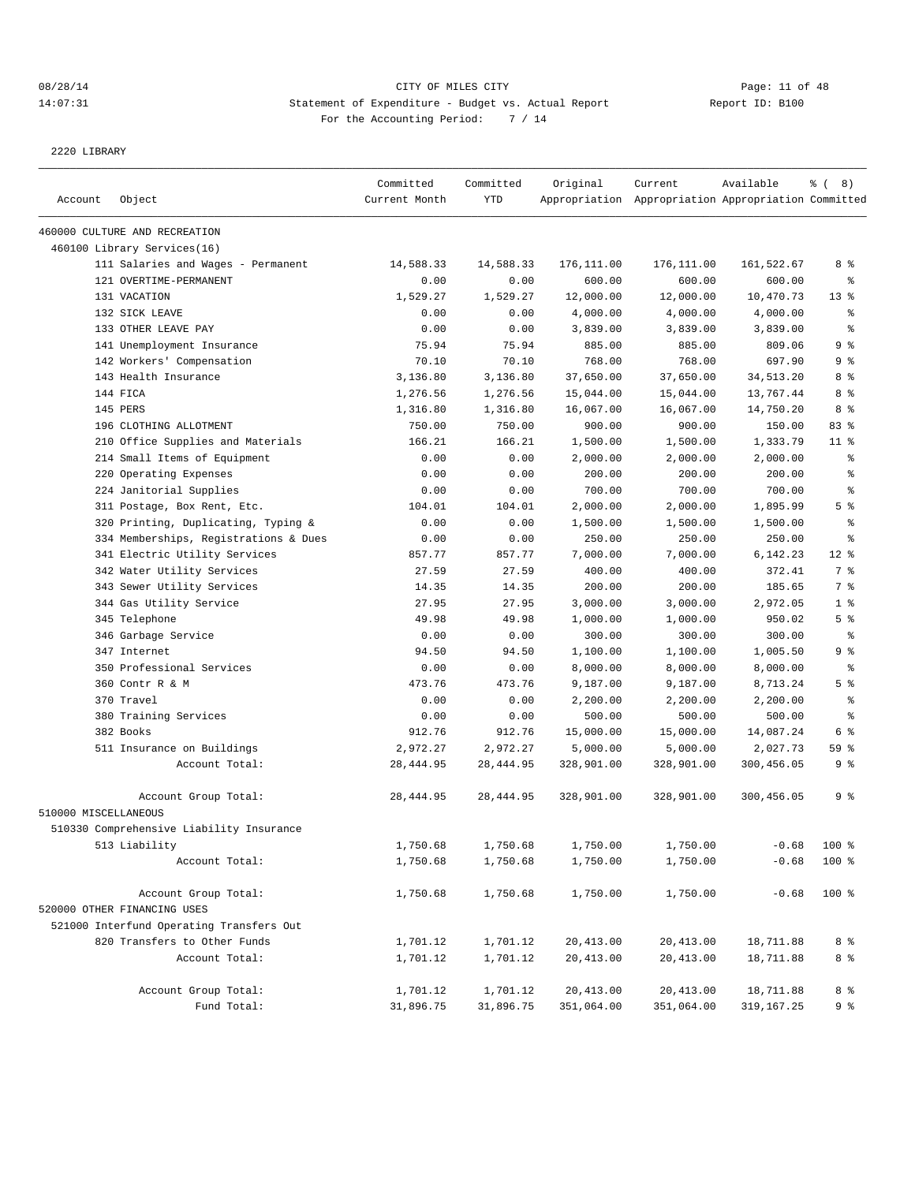CITY OF MILES CITY
Statement of Expenditure - Budget vs. Actual Report
Report ID: B100
For the Accounting Period: 7 / 14

08/28/14
14:07:31

2220 LIBRARY

| Account Object | Committed Current Month | Committed YTD | Original Appropriation | Current Appropriation | Available Appropriation | % ( 8) Committed |
|---|---|---|---|---|---|---|
| 460000 CULTURE AND RECREATION | | | | | | |
| 460100 Library Services(16) | | | | | | |
| 111 Salaries and Wages - Permanent | 14,588.33 | 14,588.33 | 176,111.00 | 176,111.00 | 161,522.67 | 8 % |
| 121 OVERTIME-PERMANENT | 0.00 | 0.00 | 600.00 | 600.00 | 600.00 | % |
| 131 VACATION | 1,529.27 | 1,529.27 | 12,000.00 | 12,000.00 | 10,470.73 | 13 % |
| 132 SICK LEAVE | 0.00 | 0.00 | 4,000.00 | 4,000.00 | 4,000.00 | % |
| 133 OTHER LEAVE PAY | 0.00 | 0.00 | 3,839.00 | 3,839.00 | 3,839.00 | % |
| 141 Unemployment Insurance | 75.94 | 75.94 | 885.00 | 885.00 | 809.06 | 9 % |
| 142 Workers' Compensation | 70.10 | 70.10 | 768.00 | 768.00 | 697.90 | 9 % |
| 143 Health Insurance | 3,136.80 | 3,136.80 | 37,650.00 | 37,650.00 | 34,513.20 | 8 % |
| 144 FICA | 1,276.56 | 1,276.56 | 15,044.00 | 15,044.00 | 13,767.44 | 8 % |
| 145 PERS | 1,316.80 | 1,316.80 | 16,067.00 | 16,067.00 | 14,750.20 | 8 % |
| 196 CLOTHING ALLOTMENT | 750.00 | 750.00 | 900.00 | 900.00 | 150.00 | 83 % |
| 210 Office Supplies and Materials | 166.21 | 166.21 | 1,500.00 | 1,500.00 | 1,333.79 | 11 % |
| 214 Small Items of Equipment | 0.00 | 0.00 | 2,000.00 | 2,000.00 | 2,000.00 | % |
| 220 Operating Expenses | 0.00 | 0.00 | 200.00 | 200.00 | 200.00 | % |
| 224 Janitorial Supplies | 0.00 | 0.00 | 700.00 | 700.00 | 700.00 | % |
| 311 Postage, Box Rent, Etc. | 104.01 | 104.01 | 2,000.00 | 2,000.00 | 1,895.99 | 5 % |
| 320 Printing, Duplicating, Typing & | 0.00 | 0.00 | 1,500.00 | 1,500.00 | 1,500.00 | % |
| 334 Memberships, Registrations & Dues | 0.00 | 0.00 | 250.00 | 250.00 | 250.00 | % |
| 341 Electric Utility Services | 857.77 | 857.77 | 7,000.00 | 7,000.00 | 6,142.23 | 12 % |
| 342 Water Utility Services | 27.59 | 27.59 | 400.00 | 400.00 | 372.41 | 7 % |
| 343 Sewer Utility Services | 14.35 | 14.35 | 200.00 | 200.00 | 185.65 | 7 % |
| 344 Gas Utility Service | 27.95 | 27.95 | 3,000.00 | 3,000.00 | 2,972.05 | 1 % |
| 345 Telephone | 49.98 | 49.98 | 1,000.00 | 1,000.00 | 950.02 | 5 % |
| 346 Garbage Service | 0.00 | 0.00 | 300.00 | 300.00 | 300.00 | % |
| 347 Internet | 94.50 | 94.50 | 1,100.00 | 1,100.00 | 1,005.50 | 9 % |
| 350 Professional Services | 0.00 | 0.00 | 8,000.00 | 8,000.00 | 8,000.00 | % |
| 360 Contr R & M | 473.76 | 473.76 | 9,187.00 | 9,187.00 | 8,713.24 | 5 % |
| 370 Travel | 0.00 | 0.00 | 2,200.00 | 2,200.00 | 2,200.00 | % |
| 380 Training Services | 0.00 | 0.00 | 500.00 | 500.00 | 500.00 | % |
| 382 Books | 912.76 | 912.76 | 15,000.00 | 15,000.00 | 14,087.24 | 6 % |
| 511 Insurance on Buildings | 2,972.27 | 2,972.27 | 5,000.00 | 5,000.00 | 2,027.73 | 59 % |
| Account Total: | 28,444.95 | 28,444.95 | 328,901.00 | 328,901.00 | 300,456.05 | 9 % |
| Account Group Total: | 28,444.95 | 28,444.95 | 328,901.00 | 328,901.00 | 300,456.05 | 9 % |
| 510000 MISCELLANEOUS | | | | | | |
| 510330 Comprehensive Liability Insurance | | | | | | |
| 513 Liability | 1,750.68 | 1,750.68 | 1,750.00 | 1,750.00 | -0.68 | 100 % |
| Account Total: | 1,750.68 | 1,750.68 | 1,750.00 | 1,750.00 | -0.68 | 100 % |
| Account Group Total: | 1,750.68 | 1,750.68 | 1,750.00 | 1,750.00 | -0.68 | 100 % |
| 520000 OTHER FINANCING USES | | | | | | |
| 521000 Interfund Operating Transfers Out | | | | | | |
| 820 Transfers to Other Funds | 1,701.12 | 1,701.12 | 20,413.00 | 20,413.00 | 18,711.88 | 8 % |
| Account Total: | 1,701.12 | 1,701.12 | 20,413.00 | 20,413.00 | 18,711.88 | 8 % |
| Account Group Total: | 1,701.12 | 1,701.12 | 20,413.00 | 20,413.00 | 18,711.88 | 8 % |
| Fund Total: | 31,896.75 | 31,896.75 | 351,064.00 | 351,064.00 | 319,167.25 | 9 % |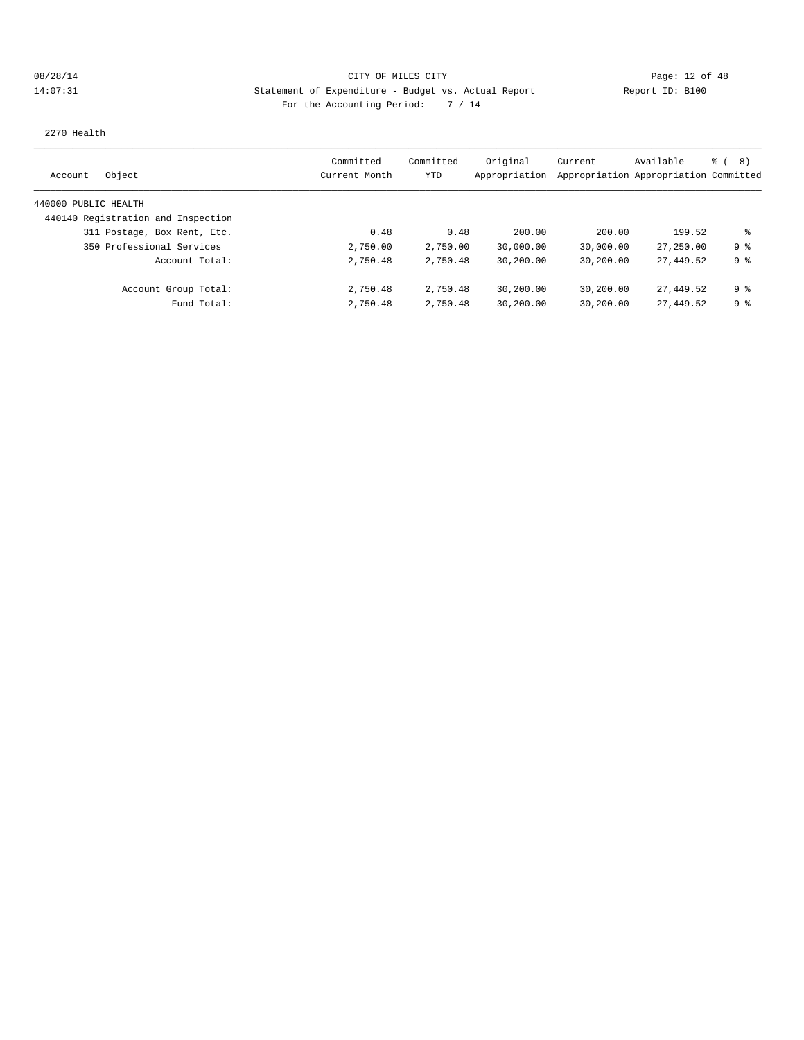CITY OF MILES CITY

Statement of Expenditure - Budget vs. Actual Report

Report ID: B100

For the Accounting Period: 7 / 14

2270 Health

| Account Object | Committed Current Month | Committed YTD | Original Appropriation | Current Appropriation | Available Appropriation | % ( 8) Committed |
|---|---|---|---|---|---|---|
| 440000 PUBLIC HEALTH | | | | | | |
| 440140 Registration and Inspection | | | | | | |
| 311 Postage, Box Rent, Etc. | 0.48 | 0.48 | 200.00 | 200.00 | 199.52 | % |
| 350 Professional Services | 2,750.00 | 2,750.00 | 30,000.00 | 30,000.00 | 27,250.00 | 9 % |
| Account Total: | 2,750.48 | 2,750.48 | 30,200.00 | 30,200.00 | 27,449.52 | 9 % |
| Account Group Total: | 2,750.48 | 2,750.48 | 30,200.00 | 30,200.00 | 27,449.52 | 9 % |
| Fund Total: | 2,750.48 | 2,750.48 | 30,200.00 | 30,200.00 | 27,449.52 | 9 % |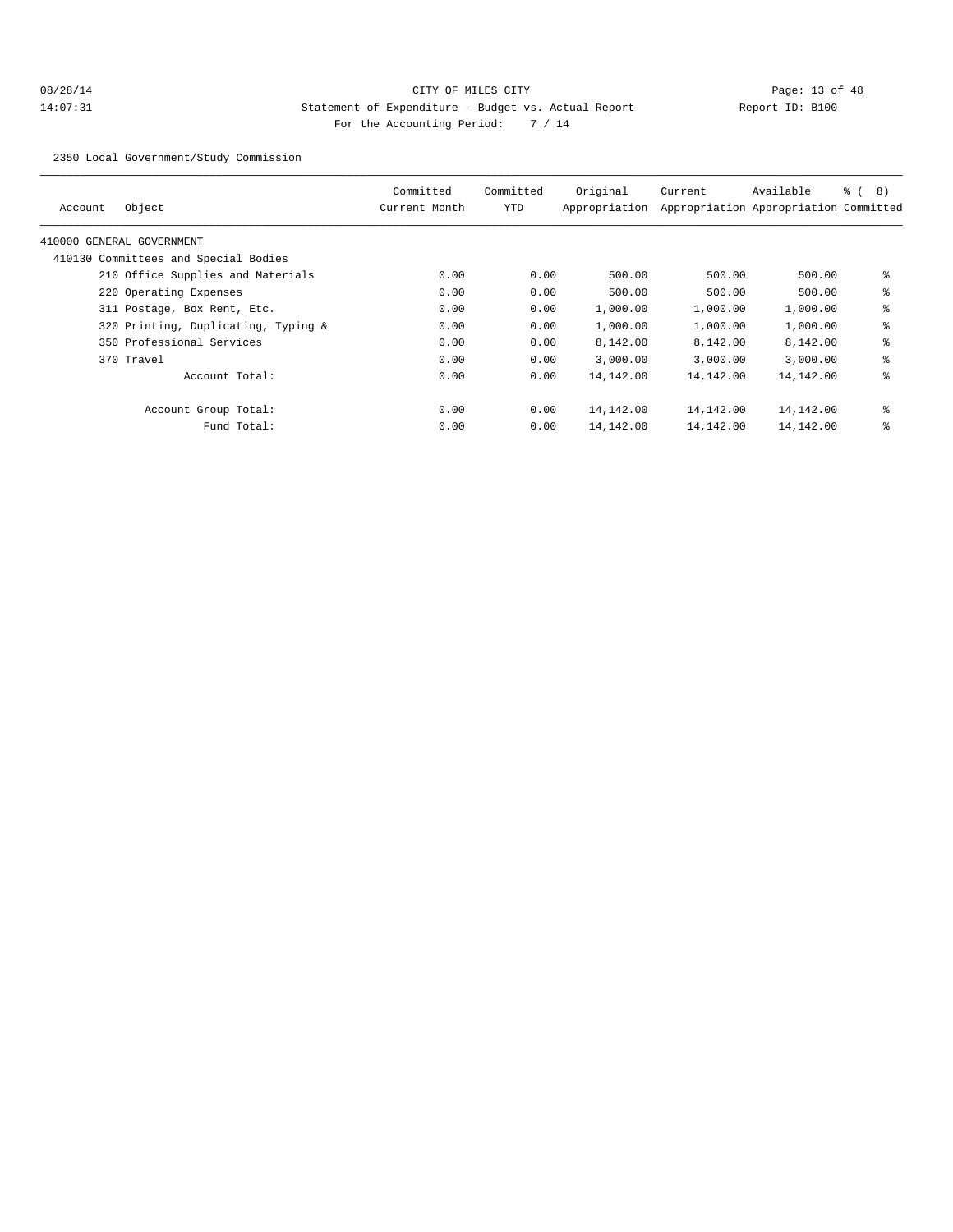CITY OF MILES CITY

Statement of Expenditure - Budget vs. Actual Report

Report ID: B100

For the Accounting Period: 7 / 14

2350 Local Government/Study Commission

| Account | Object | Committed Current Month | Committed YTD | Original Appropriation | Current Appropriation | Available Appropriation | % ( 8) Committed |
|---|---|---|---|---|---|---|---|
| 410000 GENERAL GOVERNMENT | | | | | | | |
| 410130 Committees and Special Bodies | | | | | | | |
| | 210 Office Supplies and Materials | 0.00 | 0.00 | 500.00 | 500.00 | 500.00 | % |
| | 220 Operating Expenses | 0.00 | 0.00 | 500.00 | 500.00 | 500.00 | % |
| | 311 Postage, Box Rent, Etc. | 0.00 | 0.00 | 1,000.00 | 1,000.00 | 1,000.00 | % |
| | 320 Printing, Duplicating, Typing & | 0.00 | 0.00 | 1,000.00 | 1,000.00 | 1,000.00 | % |
| | 350 Professional Services | 0.00 | 0.00 | 8,142.00 | 8,142.00 | 8,142.00 | % |
| | 370 Travel | 0.00 | 0.00 | 3,000.00 | 3,000.00 | 3,000.00 | % |
| | Account Total: | 0.00 | 0.00 | 14,142.00 | 14,142.00 | 14,142.00 | % |
| | Account Group Total: | 0.00 | 0.00 | 14,142.00 | 14,142.00 | 14,142.00 | % |
| | Fund Total: | 0.00 | 0.00 | 14,142.00 | 14,142.00 | 14,142.00 | % |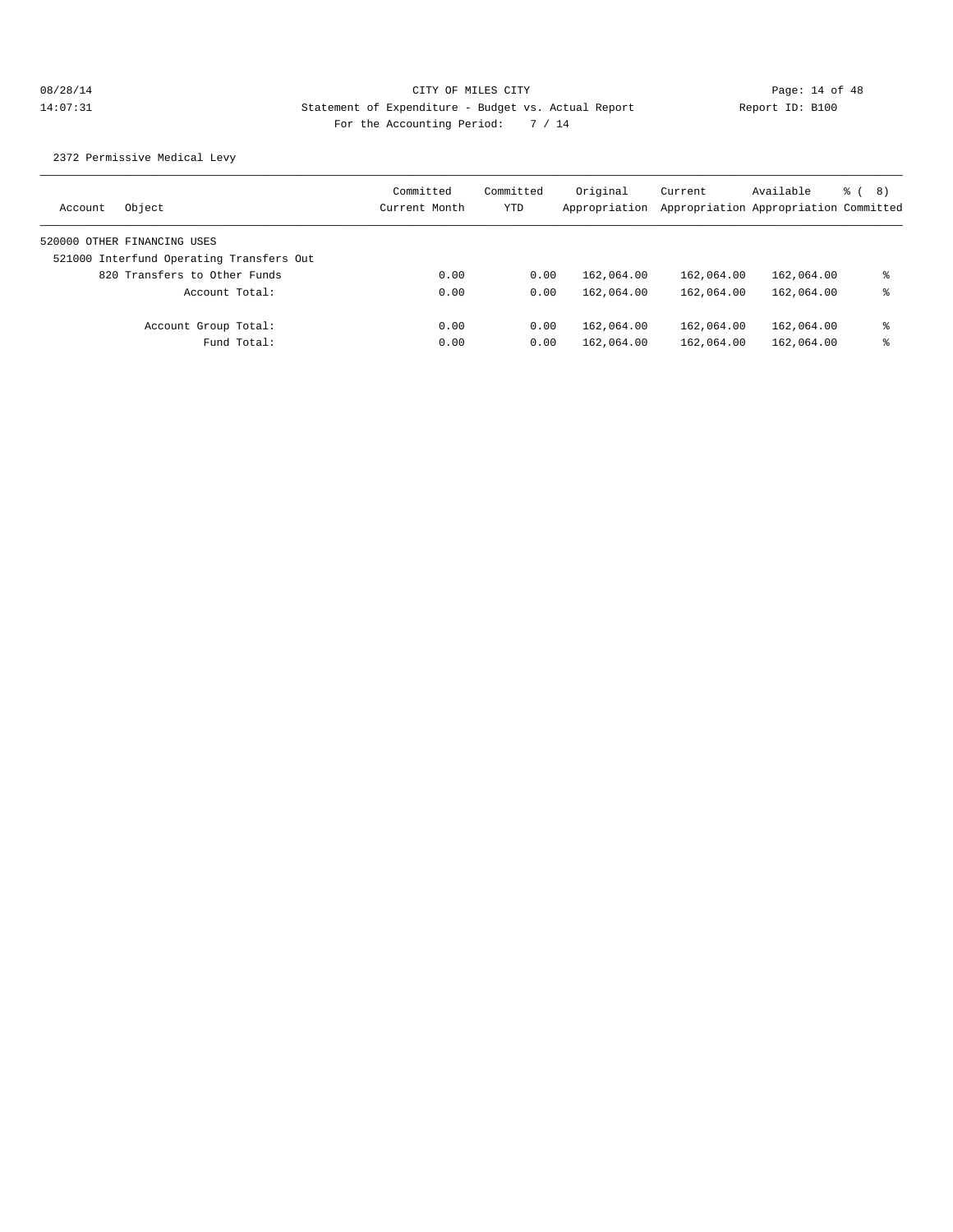CITY OF MILES CITY

Statement of Expenditure - Budget vs. Actual Report

For the Accounting Period: 7 / 14

08/28/14 14:07:31 Report ID: B100

2372 Permissive Medical Levy

| Account Object | Committed Current Month | Committed YTD | Original Appropriation | Current Appropriation | Available Appropriation | % ( 8) Committed |
|---|---|---|---|---|---|---|
| 520000 OTHER FINANCING USES | | | | | | |
| 521000 Interfund Operating Transfers Out | | | | | | |
| 820 Transfers to Other Funds | 0.00 | 0.00 | 162,064.00 | 162,064.00 | 162,064.00 | % |
| Account Total: | 0.00 | 0.00 | 162,064.00 | 162,064.00 | 162,064.00 | % |
| Account Group Total: | 0.00 | 0.00 | 162,064.00 | 162,064.00 | 162,064.00 | % |
| Fund Total: | 0.00 | 0.00 | 162,064.00 | 162,064.00 | 162,064.00 | % |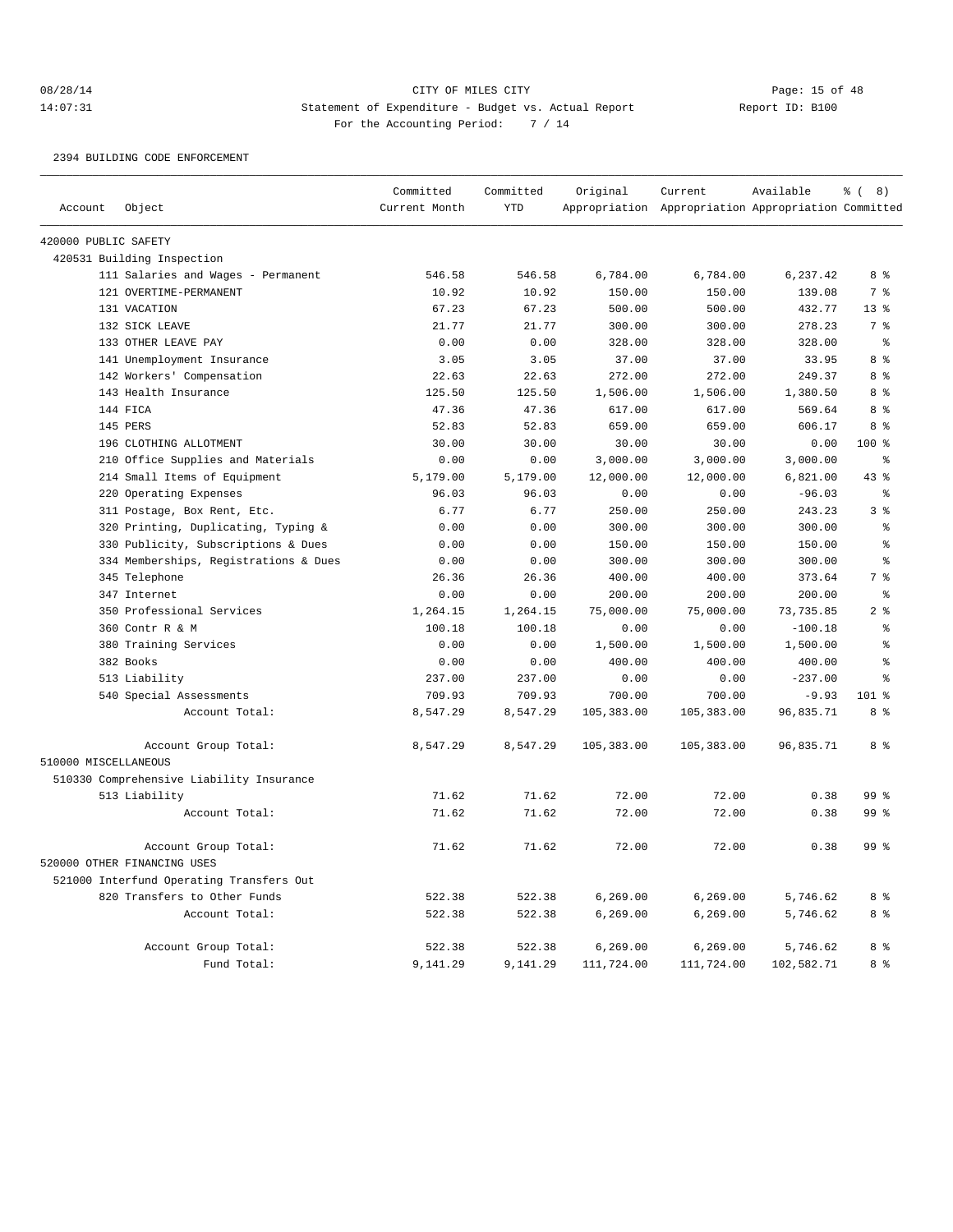CITY OF MILES CITY

Statement of Expenditure - Budget vs. Actual Report

Report ID: B100

For the Accounting Period: 7 / 14

08/28/14 14:07:31

2394 BUILDING CODE ENFORCEMENT

| Account | Object | Committed Current Month | Committed YTD | Original Appropriation | Current Appropriation | Available Appropriation | % ( 8) Committed |
|---|---|---|---|---|---|---|---|
| 420000 PUBLIC SAFETY | | | | | | | |
| 420531 Building Inspection | | | | | | | |
| | 111 Salaries and Wages - Permanent | 546.58 | 546.58 | 6,784.00 | 6,784.00 | 6,237.42 | 8 % |
| | 121 OVERTIME-PERMANENT | 10.92 | 10.92 | 150.00 | 150.00 | 139.08 | 7 % |
| | 131 VACATION | 67.23 | 67.23 | 500.00 | 500.00 | 432.77 | 13 % |
| | 132 SICK LEAVE | 21.77 | 21.77 | 300.00 | 300.00 | 278.23 | 7 % |
| | 133 OTHER LEAVE PAY | 0.00 | 0.00 | 328.00 | 328.00 | 328.00 | % |
| | 141 Unemployment Insurance | 3.05 | 3.05 | 37.00 | 37.00 | 33.95 | 8 % |
| | 142 Workers' Compensation | 22.63 | 22.63 | 272.00 | 272.00 | 249.37 | 8 % |
| | 143 Health Insurance | 125.50 | 125.50 | 1,506.00 | 1,506.00 | 1,380.50 | 8 % |
| | 144 FICA | 47.36 | 47.36 | 617.00 | 617.00 | 569.64 | 8 % |
| | 145 PERS | 52.83 | 52.83 | 659.00 | 659.00 | 606.17 | 8 % |
| | 196 CLOTHING ALLOTMENT | 30.00 | 30.00 | 30.00 | 30.00 | 0.00 | 100 % |
| | 210 Office Supplies and Materials | 0.00 | 0.00 | 3,000.00 | 3,000.00 | 3,000.00 | % |
| | 214 Small Items of Equipment | 5,179.00 | 5,179.00 | 12,000.00 | 12,000.00 | 6,821.00 | 43 % |
| | 220 Operating Expenses | 96.03 | 96.03 | 0.00 | 0.00 | -96.03 | % |
| | 311 Postage, Box Rent, Etc. | 6.77 | 6.77 | 250.00 | 250.00 | 243.23 | 3 % |
| | 320 Printing, Duplicating, Typing & | 0.00 | 0.00 | 300.00 | 300.00 | 300.00 | % |
| | 330 Publicity, Subscriptions & Dues | 0.00 | 0.00 | 150.00 | 150.00 | 150.00 | % |
| | 334 Memberships, Registrations & Dues | 0.00 | 0.00 | 300.00 | 300.00 | 300.00 | % |
| | 345 Telephone | 26.36 | 26.36 | 400.00 | 400.00 | 373.64 | 7 % |
| | 347 Internet | 0.00 | 0.00 | 200.00 | 200.00 | 200.00 | % |
| | 350 Professional Services | 1,264.15 | 1,264.15 | 75,000.00 | 75,000.00 | 73,735.85 | 2 % |
| | 360 Contr R & M | 100.18 | 100.18 | 0.00 | 0.00 | -100.18 | % |
| | 380 Training Services | 0.00 | 0.00 | 1,500.00 | 1,500.00 | 1,500.00 | % |
| | 382 Books | 0.00 | 0.00 | 400.00 | 400.00 | 400.00 | % |
| | 513 Liability | 237.00 | 237.00 | 0.00 | 0.00 | -237.00 | % |
| | 540 Special Assessments | 709.93 | 709.93 | 700.00 | 700.00 | -9.93 | 101 % |
| | Account Total: | 8,547.29 | 8,547.29 | 105,383.00 | 105,383.00 | 96,835.71 | 8 % |
| | Account Group Total: | 8,547.29 | 8,547.29 | 105,383.00 | 105,383.00 | 96,835.71 | 8 % |
| 510000 MISCELLANEOUS | | | | | | | |
| 510330 Comprehensive Liability Insurance | | | | | | | |
| | 513 Liability | 71.62 | 71.62 | 72.00 | 72.00 | 0.38 | 99 % |
| | Account Total: | 71.62 | 71.62 | 72.00 | 72.00 | 0.38 | 99 % |
| | Account Group Total: | 71.62 | 71.62 | 72.00 | 72.00 | 0.38 | 99 % |
| 520000 OTHER FINANCING USES | | | | | | | |
| 521000 Interfund Operating Transfers Out | | | | | | | |
| | 820 Transfers to Other Funds | 522.38 | 522.38 | 6,269.00 | 6,269.00 | 5,746.62 | 8 % |
| | Account Total: | 522.38 | 522.38 | 6,269.00 | 6,269.00 | 5,746.62 | 8 % |
| | Account Group Total: | 522.38 | 522.38 | 6,269.00 | 6,269.00 | 5,746.62 | 8 % |
| | Fund Total: | 9,141.29 | 9,141.29 | 111,724.00 | 111,724.00 | 102,582.71 | 8 % |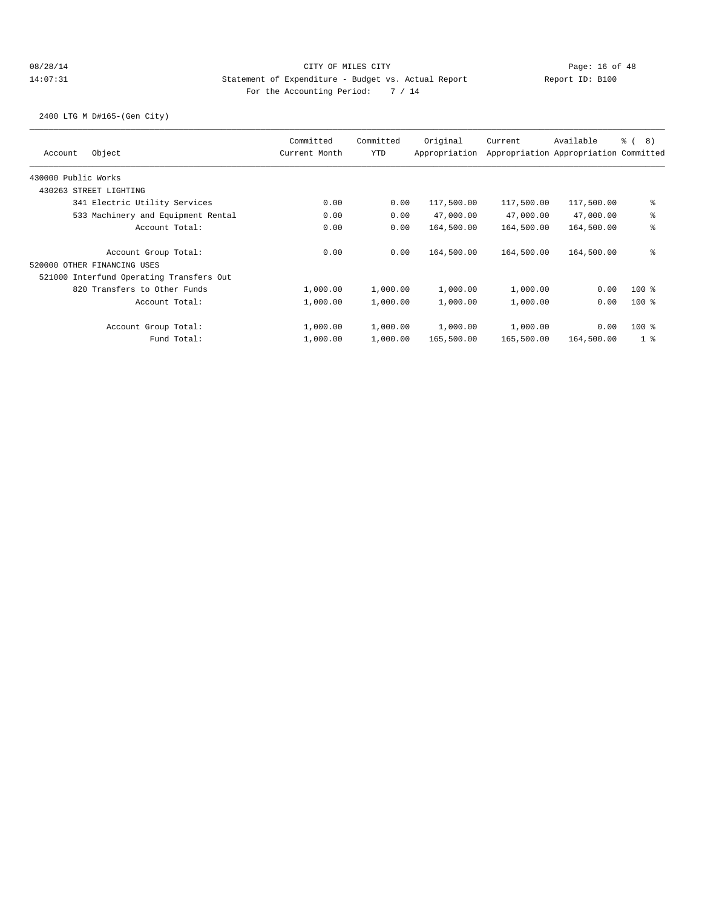CITY OF MILES CITY

Statement of Expenditure - Budget vs. Actual Report

Report ID: B100

For the Accounting Period: 7 / 14

08/28/14 14:07:31

2400 LTG M D#165-(Gen City)

| Account | Object | Committed Current Month | Committed YTD | Original Appropriation | Current Appropriation | Available Appropriation | % ( 8) Committed |
|---|---|---|---|---|---|---|---|
| 430000 Public Works | | | | | | | |
| 430263 STREET LIGHTING | | | | | | | |
| | 341 Electric Utility Services | 0.00 | 0.00 | 117,500.00 | 117,500.00 | 117,500.00 | % |
| | 533 Machinery and Equipment Rental | 0.00 | 0.00 | 47,000.00 | 47,000.00 | 47,000.00 | % |
| | Account Total: | 0.00 | 0.00 | 164,500.00 | 164,500.00 | 164,500.00 | % |
| | Account Group Total: | 0.00 | 0.00 | 164,500.00 | 164,500.00 | 164,500.00 | % |
| 520000 OTHER FINANCING USES | | | | | | | |
| 521000 Interfund Operating Transfers Out | | | | | | | |
| | 820 Transfers to Other Funds | 1,000.00 | 1,000.00 | 1,000.00 | 1,000.00 | 0.00 | 100 % |
| | Account Total: | 1,000.00 | 1,000.00 | 1,000.00 | 1,000.00 | 0.00 | 100 % |
| | Account Group Total: | 1,000.00 | 1,000.00 | 1,000.00 | 1,000.00 | 0.00 | 100 % |
| | Fund Total: | 1,000.00 | 1,000.00 | 165,500.00 | 165,500.00 | 164,500.00 | 1 % |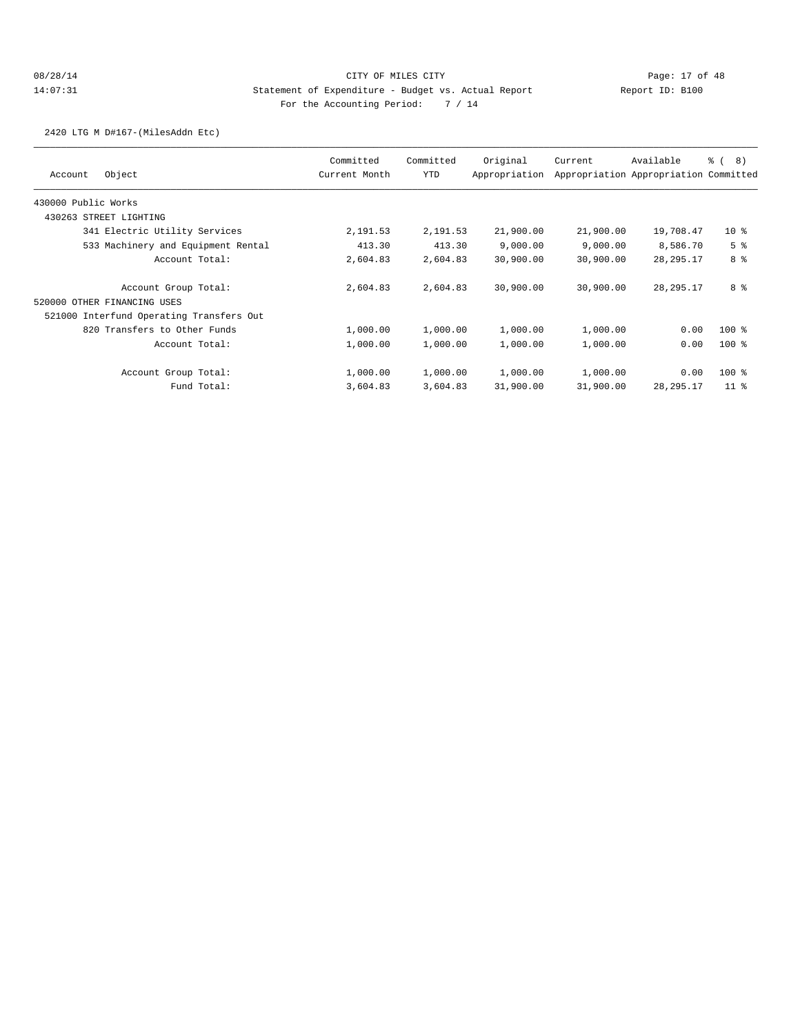CITY OF MILES CITY
Statement of Expenditure - Budget vs. Actual Report
For the Accounting Period: 7 / 14

08/28/14
14:07:31

Report ID: B100

2420 LTG M D#167-(MilesAddn Etc)

| Account Object | Committed Current Month | Committed YTD | Original Appropriation | Current Appropriation | Available Appropriation | % ( 8) Committed |
|---|---|---|---|---|---|---|
| 430000 Public Works | | | | | | |
| 430263 STREET LIGHTING | | | | | | |
| 341 Electric Utility Services | 2,191.53 | 2,191.53 | 21,900.00 | 21,900.00 | 19,708.47 | 10 % |
| 533 Machinery and Equipment Rental | 413.30 | 413.30 | 9,000.00 | 9,000.00 | 8,586.70 | 5 % |
| Account Total: | 2,604.83 | 2,604.83 | 30,900.00 | 30,900.00 | 28,295.17 | 8 % |
| Account Group Total: | 2,604.83 | 2,604.83 | 30,900.00 | 30,900.00 | 28,295.17 | 8 % |
| 520000 OTHER FINANCING USES | | | | | | |
| 521000 Interfund Operating Transfers Out | | | | | | |
| 820 Transfers to Other Funds | 1,000.00 | 1,000.00 | 1,000.00 | 1,000.00 | 0.00 | 100 % |
| Account Total: | 1,000.00 | 1,000.00 | 1,000.00 | 1,000.00 | 0.00 | 100 % |
| Account Group Total: | 1,000.00 | 1,000.00 | 1,000.00 | 1,000.00 | 0.00 | 100 % |
| Fund Total: | 3,604.83 | 3,604.83 | 31,900.00 | 31,900.00 | 28,295.17 | 11 % |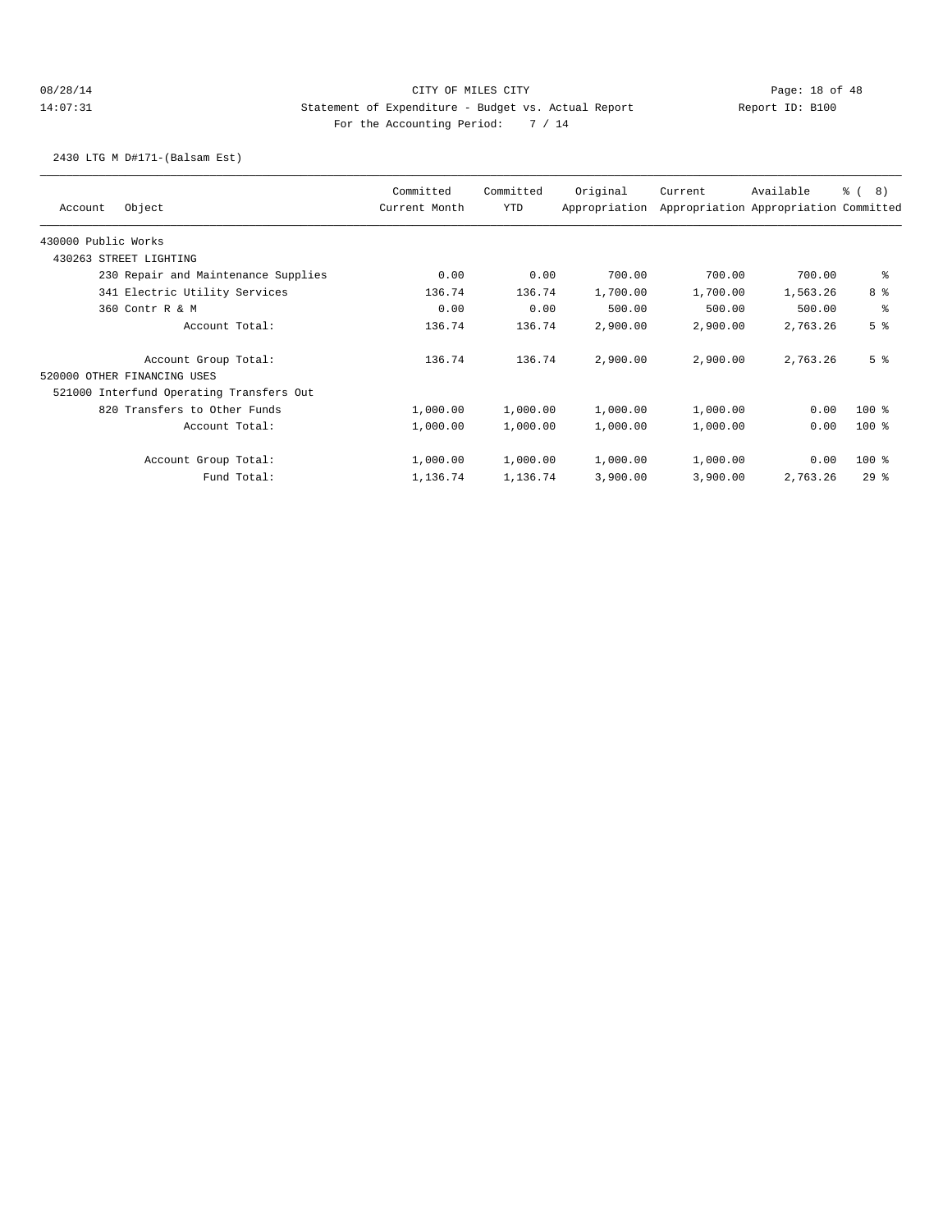CITY OF MILES CITY

Statement of Expenditure - Budget vs. Actual Report

Report ID: B100

For the Accounting Period: 7 / 14

2430 LTG M D#171-(Balsam Est)

| Account Object | Committed Current Month | Committed YTD | Original Appropriation | Current Appropriation | Available Appropriation | % ( 8) Committed |
|---|---|---|---|---|---|---|
| 430000 Public Works | | | | | | |
| 430263 STREET LIGHTING | | | | | | |
| 230 Repair and Maintenance Supplies | 0.00 | 0.00 | 700.00 | 700.00 | 700.00 | % |
| 341 Electric Utility Services | 136.74 | 136.74 | 1,700.00 | 1,700.00 | 1,563.26 | 8 % |
| 360 Contr R & M | 0.00 | 0.00 | 500.00 | 500.00 | 500.00 | % |
| Account Total: | 136.74 | 136.74 | 2,900.00 | 2,900.00 | 2,763.26 | 5 % |
| Account Group Total: | 136.74 | 136.74 | 2,900.00 | 2,900.00 | 2,763.26 | 5 % |
| 520000 OTHER FINANCING USES | | | | | | |
| 521000 Interfund Operating Transfers Out | | | | | | |
| 820 Transfers to Other Funds | 1,000.00 | 1,000.00 | 1,000.00 | 1,000.00 | 0.00 | 100 % |
| Account Total: | 1,000.00 | 1,000.00 | 1,000.00 | 1,000.00 | 0.00 | 100 % |
| Account Group Total: | 1,000.00 | 1,000.00 | 1,000.00 | 1,000.00 | 0.00 | 100 % |
| Fund Total: | 1,136.74 | 1,136.74 | 3,900.00 | 3,900.00 | 2,763.26 | 29 % |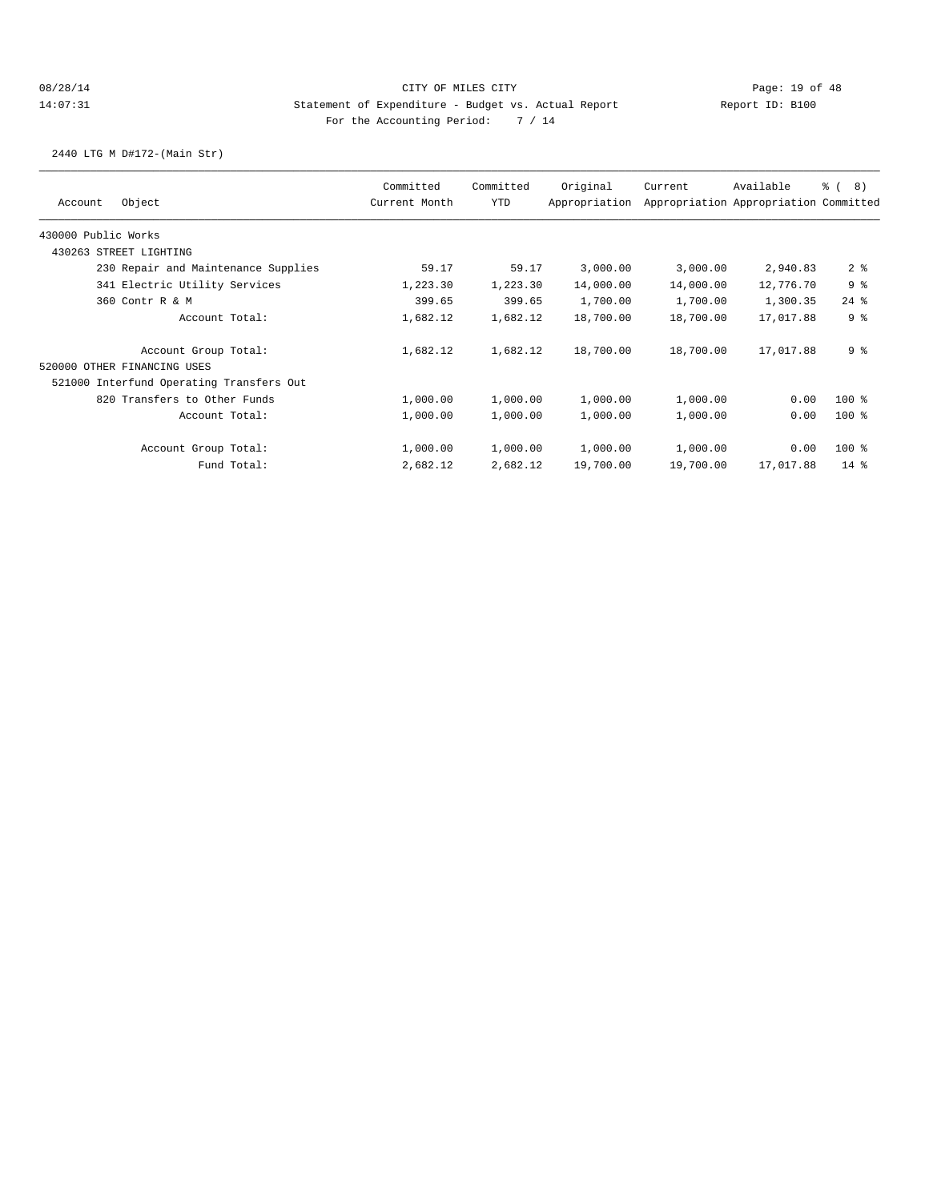# CITY OF MILES CITY

## Statement of Expenditure - Budget vs. Actual Report

08/28/14 14:07:31

Report ID: B100

For the Accounting Period: 7 / 14

### 2440 LTG M D#172-(Main Str)

| Account | Object | Committed Current Month | Committed YTD | Original Appropriation | Current Appropriation | Available Appropriation | % ( 8) Committed |
|---|---|---|---|---|---|---|---|
| 430000 Public Works | | | | | | | |
| 430263 STREET LIGHTING | | | | | | | |
| | 230 Repair and Maintenance Supplies | 59.17 | 59.17 | 3,000.00 | 3,000.00 | 2,940.83 | 2 % |
| | 341 Electric Utility Services | 1,223.30 | 1,223.30 | 14,000.00 | 14,000.00 | 12,776.70 | 9 % |
| | 360 Contr R & M | 399.65 | 399.65 | 1,700.00 | 1,700.00 | 1,300.35 | 24 % |
| | Account Total: | 1,682.12 | 1,682.12 | 18,700.00 | 18,700.00 | 17,017.88 | 9 % |
| | Account Group Total: | 1,682.12 | 1,682.12 | 18,700.00 | 18,700.00 | 17,017.88 | 9 % |
| 520000 OTHER FINANCING USES | | | | | | | |
| 521000 Interfund Operating Transfers Out | | | | | | | |
| | 820 Transfers to Other Funds | 1,000.00 | 1,000.00 | 1,000.00 | 1,000.00 | 0.00 | 100 % |
| | Account Total: | 1,000.00 | 1,000.00 | 1,000.00 | 1,000.00 | 0.00 | 100 % |
| | Account Group Total: | 1,000.00 | 1,000.00 | 1,000.00 | 1,000.00 | 0.00 | 100 % |
| | Fund Total: | 2,682.12 | 2,682.12 | 19,700.00 | 19,700.00 | 17,017.88 | 14 % |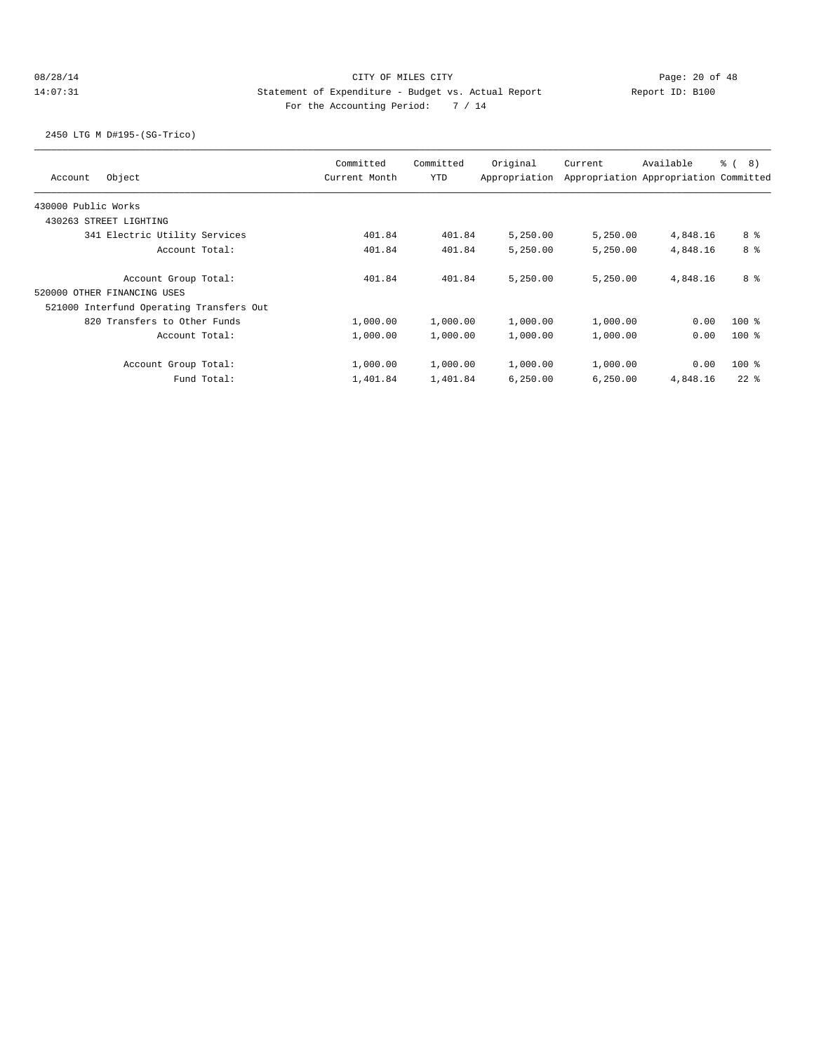CITY OF MILES CITY

Statement of Expenditure - Budget vs. Actual Report

Report ID: B100

For the Accounting Period: 7 / 14

2450 LTG M D#195-(SG-Trico)

| Account Object | Committed Current Month | Committed YTD | Original Appropriation | Current Appropriation | Available Appropriation | % ( 8) Committed |
|---|---|---|---|---|---|---|
| 430000 Public Works | | | | | | |
| 430263 STREET LIGHTING | | | | | | |
| 341 Electric Utility Services | 401.84 | 401.84 | 5,250.00 | 5,250.00 | 4,848.16 | 8 % |
| Account Total: | 401.84 | 401.84 | 5,250.00 | 5,250.00 | 4,848.16 | 8 % |
| Account Group Total: | 401.84 | 401.84 | 5,250.00 | 5,250.00 | 4,848.16 | 8 % |
| 520000 OTHER FINANCING USES | | | | | | |
| 521000 Interfund Operating Transfers Out | | | | | | |
| 820 Transfers to Other Funds | 1,000.00 | 1,000.00 | 1,000.00 | 1,000.00 | 0.00 | 100 % |
| Account Total: | 1,000.00 | 1,000.00 | 1,000.00 | 1,000.00 | 0.00 | 100 % |
| Account Group Total: | 1,000.00 | 1,000.00 | 1,000.00 | 1,000.00 | 0.00 | 100 % |
| Fund Total: | 1,401.84 | 1,401.84 | 6,250.00 | 6,250.00 | 4,848.16 | 22 % |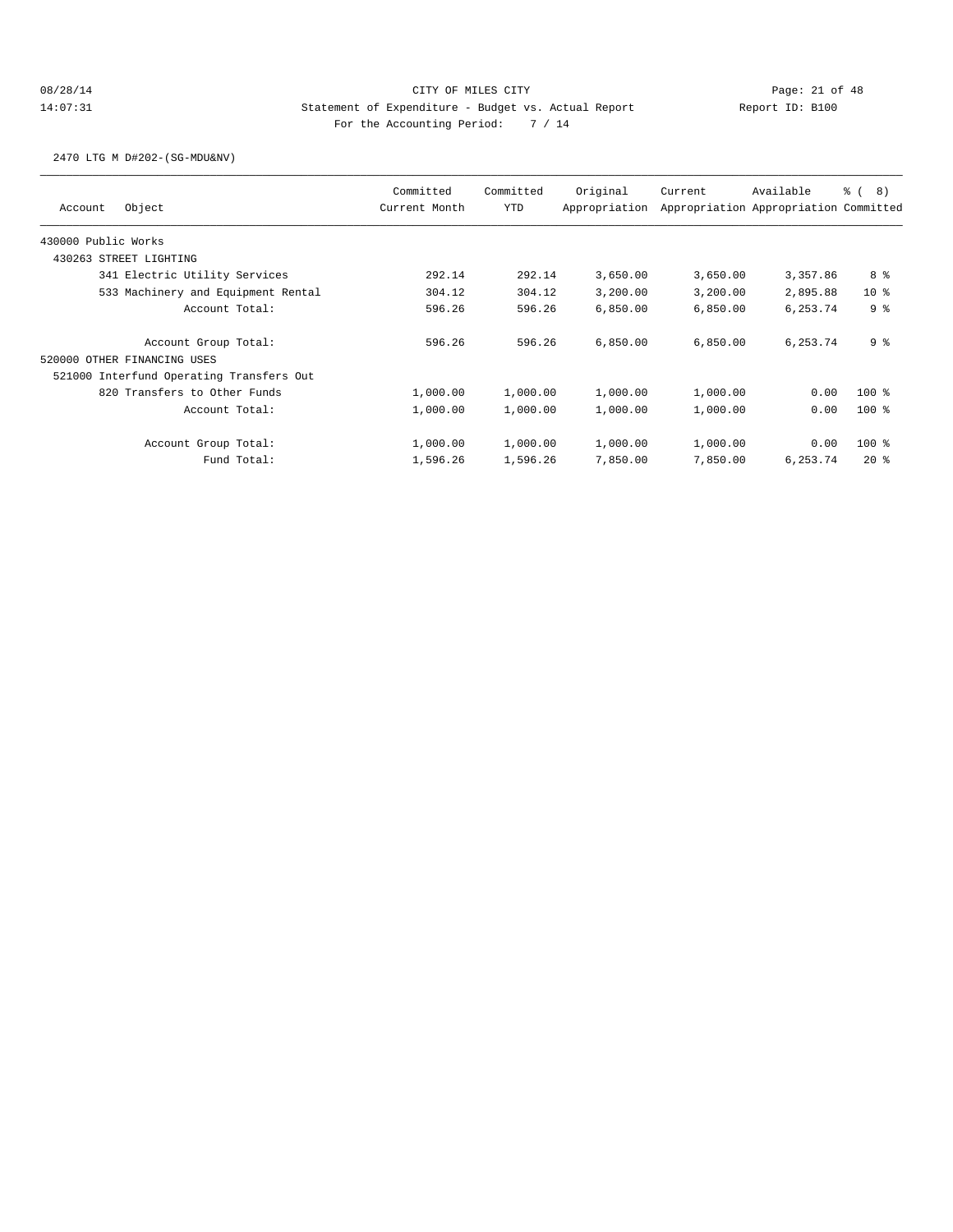CITY OF MILES CITY
Statement of Expenditure - Budget vs. Actual Report
For the Accounting Period: 7 / 14

08/28/14
14:07:31
Report ID: B100

2470 LTG M D#202-(SG-MDU&NV)

| Account Object | Committed Current Month | Committed YTD | Original Appropriation | Current Appropriation | Available Appropriation | % ( 8) Committed |
|---|---|---|---|---|---|---|
| 430000 Public Works | | | | | | |
| 430263 STREET LIGHTING | | | | | | |
| 341 Electric Utility Services | 292.14 | 292.14 | 3,650.00 | 3,650.00 | 3,357.86 | 8 % |
| 533 Machinery and Equipment Rental | 304.12 | 304.12 | 3,200.00 | 3,200.00 | 2,895.88 | 10 % |
| Account Total: | 596.26 | 596.26 | 6,850.00 | 6,850.00 | 6,253.74 | 9 % |
| Account Group Total: | 596.26 | 596.26 | 6,850.00 | 6,850.00 | 6,253.74 | 9 % |
| 520000 OTHER FINANCING USES | | | | | | |
| 521000 Interfund Operating Transfers Out | | | | | | |
| 820 Transfers to Other Funds | 1,000.00 | 1,000.00 | 1,000.00 | 1,000.00 | 0.00 | 100 % |
| Account Total: | 1,000.00 | 1,000.00 | 1,000.00 | 1,000.00 | 0.00 | 100 % |
| Account Group Total: | 1,000.00 | 1,000.00 | 1,000.00 | 1,000.00 | 0.00 | 100 % |
| Fund Total: | 1,596.26 | 1,596.26 | 7,850.00 | 7,850.00 | 6,253.74 | 20 % |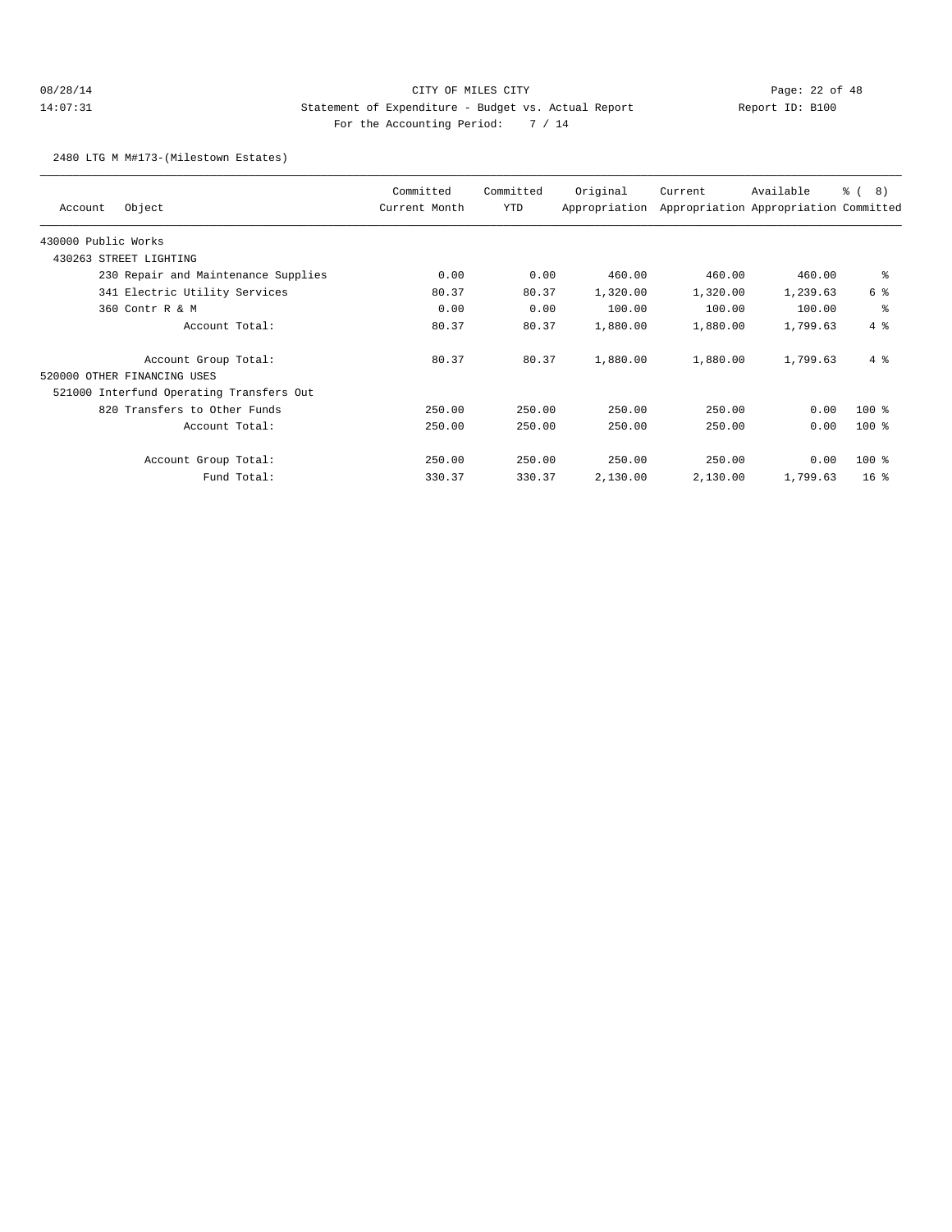CITY OF MILES CITY

Statement of Expenditure - Budget vs. Actual Report

For the Accounting Period: 7 / 14

08/28/14 14:07:31 — Report ID: B100

2480 LTG M M#173-(Milestown Estates)

| Account | Object | Committed Current Month | Committed YTD | Original Appropriation | Current Appropriation | Available Appropriation | % ( 8) Committed |
|---|---|---|---|---|---|---|---|
| 430000 Public Works | | | | | | | |
| 430263 STREET LIGHTING | | | | | | | |
| | 230 Repair and Maintenance Supplies | 0.00 | 0.00 | 460.00 | 460.00 | 460.00 | % |
| | 341 Electric Utility Services | 80.37 | 80.37 | 1,320.00 | 1,320.00 | 1,239.63 | 6 % |
| | 360 Contr R & M | 0.00 | 0.00 | 100.00 | 100.00 | 100.00 | % |
| | Account Total: | 80.37 | 80.37 | 1,880.00 | 1,880.00 | 1,799.63 | 4 % |
| | Account Group Total: | 80.37 | 80.37 | 1,880.00 | 1,880.00 | 1,799.63 | 4 % |
| 520000 OTHER FINANCING USES | | | | | | | |
| 521000 Interfund Operating Transfers Out | | | | | | | |
| | 820 Transfers to Other Funds | 250.00 | 250.00 | 250.00 | 250.00 | 0.00 | 100 % |
| | Account Total: | 250.00 | 250.00 | 250.00 | 250.00 | 0.00 | 100 % |
| | Account Group Total: | 250.00 | 250.00 | 250.00 | 250.00 | 0.00 | 100 % |
| | Fund Total: | 330.37 | 330.37 | 2,130.00 | 2,130.00 | 1,799.63 | 16 % |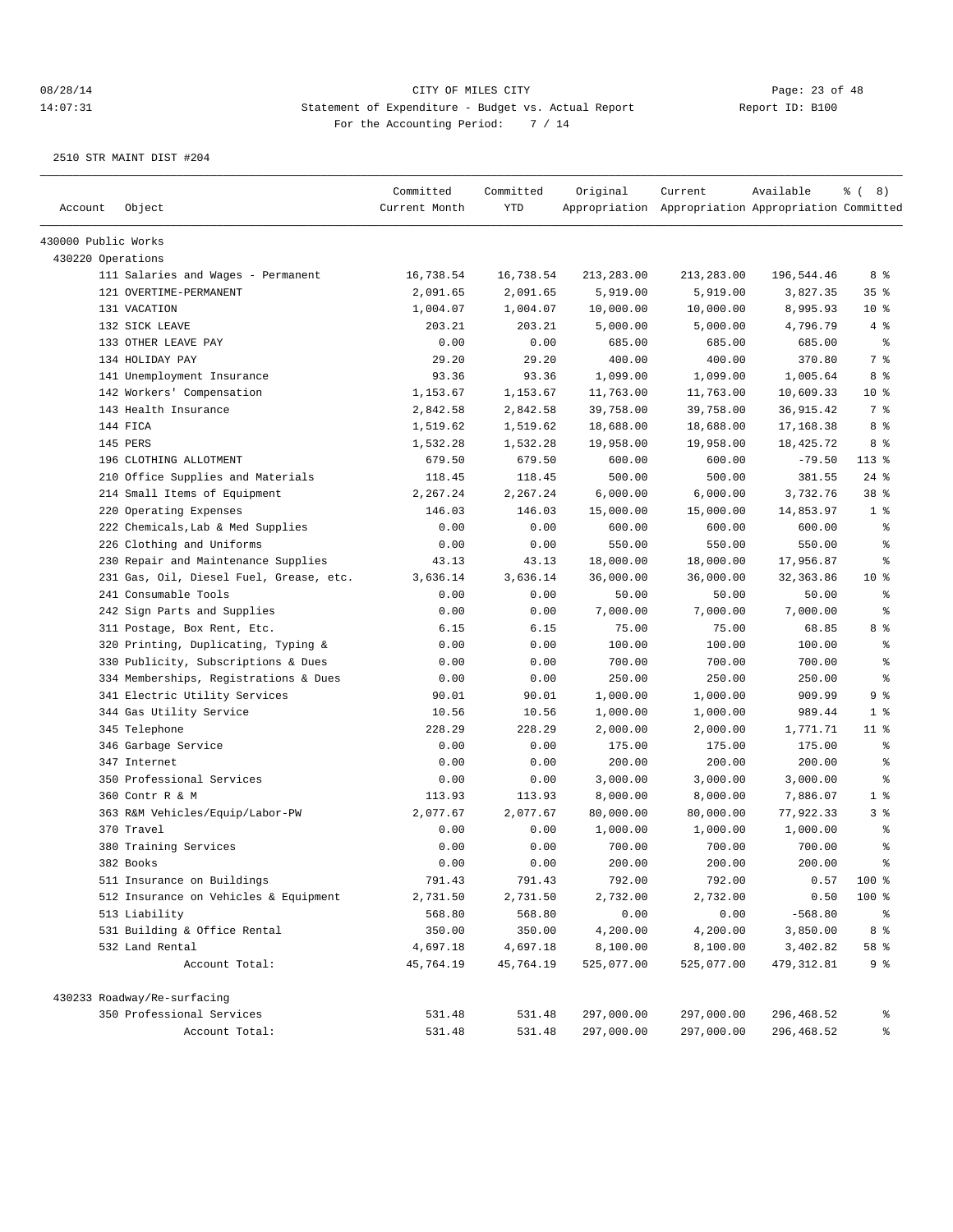CITY OF MILES CITY

Statement of Expenditure - Budget vs. Actual Report

Report ID: B100

For the Accounting Period: 7 / 14

2510 STR MAINT DIST #204

| Account | Object | Committed Current Month | Committed YTD | Original Appropriation | Current Appropriation | Available Appropriation | % ( 8) Committed |
|---|---|---|---|---|---|---|---|
| 430000 Public Works | | | | | | | |
| 430220 Operations | | | | | | | |
| | 111 Salaries and Wages - Permanent | 16,738.54 | 16,738.54 | 213,283.00 | 213,283.00 | 196,544.46 | 8 % |
| | 121 OVERTIME-PERMANENT | 2,091.65 | 2,091.65 | 5,919.00 | 5,919.00 | 3,827.35 | 35 % |
| | 131 VACATION | 1,004.07 | 1,004.07 | 10,000.00 | 10,000.00 | 8,995.93 | 10 % |
| | 132 SICK LEAVE | 203.21 | 203.21 | 5,000.00 | 5,000.00 | 4,796.79 | 4 % |
| | 133 OTHER LEAVE PAY | 0.00 | 0.00 | 685.00 | 685.00 | 685.00 | % |
| | 134 HOLIDAY PAY | 29.20 | 29.20 | 400.00 | 400.00 | 370.80 | 7 % |
| | 141 Unemployment Insurance | 93.36 | 93.36 | 1,099.00 | 1,099.00 | 1,005.64 | 8 % |
| | 142 Workers' Compensation | 1,153.67 | 1,153.67 | 11,763.00 | 11,763.00 | 10,609.33 | 10 % |
| | 143 Health Insurance | 2,842.58 | 2,842.58 | 39,758.00 | 39,758.00 | 36,915.42 | 7 % |
| | 144 FICA | 1,519.62 | 1,519.62 | 18,688.00 | 18,688.00 | 17,168.38 | 8 % |
| | 145 PERS | 1,532.28 | 1,532.28 | 19,958.00 | 19,958.00 | 18,425.72 | 8 % |
| | 196 CLOTHING ALLOTMENT | 679.50 | 679.50 | 600.00 | 600.00 | -79.50 | 113 % |
| | 210 Office Supplies and Materials | 118.45 | 118.45 | 500.00 | 500.00 | 381.55 | 24 % |
| | 214 Small Items of Equipment | 2,267.24 | 2,267.24 | 6,000.00 | 6,000.00 | 3,732.76 | 38 % |
| | 220 Operating Expenses | 146.03 | 146.03 | 15,000.00 | 15,000.00 | 14,853.97 | 1 % |
| | 222 Chemicals,Lab & Med Supplies | 0.00 | 0.00 | 600.00 | 600.00 | 600.00 | % |
| | 226 Clothing and Uniforms | 0.00 | 0.00 | 550.00 | 550.00 | 550.00 | % |
| | 230 Repair and Maintenance Supplies | 43.13 | 43.13 | 18,000.00 | 18,000.00 | 17,956.87 | % |
| | 231 Gas, Oil, Diesel Fuel, Grease, etc. | 3,636.14 | 3,636.14 | 36,000.00 | 36,000.00 | 32,363.86 | 10 % |
| | 241 Consumable Tools | 0.00 | 0.00 | 50.00 | 50.00 | 50.00 | % |
| | 242 Sign Parts and Supplies | 0.00 | 0.00 | 7,000.00 | 7,000.00 | 7,000.00 | % |
| | 311 Postage, Box Rent, Etc. | 6.15 | 6.15 | 75.00 | 75.00 | 68.85 | 8 % |
| | 320 Printing, Duplicating, Typing & | 0.00 | 0.00 | 100.00 | 100.00 | 100.00 | % |
| | 330 Publicity, Subscriptions & Dues | 0.00 | 0.00 | 700.00 | 700.00 | 700.00 | % |
| | 334 Memberships, Registrations & Dues | 0.00 | 0.00 | 250.00 | 250.00 | 250.00 | % |
| | 341 Electric Utility Services | 90.01 | 90.01 | 1,000.00 | 1,000.00 | 909.99 | 9 % |
| | 344 Gas Utility Service | 10.56 | 10.56 | 1,000.00 | 1,000.00 | 989.44 | 1 % |
| | 345 Telephone | 228.29 | 228.29 | 2,000.00 | 2,000.00 | 1,771.71 | 11 % |
| | 346 Garbage Service | 0.00 | 0.00 | 175.00 | 175.00 | 175.00 | % |
| | 347 Internet | 0.00 | 0.00 | 200.00 | 200.00 | 200.00 | % |
| | 350 Professional Services | 0.00 | 0.00 | 3,000.00 | 3,000.00 | 3,000.00 | % |
| | 360 Contr R & M | 113.93 | 113.93 | 8,000.00 | 8,000.00 | 7,886.07 | 1 % |
| | 363 R&M Vehicles/Equip/Labor-PW | 2,077.67 | 2,077.67 | 80,000.00 | 80,000.00 | 77,922.33 | 3 % |
| | 370 Travel | 0.00 | 0.00 | 1,000.00 | 1,000.00 | 1,000.00 | % |
| | 380 Training Services | 0.00 | 0.00 | 700.00 | 700.00 | 700.00 | % |
| | 382 Books | 0.00 | 0.00 | 200.00 | 200.00 | 200.00 | % |
| | 511 Insurance on Buildings | 791.43 | 791.43 | 792.00 | 792.00 | 0.57 | 100 % |
| | 512 Insurance on Vehicles & Equipment | 2,731.50 | 2,731.50 | 2,732.00 | 2,732.00 | 0.50 | 100 % |
| | 513 Liability | 568.80 | 568.80 | 0.00 | 0.00 | -568.80 | % |
| | 531 Building & Office Rental | 350.00 | 350.00 | 4,200.00 | 4,200.00 | 3,850.00 | 8 % |
| | 532 Land Rental | 4,697.18 | 4,697.18 | 8,100.00 | 8,100.00 | 3,402.82 | 58 % |
| | Account Total: | 45,764.19 | 45,764.19 | 525,077.00 | 525,077.00 | 479,312.81 | 9 % |
| 430233 Roadway/Re-surfacing | | | | | | | |
| | 350 Professional Services | 531.48 | 531.48 | 297,000.00 | 297,000.00 | 296,468.52 | % |
| | Account Total: | 531.48 | 531.48 | 297,000.00 | 297,000.00 | 296,468.52 | % |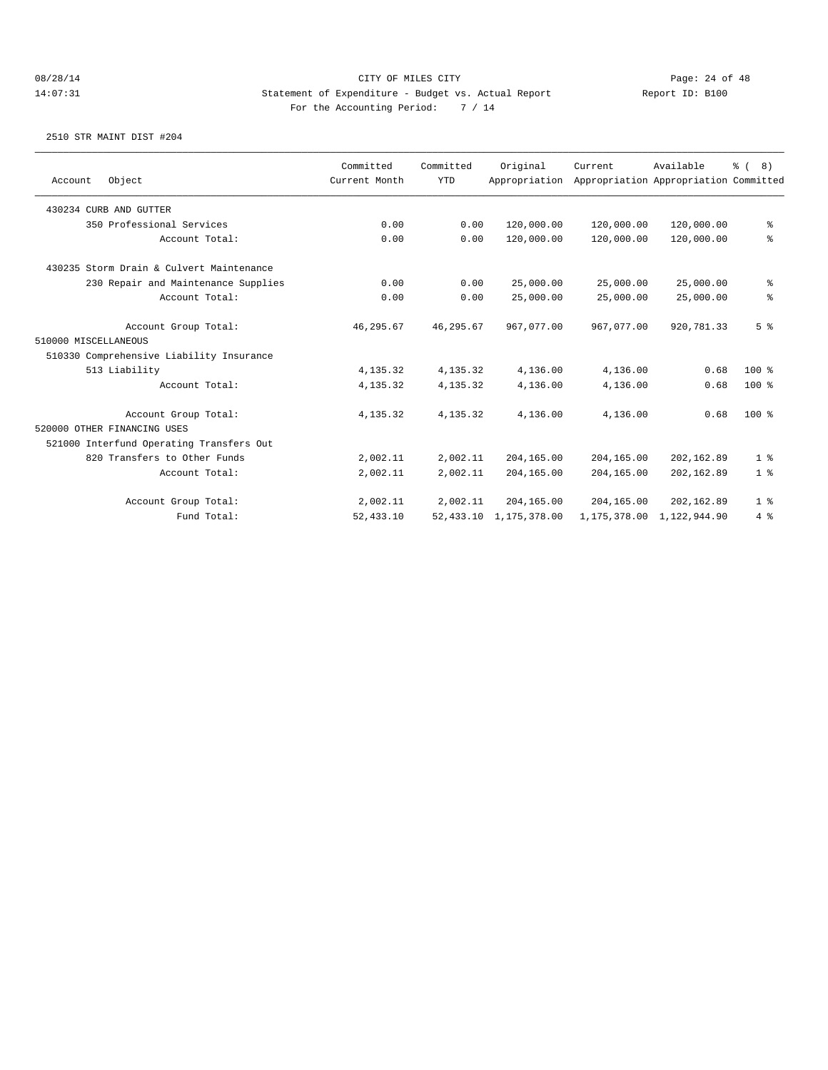CITY OF MILES CITY
Statement of Expenditure - Budget vs. Actual Report
For the Accounting Period: 7 / 14

08/28/14
14:07:31
Report ID: B100

2510 STR MAINT DIST #204

| Account Object | Committed Current Month | Committed YTD | Original Appropriation | Current Appropriation | Available Appropriation | % ( 8) Committed |
|---|---|---|---|---|---|---|
| 430234 CURB AND GUTTER | | | | | | |
| 350 Professional Services | 0.00 | 0.00 | 120,000.00 | 120,000.00 | 120,000.00 | % |
| Account Total: | 0.00 | 0.00 | 120,000.00 | 120,000.00 | 120,000.00 | % |
| 430235 Storm Drain & Culvert Maintenance | | | | | | |
| 230 Repair and Maintenance Supplies | 0.00 | 0.00 | 25,000.00 | 25,000.00 | 25,000.00 | % |
| Account Total: | 0.00 | 0.00 | 25,000.00 | 25,000.00 | 25,000.00 | % |
| Account Group Total: | 46,295.67 | 46,295.67 | 967,077.00 | 967,077.00 | 920,781.33 | 5 % |
| 510000 MISCELLANEOUS | | | | | | |
| 510330 Comprehensive Liability Insurance | | | | | | |
| 513 Liability | 4,135.32 | 4,135.32 | 4,136.00 | 4,136.00 | 0.68 | 100 % |
| Account Total: | 4,135.32 | 4,135.32 | 4,136.00 | 4,136.00 | 0.68 | 100 % |
| Account Group Total: | 4,135.32 | 4,135.32 | 4,136.00 | 4,136.00 | 0.68 | 100 % |
| 520000 OTHER FINANCING USES | | | | | | |
| 521000 Interfund Operating Transfers Out | | | | | | |
| 820 Transfers to Other Funds | 2,002.11 | 2,002.11 | 204,165.00 | 204,165.00 | 202,162.89 | 1 % |
| Account Total: | 2,002.11 | 2,002.11 | 204,165.00 | 204,165.00 | 202,162.89 | 1 % |
| Account Group Total: | 2,002.11 | 2,002.11 | 204,165.00 | 204,165.00 | 202,162.89 | 1 % |
| Fund Total: | 52,433.10 | 52,433.10 | 1,175,378.00 | 1,175,378.00 | 1,122,944.90 | 4 % |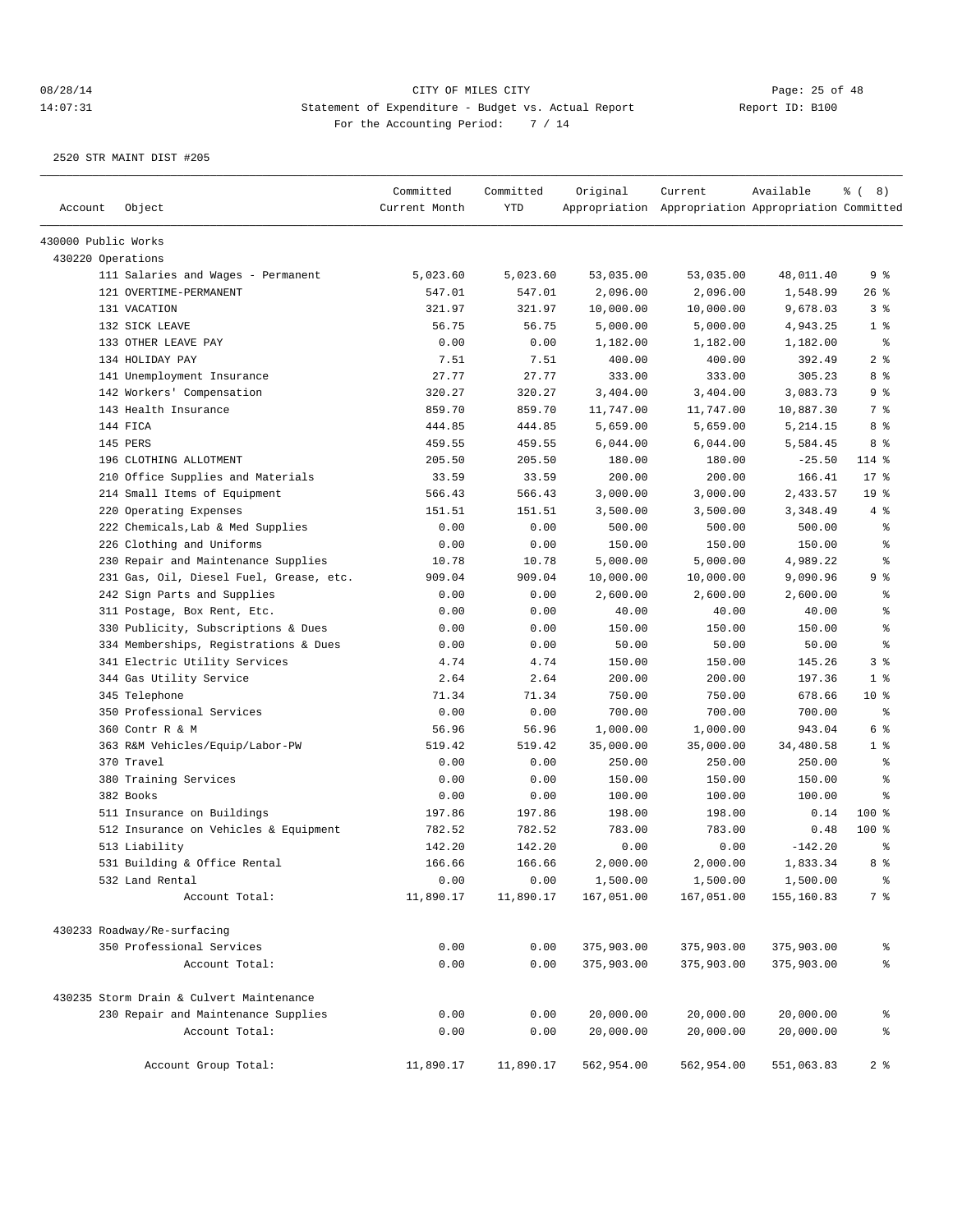CITY OF MILES CITY

Statement of Expenditure - Budget vs. Actual Report

Report ID: B100

For the Accounting Period: 7 / 14

08/28/14
14:07:31

2520 STR MAINT DIST #205

| Account | Object | Committed Current Month | Committed YTD | Original Appropriation | Current Appropriation | Available Appropriation | % ( 8) Committed |
|---|---|---|---|---|---|---|---|
| 430000 Public Works | | | | | | | |
| 430220 Operations | | | | | | | |
| | 111 Salaries and Wages - Permanent | 5,023.60 | 5,023.60 | 53,035.00 | 53,035.00 | 48,011.40 | 9 % |
| | 121 OVERTIME-PERMANENT | 547.01 | 547.01 | 2,096.00 | 2,096.00 | 1,548.99 | 26 % |
| | 131 VACATION | 321.97 | 321.97 | 10,000.00 | 10,000.00 | 9,678.03 | 3 % |
| | 132 SICK LEAVE | 56.75 | 56.75 | 5,000.00 | 5,000.00 | 4,943.25 | 1 % |
| | 133 OTHER LEAVE PAY | 0.00 | 0.00 | 1,182.00 | 1,182.00 | 1,182.00 | % |
| | 134 HOLIDAY PAY | 7.51 | 7.51 | 400.00 | 400.00 | 392.49 | 2 % |
| | 141 Unemployment Insurance | 27.77 | 27.77 | 333.00 | 333.00 | 305.23 | 8 % |
| | 142 Workers' Compensation | 320.27 | 320.27 | 3,404.00 | 3,404.00 | 3,083.73 | 9 % |
| | 143 Health Insurance | 859.70 | 859.70 | 11,747.00 | 11,747.00 | 10,887.30 | 7 % |
| | 144 FICA | 444.85 | 444.85 | 5,659.00 | 5,659.00 | 5,214.15 | 8 % |
| | 145 PERS | 459.55 | 459.55 | 6,044.00 | 6,044.00 | 5,584.45 | 8 % |
| | 196 CLOTHING ALLOTMENT | 205.50 | 205.50 | 180.00 | 180.00 | -25.50 | 114 % |
| | 210 Office Supplies and Materials | 33.59 | 33.59 | 200.00 | 200.00 | 166.41 | 17 % |
| | 214 Small Items of Equipment | 566.43 | 566.43 | 3,000.00 | 3,000.00 | 2,433.57 | 19 % |
| | 220 Operating Expenses | 151.51 | 151.51 | 3,500.00 | 3,500.00 | 3,348.49 | 4 % |
| | 222 Chemicals,Lab & Med Supplies | 0.00 | 0.00 | 500.00 | 500.00 | 500.00 | % |
| | 226 Clothing and Uniforms | 0.00 | 0.00 | 150.00 | 150.00 | 150.00 | % |
| | 230 Repair and Maintenance Supplies | 10.78 | 10.78 | 5,000.00 | 5,000.00 | 4,989.22 | % |
| | 231 Gas, Oil, Diesel Fuel, Grease, etc. | 909.04 | 909.04 | 10,000.00 | 10,000.00 | 9,090.96 | 9 % |
| | 242 Sign Parts and Supplies | 0.00 | 0.00 | 2,600.00 | 2,600.00 | 2,600.00 | % |
| | 311 Postage, Box Rent, Etc. | 0.00 | 0.00 | 40.00 | 40.00 | 40.00 | % |
| | 330 Publicity, Subscriptions & Dues | 0.00 | 0.00 | 150.00 | 150.00 | 150.00 | % |
| | 334 Memberships, Registrations & Dues | 0.00 | 0.00 | 50.00 | 50.00 | 50.00 | % |
| | 341 Electric Utility Services | 4.74 | 4.74 | 150.00 | 150.00 | 145.26 | 3 % |
| | 344 Gas Utility Service | 2.64 | 2.64 | 200.00 | 200.00 | 197.36 | 1 % |
| | 345 Telephone | 71.34 | 71.34 | 750.00 | 750.00 | 678.66 | 10 % |
| | 350 Professional Services | 0.00 | 0.00 | 700.00 | 700.00 | 700.00 | % |
| | 360 Contr R & M | 56.96 | 56.96 | 1,000.00 | 1,000.00 | 943.04 | 6 % |
| | 363 R&M Vehicles/Equip/Labor-PW | 519.42 | 519.42 | 35,000.00 | 35,000.00 | 34,480.58 | 1 % |
| | 370 Travel | 0.00 | 0.00 | 250.00 | 250.00 | 250.00 | % |
| | 380 Training Services | 0.00 | 0.00 | 150.00 | 150.00 | 150.00 | % |
| | 382 Books | 0.00 | 0.00 | 100.00 | 100.00 | 100.00 | % |
| | 511 Insurance on Buildings | 197.86 | 197.86 | 198.00 | 198.00 | 0.14 | 100 % |
| | 512 Insurance on Vehicles & Equipment | 782.52 | 782.52 | 783.00 | 783.00 | 0.48 | 100 % |
| | 513 Liability | 142.20 | 142.20 | 0.00 | 0.00 | -142.20 | % |
| | 531 Building & Office Rental | 166.66 | 166.66 | 2,000.00 | 2,000.00 | 1,833.34 | 8 % |
| | 532 Land Rental | 0.00 | 0.00 | 1,500.00 | 1,500.00 | 1,500.00 | % |
| | Account Total: | 11,890.17 | 11,890.17 | 167,051.00 | 167,051.00 | 155,160.83 | 7 % |
| 430233 Roadway/Re-surfacing | | | | | | | |
| | 350 Professional Services | 0.00 | 0.00 | 375,903.00 | 375,903.00 | 375,903.00 | % |
| | Account Total: | 0.00 | 0.00 | 375,903.00 | 375,903.00 | 375,903.00 | % |
| 430235 Storm Drain & Culvert Maintenance | | | | | | | |
| | 230 Repair and Maintenance Supplies | 0.00 | 0.00 | 20,000.00 | 20,000.00 | 20,000.00 | % |
| | Account Total: | 0.00 | 0.00 | 20,000.00 | 20,000.00 | 20,000.00 | % |
| | Account Group Total: | 11,890.17 | 11,890.17 | 562,954.00 | 562,954.00 | 551,063.83 | 2 % |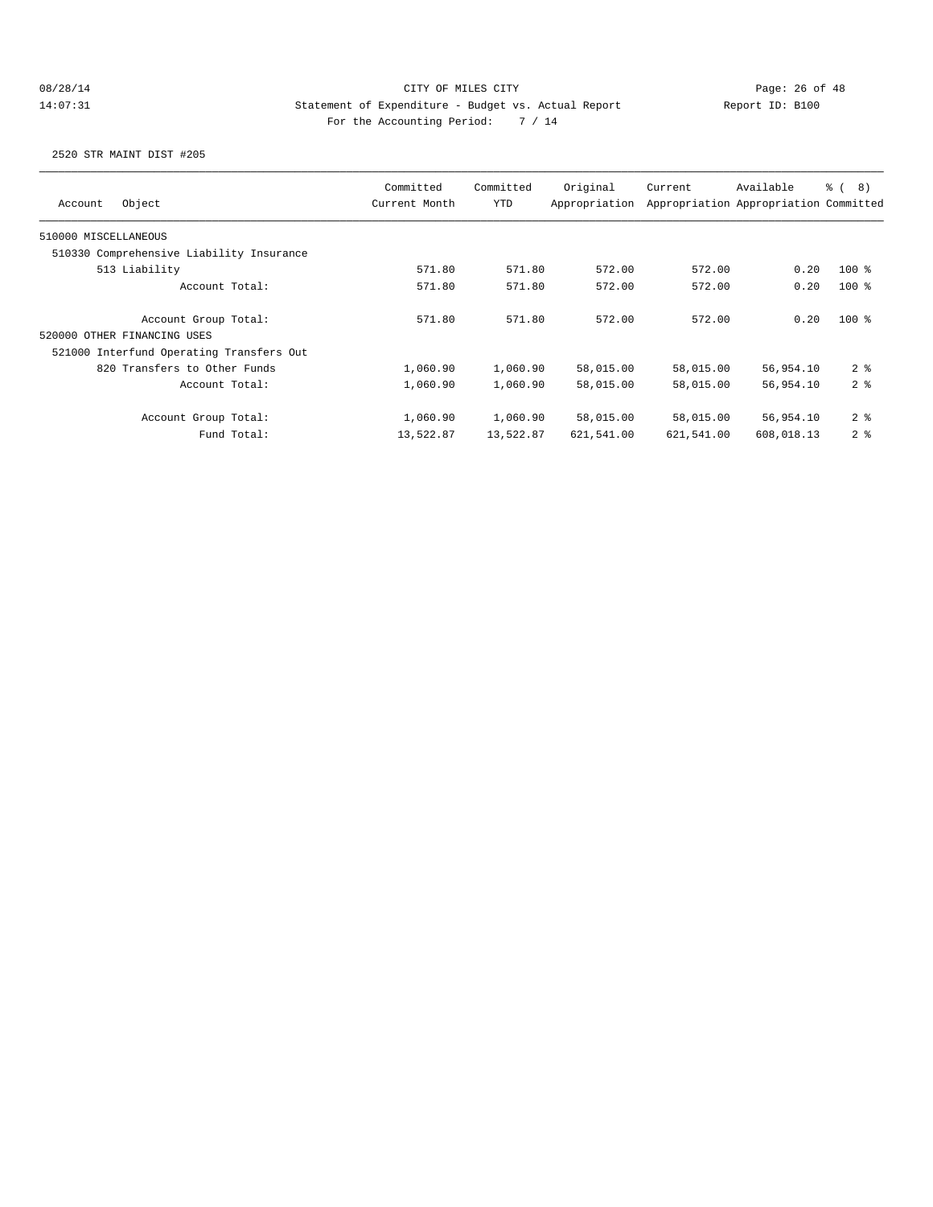CITY OF MILES CITY

Statement of Expenditure - Budget vs. Actual Report

Report ID: B100

For the Accounting Period: 7 / 14

08/28/14 14:07:31

2520 STR MAINT DIST #205

| Account | Object | Committed Current Month | Committed YTD | Original Appropriation | Current Appropriation | Available Appropriation | % ( 8) Committed |
|---|---|---|---|---|---|---|---|
| 510000 MISCELLANEOUS | | | | | | | |
| 510330 Comprehensive Liability Insurance | | | | | | | |
| | 513 Liability | 571.80 | 571.80 | 572.00 | 572.00 | 0.20 | 100 % |
| | Account Total: | 571.80 | 571.80 | 572.00 | 572.00 | 0.20 | 100 % |
| | Account Group Total: | 571.80 | 571.80 | 572.00 | 572.00 | 0.20 | 100 % |
| 520000 OTHER FINANCING USES | | | | | | | |
| 521000 Interfund Operating Transfers Out | | | | | | | |
| | 820 Transfers to Other Funds | 1,060.90 | 1,060.90 | 58,015.00 | 58,015.00 | 56,954.10 | 2 % |
| | Account Total: | 1,060.90 | 1,060.90 | 58,015.00 | 58,015.00 | 56,954.10 | 2 % |
| | Account Group Total: | 1,060.90 | 1,060.90 | 58,015.00 | 58,015.00 | 56,954.10 | 2 % |
| | Fund Total: | 13,522.87 | 13,522.87 | 621,541.00 | 621,541.00 | 608,018.13 | 2 % |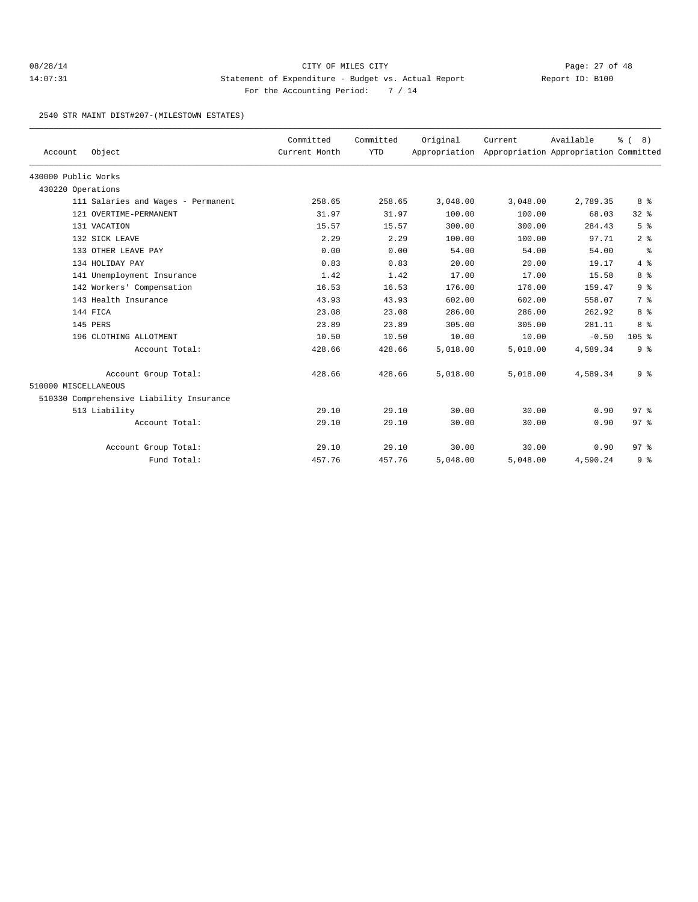CITY OF MILES CITY

Statement of Expenditure - Budget vs. Actual Report

Report ID: B100

For the Accounting Period: 7 / 14

2540 STR MAINT DIST#207-(MILESTOWN ESTATES)

| Account | Object | Committed Current Month | Committed YTD | Original Appropriation | Current Appropriation | Available Appropriation | % ( 8) Committed |
|---|---|---|---|---|---|---|---|
| 430000 Public Works | | | | | | | |
| 430220 Operations | | | | | | | |
| | 111 Salaries and Wages - Permanent | 258.65 | 258.65 | 3,048.00 | 3,048.00 | 2,789.35 | 8 % |
| | 121 OVERTIME-PERMANENT | 31.97 | 31.97 | 100.00 | 100.00 | 68.03 | 32 % |
| | 131 VACATION | 15.57 | 15.57 | 300.00 | 300.00 | 284.43 | 5 % |
| | 132 SICK LEAVE | 2.29 | 2.29 | 100.00 | 100.00 | 97.71 | 2 % |
| | 133 OTHER LEAVE PAY | 0.00 | 0.00 | 54.00 | 54.00 | 54.00 | % |
| | 134 HOLIDAY PAY | 0.83 | 0.83 | 20.00 | 20.00 | 19.17 | 4 % |
| | 141 Unemployment Insurance | 1.42 | 1.42 | 17.00 | 17.00 | 15.58 | 8 % |
| | 142 Workers' Compensation | 16.53 | 16.53 | 176.00 | 176.00 | 159.47 | 9 % |
| | 143 Health Insurance | 43.93 | 43.93 | 602.00 | 602.00 | 558.07 | 7 % |
| | 144 FICA | 23.08 | 23.08 | 286.00 | 286.00 | 262.92 | 8 % |
| | 145 PERS | 23.89 | 23.89 | 305.00 | 305.00 | 281.11 | 8 % |
| | 196 CLOTHING ALLOTMENT | 10.50 | 10.50 | 10.00 | 10.00 | -0.50 | 105 % |
| | Account Total: | 428.66 | 428.66 | 5,018.00 | 5,018.00 | 4,589.34 | 9 % |
| | Account Group Total: | 428.66 | 428.66 | 5,018.00 | 5,018.00 | 4,589.34 | 9 % |
| 510000 MISCELLANEOUS | | | | | | | |
| 510330 Comprehensive Liability Insurance | | | | | | | |
| | 513 Liability | 29.10 | 29.10 | 30.00 | 30.00 | 0.90 | 97 % |
| | Account Total: | 29.10 | 29.10 | 30.00 | 30.00 | 0.90 | 97 % |
| | Account Group Total: | 29.10 | 29.10 | 30.00 | 30.00 | 0.90 | 97 % |
| | Fund Total: | 457.76 | 457.76 | 5,048.00 | 5,048.00 | 4,590.24 | 9 % |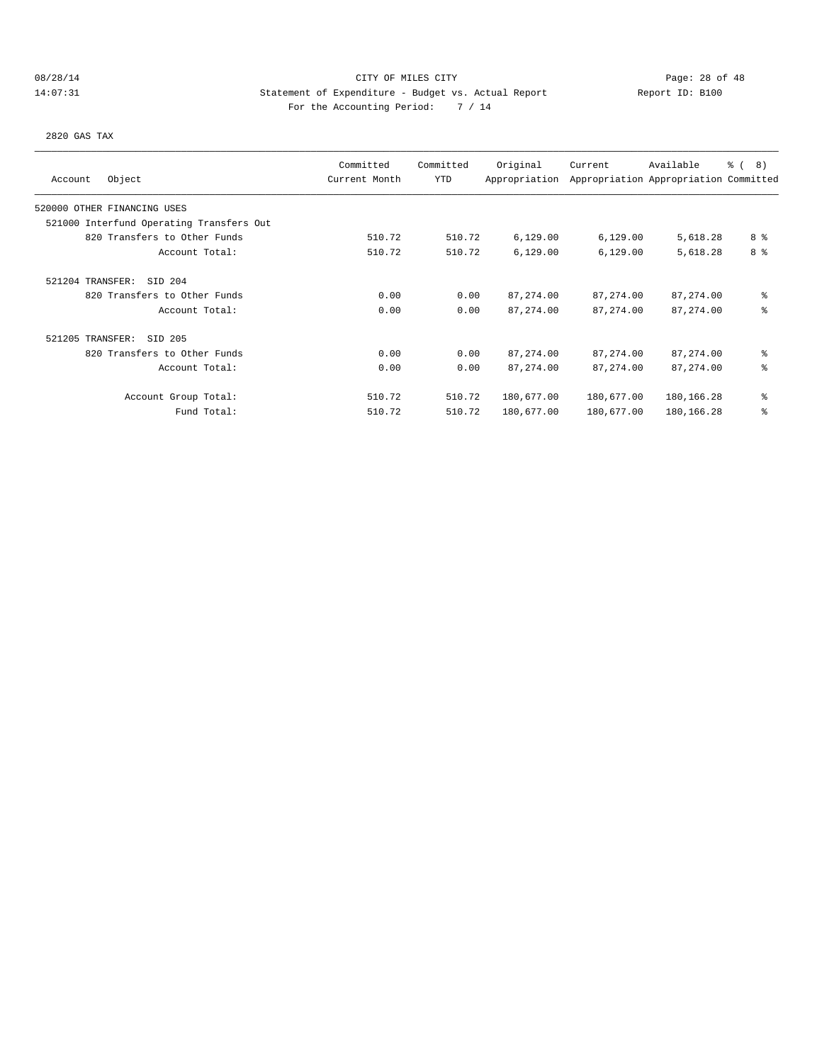CITY OF MILES CITY

Statement of Expenditure - Budget vs. Actual Report

For the Accounting Period: 7 / 14

2820 GAS TAX

| Account Object | Committed Current Month | Committed YTD | Original Appropriation | Current Appropriation | Available Appropriation | % ( 8) Committed |
|---|---|---|---|---|---|---|
| 520000 OTHER FINANCING USES | | | | | | |
| 521000 Interfund Operating Transfers Out | | | | | | |
| 820 Transfers to Other Funds | 510.72 | 510.72 | 6,129.00 | 6,129.00 | 5,618.28 | 8 % |
| Account Total: | 510.72 | 510.72 | 6,129.00 | 6,129.00 | 5,618.28 | 8 % |
| 521204 TRANSFER: SID 204 | | | | | | |
| 820 Transfers to Other Funds | 0.00 | 0.00 | 87,274.00 | 87,274.00 | 87,274.00 | % |
| Account Total: | 0.00 | 0.00 | 87,274.00 | 87,274.00 | 87,274.00 | % |
| 521205 TRANSFER: SID 205 | | | | | | |
| 820 Transfers to Other Funds | 0.00 | 0.00 | 87,274.00 | 87,274.00 | 87,274.00 | % |
| Account Total: | 0.00 | 0.00 | 87,274.00 | 87,274.00 | 87,274.00 | % |
| Account Group Total: | 510.72 | 510.72 | 180,677.00 | 180,677.00 | 180,166.28 | % |
| Fund Total: | 510.72 | 510.72 | 180,677.00 | 180,677.00 | 180,166.28 | % |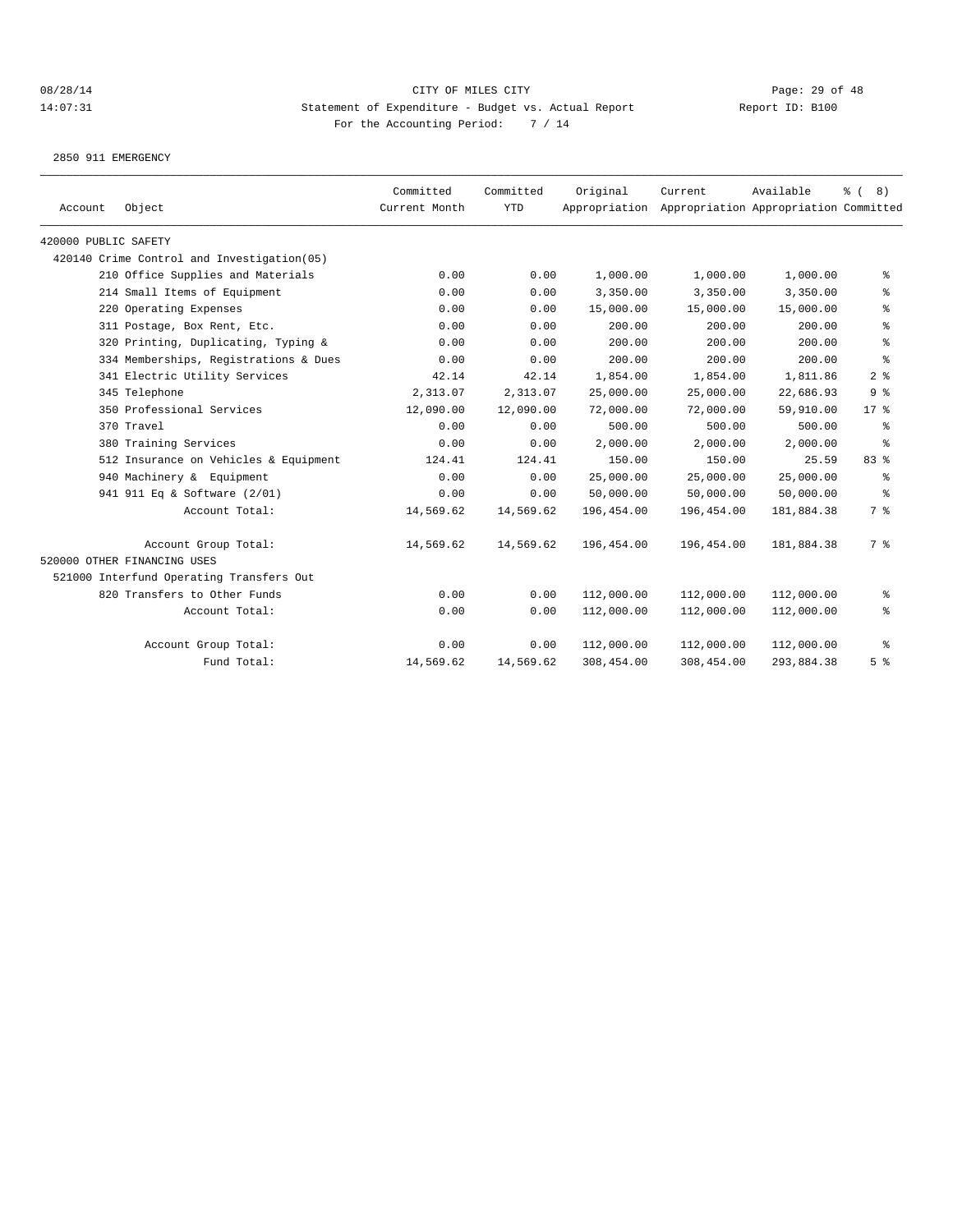CITY OF MILES CITY

Statement of Expenditure - Budget vs. Actual Report

For the Accounting Period: 7 / 14

08/28/14 14:07:31 Report ID: B100

2850 911 EMERGENCY

| Account | Object | Committed Current Month | Committed YTD | Original Appropriation | Current Appropriation | Available Appropriation | % ( 8) Committed |
|---|---|---|---|---|---|---|---|
| 420000 PUBLIC SAFETY | | | | | | | |
| 420140 Crime Control and Investigation(05) | | | | | | | |
| | 210 Office Supplies and Materials | 0.00 | 0.00 | 1,000.00 | 1,000.00 | 1,000.00 | % |
| | 214 Small Items of Equipment | 0.00 | 0.00 | 3,350.00 | 3,350.00 | 3,350.00 | % |
| | 220 Operating Expenses | 0.00 | 0.00 | 15,000.00 | 15,000.00 | 15,000.00 | % |
| | 311 Postage, Box Rent, Etc. | 0.00 | 0.00 | 200.00 | 200.00 | 200.00 | % |
| | 320 Printing, Duplicating, Typing & | 0.00 | 0.00 | 200.00 | 200.00 | 200.00 | % |
| | 334 Memberships, Registrations & Dues | 0.00 | 0.00 | 200.00 | 200.00 | 200.00 | % |
| | 341 Electric Utility Services | 42.14 | 42.14 | 1,854.00 | 1,854.00 | 1,811.86 | 2 % |
| | 345 Telephone | 2,313.07 | 2,313.07 | 25,000.00 | 25,000.00 | 22,686.93 | 9 % |
| | 350 Professional Services | 12,090.00 | 12,090.00 | 72,000.00 | 72,000.00 | 59,910.00 | 17 % |
| | 370 Travel | 0.00 | 0.00 | 500.00 | 500.00 | 500.00 | % |
| | 380 Training Services | 0.00 | 0.00 | 2,000.00 | 2,000.00 | 2,000.00 | % |
| | 512 Insurance on Vehicles & Equipment | 124.41 | 124.41 | 150.00 | 150.00 | 25.59 | 83 % |
| | 940 Machinery & Equipment | 0.00 | 0.00 | 25,000.00 | 25,000.00 | 25,000.00 | % |
| | 941 911 Eq & Software (2/01) | 0.00 | 0.00 | 50,000.00 | 50,000.00 | 50,000.00 | % |
| | Account Total: | 14,569.62 | 14,569.62 | 196,454.00 | 196,454.00 | 181,884.38 | 7 % |
| | Account Group Total: | 14,569.62 | 14,569.62 | 196,454.00 | 196,454.00 | 181,884.38 | 7 % |
| 520000 OTHER FINANCING USES | | | | | | | |
| 521000 Interfund Operating Transfers Out | | | | | | | |
| | 820 Transfers to Other Funds | 0.00 | 0.00 | 112,000.00 | 112,000.00 | 112,000.00 | % |
| | Account Total: | 0.00 | 0.00 | 112,000.00 | 112,000.00 | 112,000.00 | % |
| | Account Group Total: | 0.00 | 0.00 | 112,000.00 | 112,000.00 | 112,000.00 | % |
| | Fund Total: | 14,569.62 | 14,569.62 | 308,454.00 | 308,454.00 | 293,884.38 | 5 % |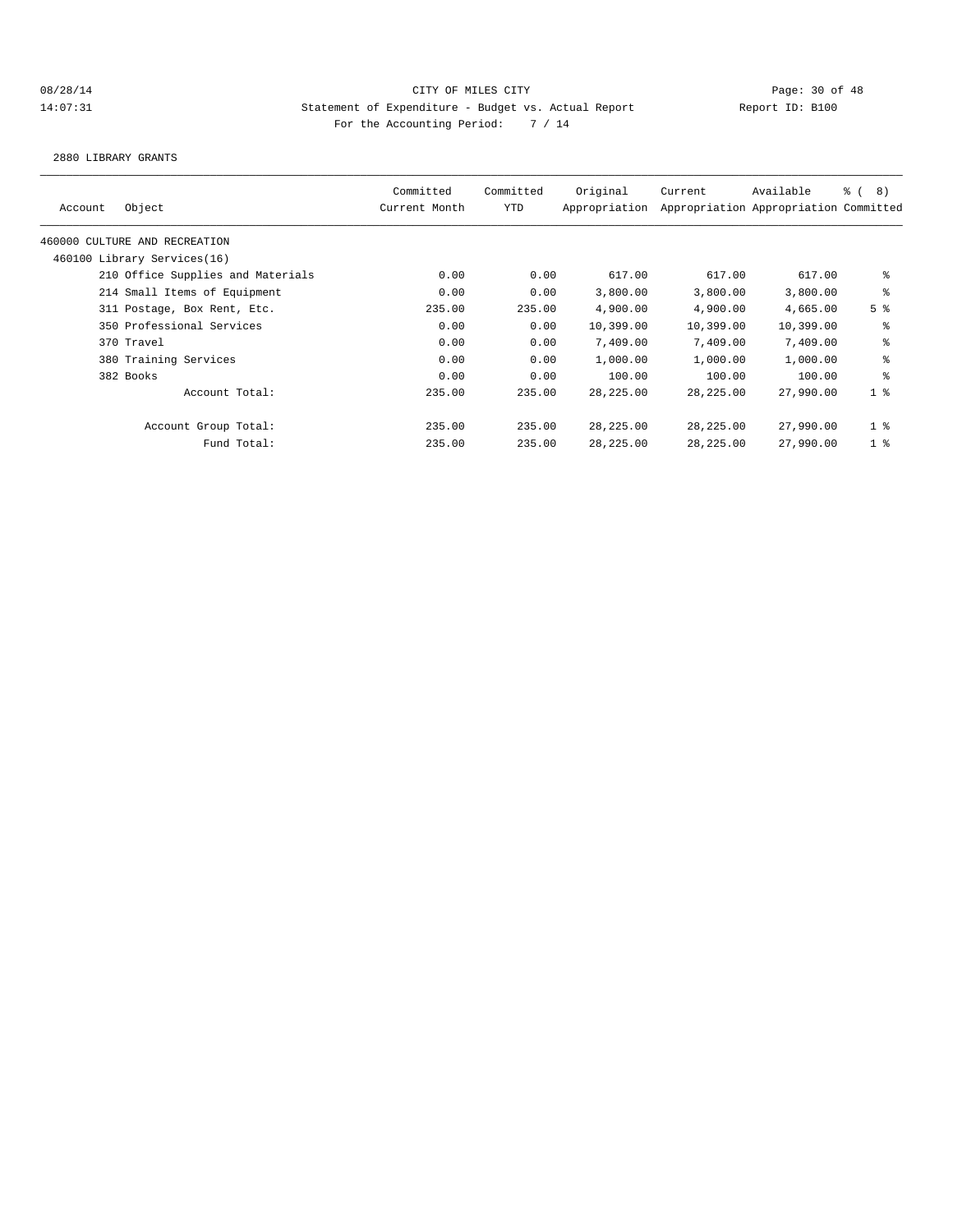CITY OF MILES CITY

Statement of Expenditure - Budget vs. Actual Report

Report ID: B100

For the Accounting Period: 7 / 14

2880 LIBRARY GRANTS

| Account | Object | Committed Current Month | Committed YTD | Original Appropriation | Current Appropriation | Available Appropriation | % ( 8) Committed |
|---|---|---|---|---|---|---|---|
| 460000 CULTURE AND RECREATION | | | | | | | |
| 460100 Library Services(16) | | | | | | | |
| | 210 Office Supplies and Materials | 0.00 | 0.00 | 617.00 | 617.00 | 617.00 | % |
| | 214 Small Items of Equipment | 0.00 | 0.00 | 3,800.00 | 3,800.00 | 3,800.00 | % |
| | 311 Postage, Box Rent, Etc. | 235.00 | 235.00 | 4,900.00 | 4,900.00 | 4,665.00 | 5 % |
| | 350 Professional Services | 0.00 | 0.00 | 10,399.00 | 10,399.00 | 10,399.00 | % |
| | 370 Travel | 0.00 | 0.00 | 7,409.00 | 7,409.00 | 7,409.00 | % |
| | 380 Training Services | 0.00 | 0.00 | 1,000.00 | 1,000.00 | 1,000.00 | % |
| | 382 Books | 0.00 | 0.00 | 100.00 | 100.00 | 100.00 | % |
| | Account Total: | 235.00 | 235.00 | 28,225.00 | 28,225.00 | 27,990.00 | 1 % |
| | Account Group Total: | 235.00 | 235.00 | 28,225.00 | 28,225.00 | 27,990.00 | 1 % |
| | Fund Total: | 235.00 | 235.00 | 28,225.00 | 28,225.00 | 27,990.00 | 1 % |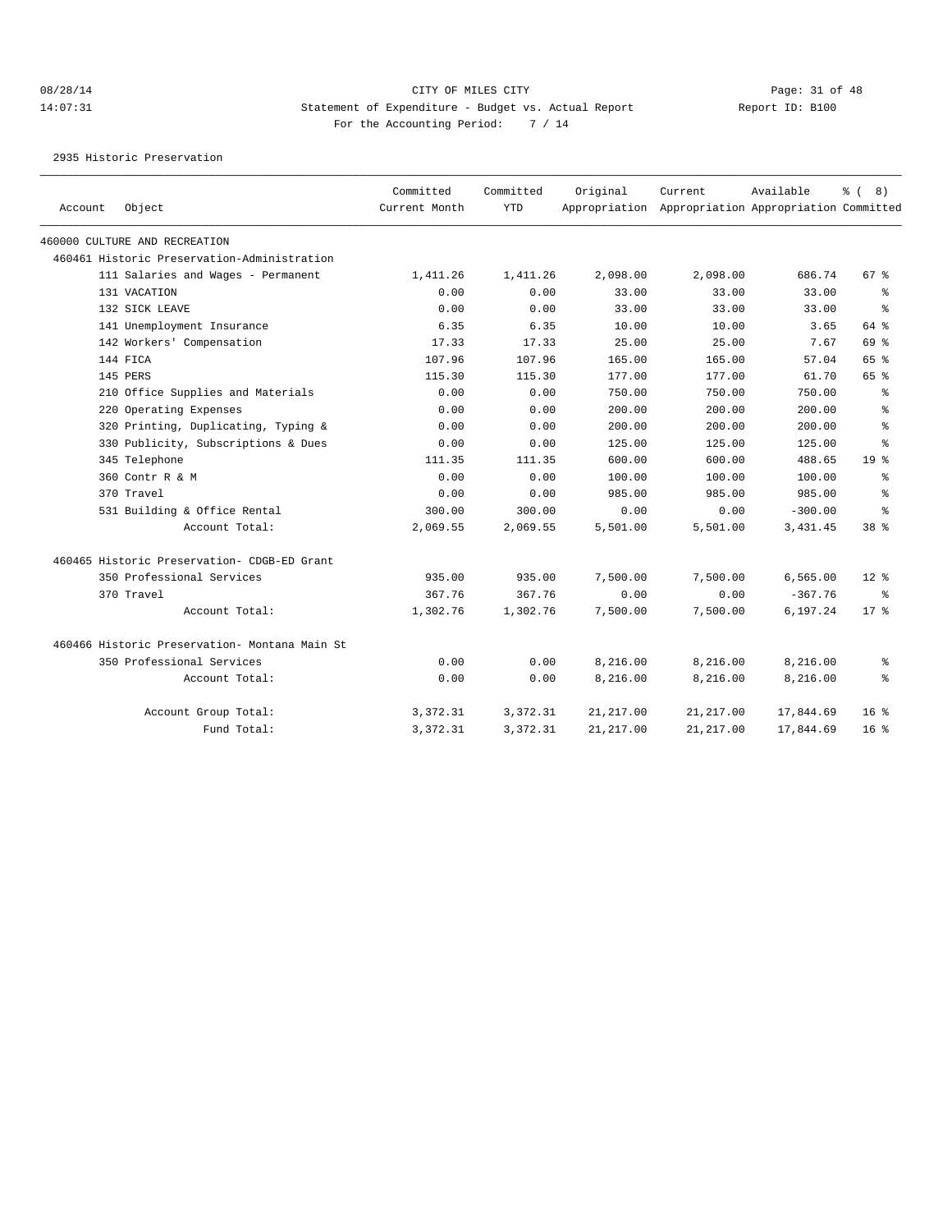CITY OF MILES CITY

Statement of Expenditure - Budget vs. Actual Report

Report ID: B100

For the Accounting Period: 7 / 14

08/28/14 14:07:31

2935 Historic Preservation

| Account | Object | Committed Current Month | Committed YTD | Original Appropriation | Current Appropriation | Available Appropriation | % ( 8) Committed |
|---|---|---|---|---|---|---|---|
| 460000 CULTURE AND RECREATION | | | | | | | |
| 460461 Historic Preservation-Administration | | | | | | | |
| | 111 Salaries and Wages - Permanent | 1,411.26 | 1,411.26 | 2,098.00 | 2,098.00 | 686.74 | 67 % |
| | 131 VACATION | 0.00 | 0.00 | 33.00 | 33.00 | 33.00 | % |
| | 132 SICK LEAVE | 0.00 | 0.00 | 33.00 | 33.00 | 33.00 | % |
| | 141 Unemployment Insurance | 6.35 | 6.35 | 10.00 | 10.00 | 3.65 | 64 % |
| | 142 Workers' Compensation | 17.33 | 17.33 | 25.00 | 25.00 | 7.67 | 69 % |
| | 144 FICA | 107.96 | 107.96 | 165.00 | 165.00 | 57.04 | 65 % |
| | 145 PERS | 115.30 | 115.30 | 177.00 | 177.00 | 61.70 | 65 % |
| | 210 Office Supplies and Materials | 0.00 | 0.00 | 750.00 | 750.00 | 750.00 | % |
| | 220 Operating Expenses | 0.00 | 0.00 | 200.00 | 200.00 | 200.00 | % |
| | 320 Printing, Duplicating, Typing & | 0.00 | 0.00 | 200.00 | 200.00 | 200.00 | % |
| | 330 Publicity, Subscriptions & Dues | 0.00 | 0.00 | 125.00 | 125.00 | 125.00 | % |
| | 345 Telephone | 111.35 | 111.35 | 600.00 | 600.00 | 488.65 | 19 % |
| | 360 Contr R & M | 0.00 | 0.00 | 100.00 | 100.00 | 100.00 | % |
| | 370 Travel | 0.00 | 0.00 | 985.00 | 985.00 | 985.00 | % |
| | 531 Building & Office Rental | 300.00 | 300.00 | 0.00 | 0.00 | -300.00 | % |
| | Account Total: | 2,069.55 | 2,069.55 | 5,501.00 | 5,501.00 | 3,431.45 | 38 % |
| 460465 Historic Preservation- CDGB-ED Grant | | | | | | | |
| | 350 Professional Services | 935.00 | 935.00 | 7,500.00 | 7,500.00 | 6,565.00 | 12 % |
| | 370 Travel | 367.76 | 367.76 | 0.00 | 0.00 | -367.76 | % |
| | Account Total: | 1,302.76 | 1,302.76 | 7,500.00 | 7,500.00 | 6,197.24 | 17 % |
| 460466 Historic Preservation- Montana Main St | | | | | | | |
| | 350 Professional Services | 0.00 | 0.00 | 8,216.00 | 8,216.00 | 8,216.00 | % |
| | Account Total: | 0.00 | 0.00 | 8,216.00 | 8,216.00 | 8,216.00 | % |
| | Account Group Total: | 3,372.31 | 3,372.31 | 21,217.00 | 21,217.00 | 17,844.69 | 16 % |
| | Fund Total: | 3,372.31 | 3,372.31 | 21,217.00 | 21,217.00 | 17,844.69 | 16 % |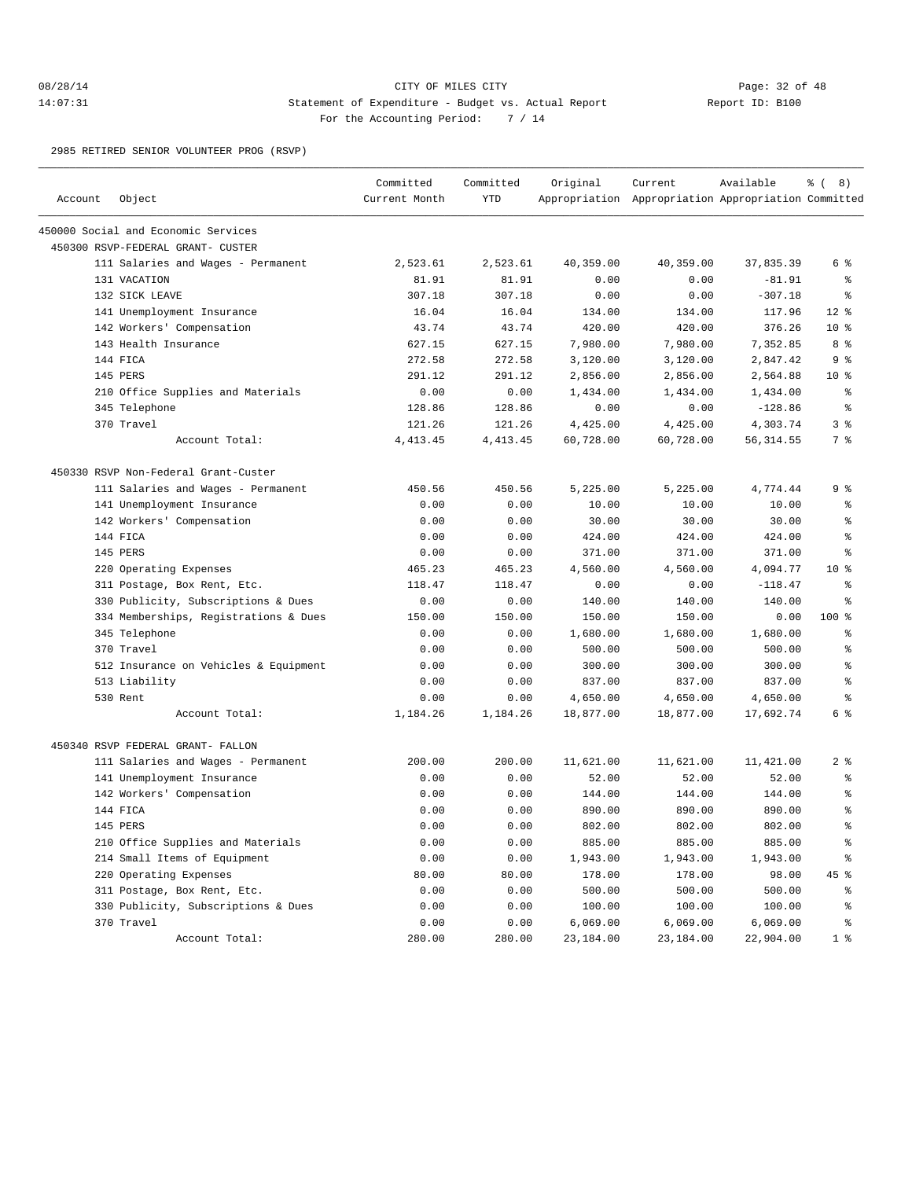CITY OF MILES CITY

Statement of Expenditure - Budget vs. Actual Report

For the Accounting Period: 7 / 14

Report ID: B100

08/28/14 14:07:31

2985 RETIRED SENIOR VOLUNTEER PROG (RSVP)

| Account | Object | Committed Current Month | Committed YTD | Original Appropriation | Current Appropriation | Available Appropriation | % ( 8) Committed |
|---|---|---|---|---|---|---|---|
| 450000 Social and Economic Services | | | | | | | |
| 450300 RSVP-FEDERAL GRANT- CUSTER | | | | | | | |
| | 111 Salaries and Wages - Permanent | 2,523.61 | 2,523.61 | 40,359.00 | 40,359.00 | 37,835.39 | 6 % |
| | 131 VACATION | 81.91 | 81.91 | 0.00 | 0.00 | -81.91 | % |
| | 132 SICK LEAVE | 307.18 | 307.18 | 0.00 | 0.00 | -307.18 | % |
| | 141 Unemployment Insurance | 16.04 | 16.04 | 134.00 | 134.00 | 117.96 | 12 % |
| | 142 Workers' Compensation | 43.74 | 43.74 | 420.00 | 420.00 | 376.26 | 10 % |
| | 143 Health Insurance | 627.15 | 627.15 | 7,980.00 | 7,980.00 | 7,352.85 | 8 % |
| | 144 FICA | 272.58 | 272.58 | 3,120.00 | 3,120.00 | 2,847.42 | 9 % |
| | 145 PERS | 291.12 | 291.12 | 2,856.00 | 2,856.00 | 2,564.88 | 10 % |
| | 210 Office Supplies and Materials | 0.00 | 0.00 | 1,434.00 | 1,434.00 | 1,434.00 | % |
| | 345 Telephone | 128.86 | 128.86 | 0.00 | 0.00 | -128.86 | % |
| | 370 Travel | 121.26 | 121.26 | 4,425.00 | 4,425.00 | 4,303.74 | 3 % |
| | Account Total: | 4,413.45 | 4,413.45 | 60,728.00 | 60,728.00 | 56,314.55 | 7 % |
| 450330 RSVP Non-Federal Grant-Custer | | | | | | | |
| | 111 Salaries and Wages - Permanent | 450.56 | 450.56 | 5,225.00 | 5,225.00 | 4,774.44 | 9 % |
| | 141 Unemployment Insurance | 0.00 | 0.00 | 10.00 | 10.00 | 10.00 | % |
| | 142 Workers' Compensation | 0.00 | 0.00 | 30.00 | 30.00 | 30.00 | % |
| | 144 FICA | 0.00 | 0.00 | 424.00 | 424.00 | 424.00 | % |
| | 145 PERS | 0.00 | 0.00 | 371.00 | 371.00 | 371.00 | % |
| | 220 Operating Expenses | 465.23 | 465.23 | 4,560.00 | 4,560.00 | 4,094.77 | 10 % |
| | 311 Postage, Box Rent, Etc. | 118.47 | 118.47 | 0.00 | 0.00 | -118.47 | % |
| | 330 Publicity, Subscriptions & Dues | 0.00 | 0.00 | 140.00 | 140.00 | 140.00 | % |
| | 334 Memberships, Registrations & Dues | 150.00 | 150.00 | 150.00 | 150.00 | 0.00 | 100 % |
| | 345 Telephone | 0.00 | 0.00 | 1,680.00 | 1,680.00 | 1,680.00 | % |
| | 370 Travel | 0.00 | 0.00 | 500.00 | 500.00 | 500.00 | % |
| | 512 Insurance on Vehicles & Equipment | 0.00 | 0.00 | 300.00 | 300.00 | 300.00 | % |
| | 513 Liability | 0.00 | 0.00 | 837.00 | 837.00 | 837.00 | % |
| | 530 Rent | 0.00 | 0.00 | 4,650.00 | 4,650.00 | 4,650.00 | % |
| | Account Total: | 1,184.26 | 1,184.26 | 18,877.00 | 18,877.00 | 17,692.74 | 6 % |
| 450340 RSVP FEDERAL GRANT- FALLON | | | | | | | |
| | 111 Salaries and Wages - Permanent | 200.00 | 200.00 | 11,621.00 | 11,621.00 | 11,421.00 | 2 % |
| | 141 Unemployment Insurance | 0.00 | 0.00 | 52.00 | 52.00 | 52.00 | % |
| | 142 Workers' Compensation | 0.00 | 0.00 | 144.00 | 144.00 | 144.00 | % |
| | 144 FICA | 0.00 | 0.00 | 890.00 | 890.00 | 890.00 | % |
| | 145 PERS | 0.00 | 0.00 | 802.00 | 802.00 | 802.00 | % |
| | 210 Office Supplies and Materials | 0.00 | 0.00 | 885.00 | 885.00 | 885.00 | % |
| | 214 Small Items of Equipment | 0.00 | 0.00 | 1,943.00 | 1,943.00 | 1,943.00 | % |
| | 220 Operating Expenses | 80.00 | 80.00 | 178.00 | 178.00 | 98.00 | 45 % |
| | 311 Postage, Box Rent, Etc. | 0.00 | 0.00 | 500.00 | 500.00 | 500.00 | % |
| | 330 Publicity, Subscriptions & Dues | 0.00 | 0.00 | 100.00 | 100.00 | 100.00 | % |
| | 370 Travel | 0.00 | 0.00 | 6,069.00 | 6,069.00 | 6,069.00 | % |
| | Account Total: | 280.00 | 280.00 | 23,184.00 | 23,184.00 | 22,904.00 | 1 % |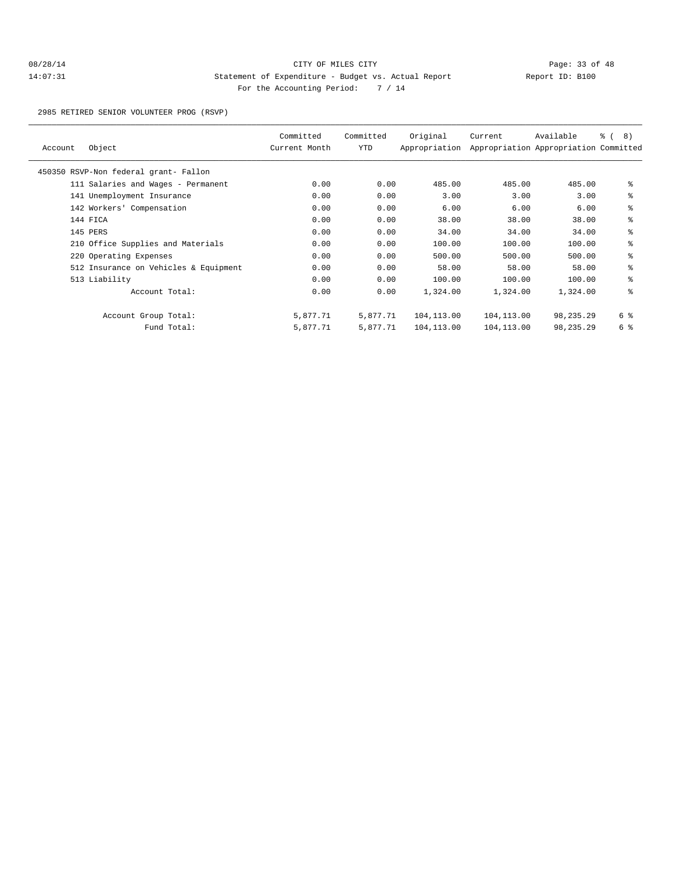CITY OF MILES CITY

Statement of Expenditure - Budget vs. Actual Report

Report ID: B100

For the Accounting Period: 7 / 14

2985 RETIRED SENIOR VOLUNTEER PROG (RSVP)

| Account | Object | Committed Current Month | Committed YTD | Original Appropriation | Current Appropriation | Available Appropriation | % ( 8) Committed |
|---|---|---|---|---|---|---|---|
| 450350 RSVP-Non federal grant- Fallon | | | | | | | |
| | 111 Salaries and Wages - Permanent | 0.00 | 0.00 | 485.00 | 485.00 | 485.00 | % |
| | 141 Unemployment Insurance | 0.00 | 0.00 | 3.00 | 3.00 | 3.00 | % |
| | 142 Workers' Compensation | 0.00 | 0.00 | 6.00 | 6.00 | 6.00 | % |
| | 144 FICA | 0.00 | 0.00 | 38.00 | 38.00 | 38.00 | % |
| | 145 PERS | 0.00 | 0.00 | 34.00 | 34.00 | 34.00 | % |
| | 210 Office Supplies and Materials | 0.00 | 0.00 | 100.00 | 100.00 | 100.00 | % |
| | 220 Operating Expenses | 0.00 | 0.00 | 500.00 | 500.00 | 500.00 | % |
| | 512 Insurance on Vehicles & Equipment | 0.00 | 0.00 | 58.00 | 58.00 | 58.00 | % |
| | 513 Liability | 0.00 | 0.00 | 100.00 | 100.00 | 100.00 | % |
| | Account Total: | 0.00 | 0.00 | 1,324.00 | 1,324.00 | 1,324.00 | % |
| | Account Group Total: | 5,877.71 | 5,877.71 | 104,113.00 | 104,113.00 | 98,235.29 | 6 % |
| | Fund Total: | 5,877.71 | 5,877.71 | 104,113.00 | 104,113.00 | 98,235.29 | 6 % |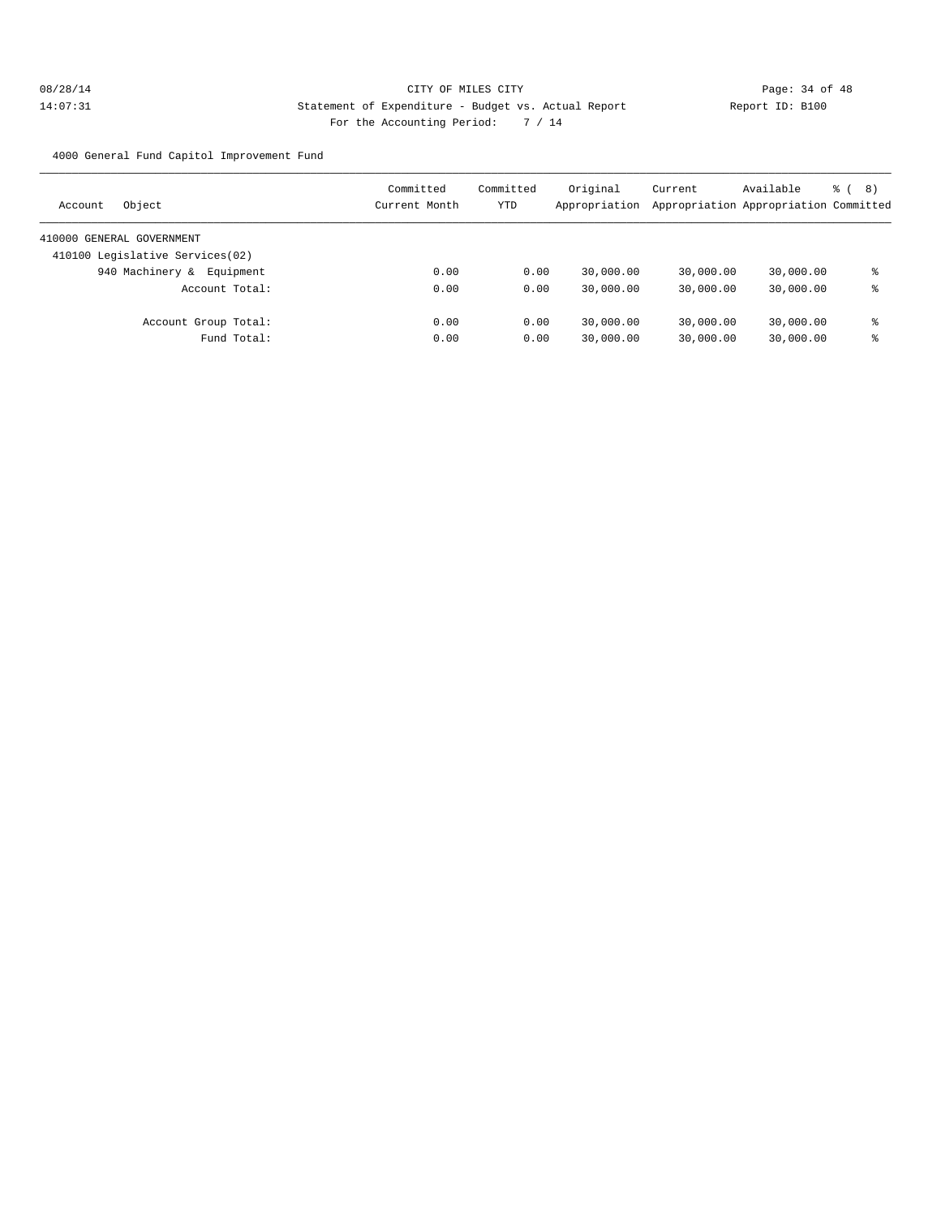CITY OF MILES CITY

Statement of Expenditure - Budget vs. Actual Report

Report ID: B100

For the Accounting Period: 7 / 14

4000 General Fund Capitol Improvement Fund

| Account Object | Committed Current Month | Committed YTD | Original Appropriation | Current Appropriation | Available Appropriation | % ( 8) Committed |
|---|---|---|---|---|---|---|
| 410000 GENERAL GOVERNMENT | | | | | | |
| 410100 Legislative Services(02) | | | | | | |
| 940 Machinery & Equipment | 0.00 | 0.00 | 30,000.00 | 30,000.00 | 30,000.00 | % |
| Account Total: | 0.00 | 0.00 | 30,000.00 | 30,000.00 | 30,000.00 | % |
| Account Group Total: | 0.00 | 0.00 | 30,000.00 | 30,000.00 | 30,000.00 | % |
| Fund Total: | 0.00 | 0.00 | 30,000.00 | 30,000.00 | 30,000.00 | % |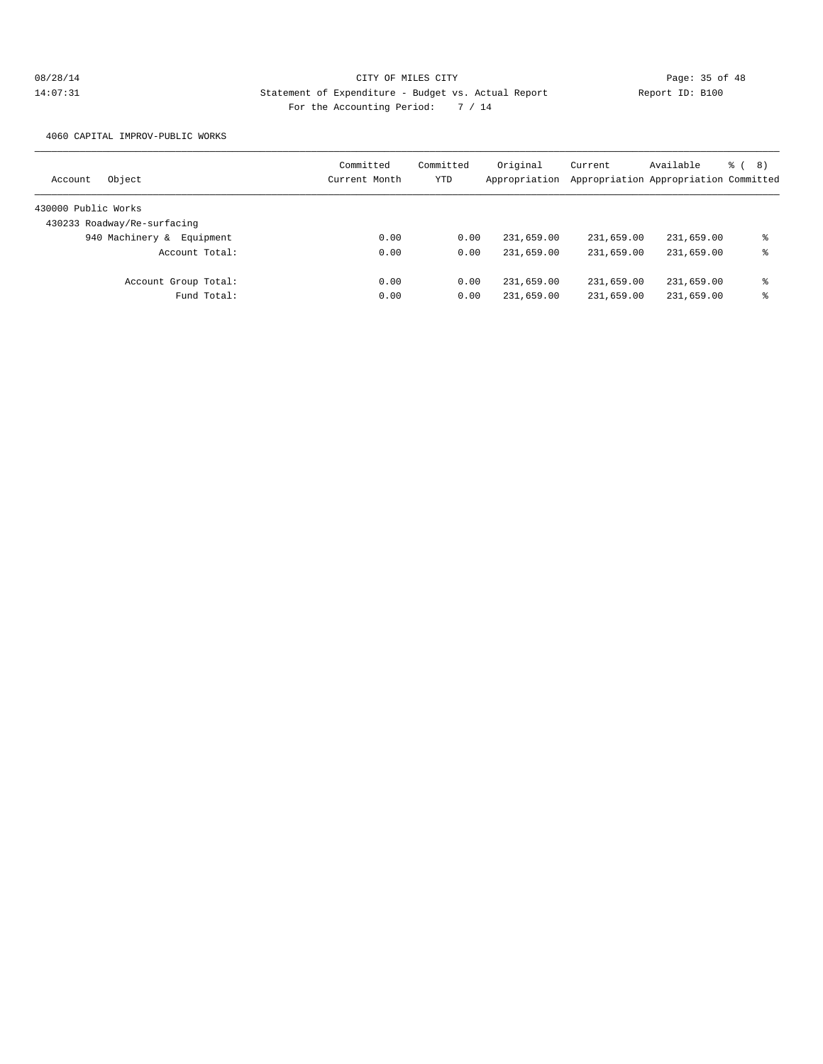CITY OF MILES CITY

Statement of Expenditure - Budget vs. Actual Report

For the Accounting Period: 7 / 14

08/28/14 14:07:31 Report ID: B100

4060 CAPITAL IMPROV-PUBLIC WORKS

| Account Object | Committed Current Month | Committed YTD | Original Appropriation | Current Appropriation | Available Appropriation | % ( 8) Committed |
|---|---|---|---|---|---|---|
| 430000 Public Works | | | | | | |
| 430233 Roadway/Re-surfacing | | | | | | |
| 940 Machinery & Equipment | 0.00 | 0.00 | 231,659.00 | 231,659.00 | 231,659.00 | % |
| Account Total: | 0.00 | 0.00 | 231,659.00 | 231,659.00 | 231,659.00 | % |
| Account Group Total: | 0.00 | 0.00 | 231,659.00 | 231,659.00 | 231,659.00 | % |
| Fund Total: | 0.00 | 0.00 | 231,659.00 | 231,659.00 | 231,659.00 | % |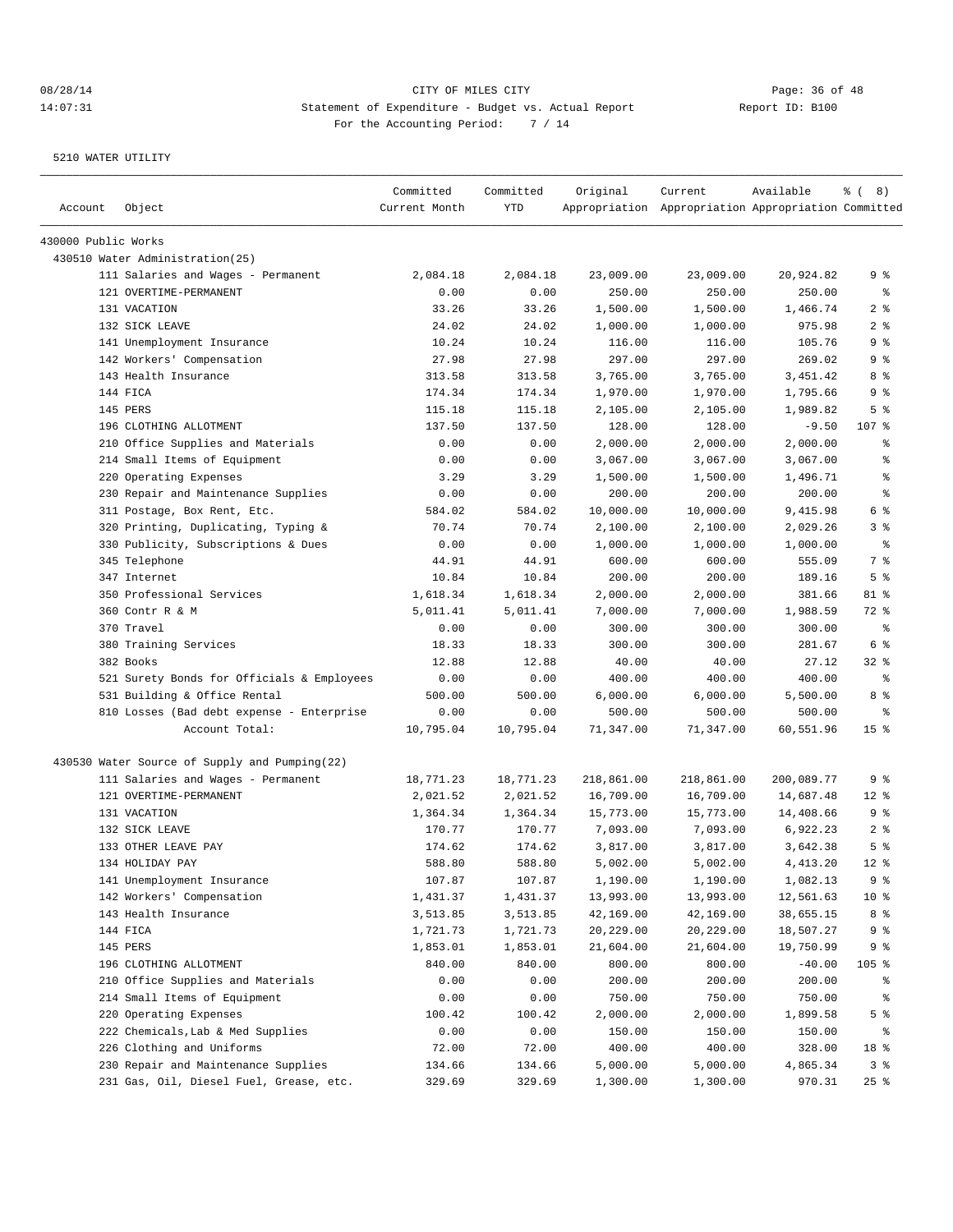CITY OF MILES CITY
Statement of Expenditure - Budget vs. Actual Report
For the Accounting Period: 7 / 14

Report ID: B100

5210 WATER UTILITY

| Account | Object | Committed Current Month | Committed YTD | Original Appropriation | Current Appropriation | Available Appropriation | % ( 8) Committed |
|---|---|---|---|---|---|---|---|
| 430000 Public Works | | | | | | | |
| 430510 Water Administration(25) | | | | | | | |
| | 111 Salaries and Wages - Permanent | 2,084.18 | 2,084.18 | 23,009.00 | 23,009.00 | 20,924.82 | 9 % |
| | 121 OVERTIME-PERMANENT | 0.00 | 0.00 | 250.00 | 250.00 | 250.00 | % |
| | 131 VACATION | 33.26 | 33.26 | 1,500.00 | 1,500.00 | 1,466.74 | 2 % |
| | 132 SICK LEAVE | 24.02 | 24.02 | 1,000.00 | 1,000.00 | 975.98 | 2 % |
| | 141 Unemployment Insurance | 10.24 | 10.24 | 116.00 | 116.00 | 105.76 | 9 % |
| | 142 Workers' Compensation | 27.98 | 27.98 | 297.00 | 297.00 | 269.02 | 9 % |
| | 143 Health Insurance | 313.58 | 313.58 | 3,765.00 | 3,765.00 | 3,451.42 | 8 % |
| | 144 FICA | 174.34 | 174.34 | 1,970.00 | 1,970.00 | 1,795.66 | 9 % |
| | 145 PERS | 115.18 | 115.18 | 2,105.00 | 2,105.00 | 1,989.82 | 5 % |
| | 196 CLOTHING ALLOTMENT | 137.50 | 137.50 | 128.00 | 128.00 | -9.50 | 107 % |
| | 210 Office Supplies and Materials | 0.00 | 0.00 | 2,000.00 | 2,000.00 | 2,000.00 | % |
| | 214 Small Items of Equipment | 0.00 | 0.00 | 3,067.00 | 3,067.00 | 3,067.00 | % |
| | 220 Operating Expenses | 3.29 | 3.29 | 1,500.00 | 1,500.00 | 1,496.71 | % |
| | 230 Repair and Maintenance Supplies | 0.00 | 0.00 | 200.00 | 200.00 | 200.00 | % |
| | 311 Postage, Box Rent, Etc. | 584.02 | 584.02 | 10,000.00 | 10,000.00 | 9,415.98 | 6 % |
| | 320 Printing, Duplicating, Typing & | 70.74 | 70.74 | 2,100.00 | 2,100.00 | 2,029.26 | 3 % |
| | 330 Publicity, Subscriptions & Dues | 0.00 | 0.00 | 1,000.00 | 1,000.00 | 1,000.00 | % |
| | 345 Telephone | 44.91 | 44.91 | 600.00 | 600.00 | 555.09 | 7 % |
| | 347 Internet | 10.84 | 10.84 | 200.00 | 200.00 | 189.16 | 5 % |
| | 350 Professional Services | 1,618.34 | 1,618.34 | 2,000.00 | 2,000.00 | 381.66 | 81 % |
| | 360 Contr R & M | 5,011.41 | 5,011.41 | 7,000.00 | 7,000.00 | 1,988.59 | 72 % |
| | 370 Travel | 0.00 | 0.00 | 300.00 | 300.00 | 300.00 | % |
| | 380 Training Services | 18.33 | 18.33 | 300.00 | 300.00 | 281.67 | 6 % |
| | 382 Books | 12.88 | 12.88 | 40.00 | 40.00 | 27.12 | 32 % |
| | 521 Surety Bonds for Officials & Employees | 0.00 | 0.00 | 400.00 | 400.00 | 400.00 | % |
| | 531 Building & Office Rental | 500.00 | 500.00 | 6,000.00 | 6,000.00 | 5,500.00 | 8 % |
| | 810 Losses (Bad debt expense - Enterprise | 0.00 | 0.00 | 500.00 | 500.00 | 500.00 | % |
| | Account Total: | 10,795.04 | 10,795.04 | 71,347.00 | 71,347.00 | 60,551.96 | 15 % |
| 430530 Water Source of Supply and Pumping(22) | | | | | | | |
| | 111 Salaries and Wages - Permanent | 18,771.23 | 18,771.23 | 218,861.00 | 218,861.00 | 200,089.77 | 9 % |
| | 121 OVERTIME-PERMANENT | 2,021.52 | 2,021.52 | 16,709.00 | 16,709.00 | 14,687.48 | 12 % |
| | 131 VACATION | 1,364.34 | 1,364.34 | 15,773.00 | 15,773.00 | 14,408.66 | 9 % |
| | 132 SICK LEAVE | 170.77 | 170.77 | 7,093.00 | 7,093.00 | 6,922.23 | 2 % |
| | 133 OTHER LEAVE PAY | 174.62 | 174.62 | 3,817.00 | 3,817.00 | 3,642.38 | 5 % |
| | 134 HOLIDAY PAY | 588.80 | 588.80 | 5,002.00 | 5,002.00 | 4,413.20 | 12 % |
| | 141 Unemployment Insurance | 107.87 | 107.87 | 1,190.00 | 1,190.00 | 1,082.13 | 9 % |
| | 142 Workers' Compensation | 1,431.37 | 1,431.37 | 13,993.00 | 13,993.00 | 12,561.63 | 10 % |
| | 143 Health Insurance | 3,513.85 | 3,513.85 | 42,169.00 | 42,169.00 | 38,655.15 | 8 % |
| | 144 FICA | 1,721.73 | 1,721.73 | 20,229.00 | 20,229.00 | 18,507.27 | 9 % |
| | 145 PERS | 1,853.01 | 1,853.01 | 21,604.00 | 21,604.00 | 19,750.99 | 9 % |
| | 196 CLOTHING ALLOTMENT | 840.00 | 840.00 | 800.00 | 800.00 | -40.00 | 105 % |
| | 210 Office Supplies and Materials | 0.00 | 0.00 | 200.00 | 200.00 | 200.00 | % |
| | 214 Small Items of Equipment | 0.00 | 0.00 | 750.00 | 750.00 | 750.00 | % |
| | 220 Operating Expenses | 100.42 | 100.42 | 2,000.00 | 2,000.00 | 1,899.58 | 5 % |
| | 222 Chemicals,Lab & Med Supplies | 0.00 | 0.00 | 150.00 | 150.00 | 150.00 | % |
| | 226 Clothing and Uniforms | 72.00 | 72.00 | 400.00 | 400.00 | 328.00 | 18 % |
| | 230 Repair and Maintenance Supplies | 134.66 | 134.66 | 5,000.00 | 5,000.00 | 4,865.34 | 3 % |
| | 231 Gas, Oil, Diesel Fuel, Grease, etc. | 329.69 | 329.69 | 1,300.00 | 1,300.00 | 970.31 | 25 % |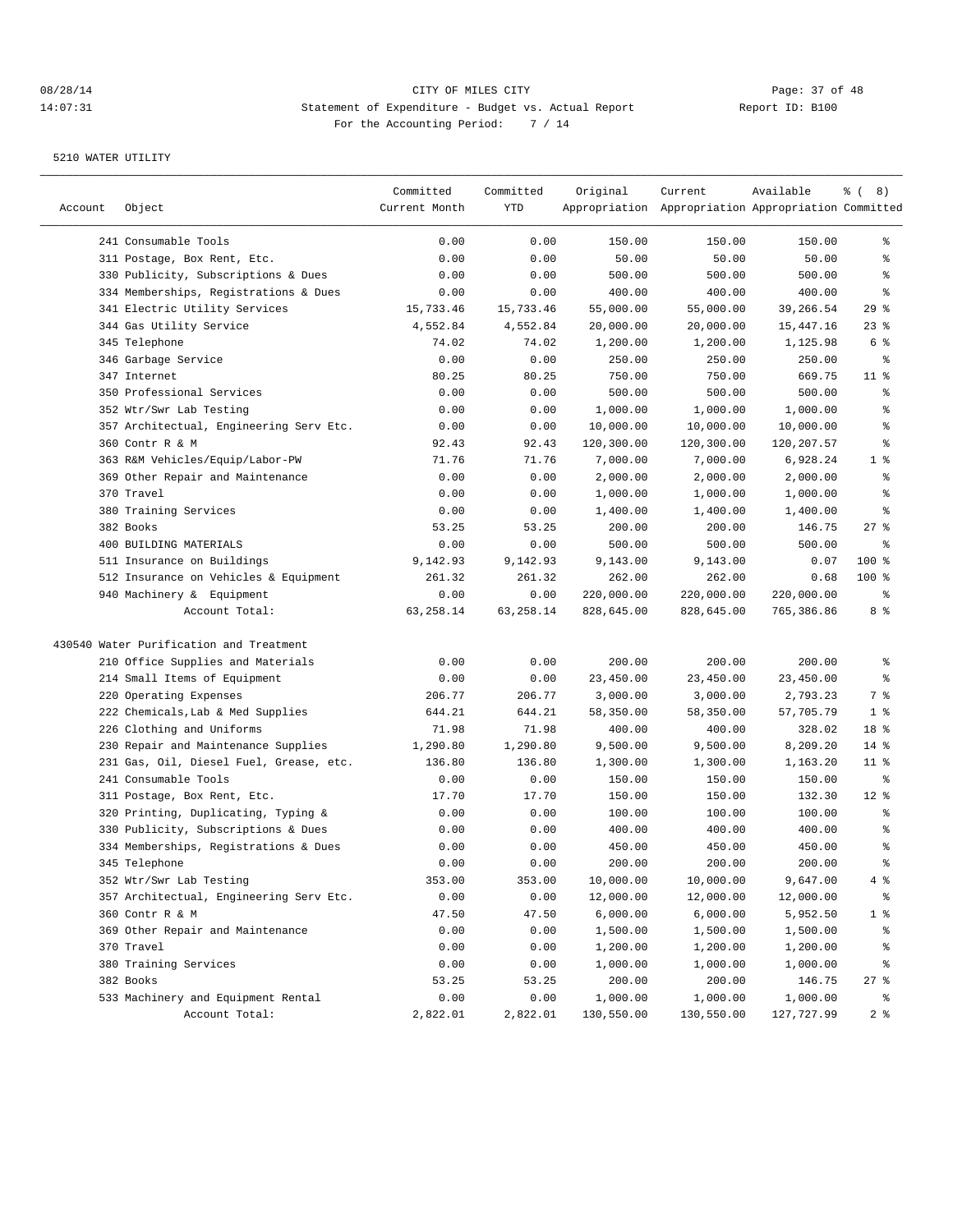08/28/14 CITY OF MILES CITY
14:07:31 Statement of Expenditure - Budget vs. Actual Report Report ID: B100
For the Accounting Period: 7 / 14

5210 WATER UTILITY

| Account | Object | Committed Current Month | Committed YTD | Original Appropriation | Current Appropriation | Available Appropriation | % ( 8) Committed |
|---|---|---|---|---|---|---|---|
| | 241 Consumable Tools | 0.00 | 0.00 | 150.00 | 150.00 | 150.00 | % |
| | 311 Postage, Box Rent, Etc. | 0.00 | 0.00 | 50.00 | 50.00 | 50.00 | % |
| | 330 Publicity, Subscriptions & Dues | 0.00 | 0.00 | 500.00 | 500.00 | 500.00 | % |
| | 334 Memberships, Registrations & Dues | 0.00 | 0.00 | 400.00 | 400.00 | 400.00 | % |
| | 341 Electric Utility Services | 15,733.46 | 15,733.46 | 55,000.00 | 55,000.00 | 39,266.54 | 29 % |
| | 344 Gas Utility Service | 4,552.84 | 4,552.84 | 20,000.00 | 20,000.00 | 15,447.16 | 23 % |
| | 345 Telephone | 74.02 | 74.02 | 1,200.00 | 1,200.00 | 1,125.98 | 6 % |
| | 346 Garbage Service | 0.00 | 0.00 | 250.00 | 250.00 | 250.00 | % |
| | 347 Internet | 80.25 | 80.25 | 750.00 | 750.00 | 669.75 | 11 % |
| | 350 Professional Services | 0.00 | 0.00 | 500.00 | 500.00 | 500.00 | % |
| | 352 Wtr/Swr Lab Testing | 0.00 | 0.00 | 1,000.00 | 1,000.00 | 1,000.00 | % |
| | 357 Architectual, Engineering Serv Etc. | 0.00 | 0.00 | 10,000.00 | 10,000.00 | 10,000.00 | % |
| | 360 Contr R & M | 92.43 | 92.43 | 120,300.00 | 120,300.00 | 120,207.57 | % |
| | 363 R&M Vehicles/Equip/Labor-PW | 71.76 | 71.76 | 7,000.00 | 7,000.00 | 6,928.24 | 1 % |
| | 369 Other Repair and Maintenance | 0.00 | 0.00 | 2,000.00 | 2,000.00 | 2,000.00 | % |
| | 370 Travel | 0.00 | 0.00 | 1,000.00 | 1,000.00 | 1,000.00 | % |
| | 380 Training Services | 0.00 | 0.00 | 1,400.00 | 1,400.00 | 1,400.00 | % |
| | 382 Books | 53.25 | 53.25 | 200.00 | 200.00 | 146.75 | 27 % |
| | 400 BUILDING MATERIALS | 0.00 | 0.00 | 500.00 | 500.00 | 500.00 | % |
| | 511 Insurance on Buildings | 9,142.93 | 9,142.93 | 9,143.00 | 9,143.00 | 0.07 | 100 % |
| | 512 Insurance on Vehicles & Equipment | 261.32 | 261.32 | 262.00 | 262.00 | 0.68 | 100 % |
| | 940 Machinery & Equipment | 0.00 | 0.00 | 220,000.00 | 220,000.00 | 220,000.00 | % |
| | Account Total: | 63,258.14 | 63,258.14 | 828,645.00 | 828,645.00 | 765,386.86 | 8 % |
| 430540 Water Purification and Treatment | | | | | | | |
| | 210 Office Supplies and Materials | 0.00 | 0.00 | 200.00 | 200.00 | 200.00 | % |
| | 214 Small Items of Equipment | 0.00 | 0.00 | 23,450.00 | 23,450.00 | 23,450.00 | % |
| | 220 Operating Expenses | 206.77 | 206.77 | 3,000.00 | 3,000.00 | 2,793.23 | 7 % |
| | 222 Chemicals,Lab & Med Supplies | 644.21 | 644.21 | 58,350.00 | 58,350.00 | 57,705.79 | 1 % |
| | 226 Clothing and Uniforms | 71.98 | 71.98 | 400.00 | 400.00 | 328.02 | 18 % |
| | 230 Repair and Maintenance Supplies | 1,290.80 | 1,290.80 | 9,500.00 | 9,500.00 | 8,209.20 | 14 % |
| | 231 Gas, Oil, Diesel Fuel, Grease, etc. | 136.80 | 136.80 | 1,300.00 | 1,300.00 | 1,163.20 | 11 % |
| | 241 Consumable Tools | 0.00 | 0.00 | 150.00 | 150.00 | 150.00 | % |
| | 311 Postage, Box Rent, Etc. | 17.70 | 17.70 | 150.00 | 150.00 | 132.30 | 12 % |
| | 320 Printing, Duplicating, Typing & | 0.00 | 0.00 | 100.00 | 100.00 | 100.00 | % |
| | 330 Publicity, Subscriptions & Dues | 0.00 | 0.00 | 400.00 | 400.00 | 400.00 | % |
| | 334 Memberships, Registrations & Dues | 0.00 | 0.00 | 450.00 | 450.00 | 450.00 | % |
| | 345 Telephone | 0.00 | 0.00 | 200.00 | 200.00 | 200.00 | % |
| | 352 Wtr/Swr Lab Testing | 353.00 | 353.00 | 10,000.00 | 10,000.00 | 9,647.00 | 4 % |
| | 357 Architectual, Engineering Serv Etc. | 0.00 | 0.00 | 12,000.00 | 12,000.00 | 12,000.00 | % |
| | 360 Contr R & M | 47.50 | 47.50 | 6,000.00 | 6,000.00 | 5,952.50 | 1 % |
| | 369 Other Repair and Maintenance | 0.00 | 0.00 | 1,500.00 | 1,500.00 | 1,500.00 | % |
| | 370 Travel | 0.00 | 0.00 | 1,200.00 | 1,200.00 | 1,200.00 | % |
| | 380 Training Services | 0.00 | 0.00 | 1,000.00 | 1,000.00 | 1,000.00 | % |
| | 382 Books | 53.25 | 53.25 | 200.00 | 200.00 | 146.75 | 27 % |
| | 533 Machinery and Equipment Rental | 0.00 | 0.00 | 1,000.00 | 1,000.00 | 1,000.00 | % |
| | Account Total: | 2,822.01 | 2,822.01 | 130,550.00 | 130,550.00 | 127,727.99 | 2 % |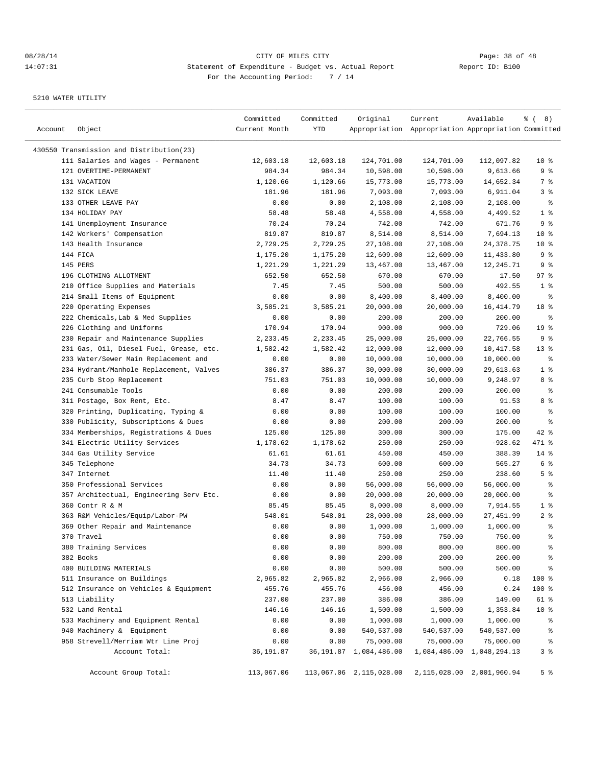CITY OF MILES CITY
Statement of Expenditure - Budget vs. Actual Report
For the Accounting Period: 7 / 14

08/28/14
14:07:31

Report ID: B100

5210 WATER UTILITY

| Account | Object | Committed Current Month | Committed YTD | Original Appropriation | Current Appropriation | Available Appropriation | % ( 8) Committed |
|---|---|---|---|---|---|---|---|
| 430550 Transmission and Distribution(23) | | | | | | | |
| | 111 Salaries and Wages - Permanent | 12,603.18 | 12,603.18 | 124,701.00 | 124,701.00 | 112,097.82 | 10 % |
| | 121 OVERTIME-PERMANENT | 984.34 | 984.34 | 10,598.00 | 10,598.00 | 9,613.66 | 9 % |
| | 131 VACATION | 1,120.66 | 1,120.66 | 15,773.00 | 15,773.00 | 14,652.34 | 7 % |
| | 132 SICK LEAVE | 181.96 | 181.96 | 7,093.00 | 7,093.00 | 6,911.04 | 3 % |
| | 133 OTHER LEAVE PAY | 0.00 | 0.00 | 2,108.00 | 2,108.00 | 2,108.00 | % |
| | 134 HOLIDAY PAY | 58.48 | 58.48 | 4,558.00 | 4,558.00 | 4,499.52 | 1 % |
| | 141 Unemployment Insurance | 70.24 | 70.24 | 742.00 | 742.00 | 671.76 | 9 % |
| | 142 Workers' Compensation | 819.87 | 819.87 | 8,514.00 | 8,514.00 | 7,694.13 | 10 % |
| | 143 Health Insurance | 2,729.25 | 2,729.25 | 27,108.00 | 27,108.00 | 24,378.75 | 10 % |
| | 144 FICA | 1,175.20 | 1,175.20 | 12,609.00 | 12,609.00 | 11,433.80 | 9 % |
| | 145 PERS | 1,221.29 | 1,221.29 | 13,467.00 | 13,467.00 | 12,245.71 | 9 % |
| | 196 CLOTHING ALLOTMENT | 652.50 | 652.50 | 670.00 | 670.00 | 17.50 | 97 % |
| | 210 Office Supplies and Materials | 7.45 | 7.45 | 500.00 | 500.00 | 492.55 | 1 % |
| | 214 Small Items of Equipment | 0.00 | 0.00 | 8,400.00 | 8,400.00 | 8,400.00 | % |
| | 220 Operating Expenses | 3,585.21 | 3,585.21 | 20,000.00 | 20,000.00 | 16,414.79 | 18 % |
| | 222 Chemicals,Lab & Med Supplies | 0.00 | 0.00 | 200.00 | 200.00 | 200.00 | % |
| | 226 Clothing and Uniforms | 170.94 | 170.94 | 900.00 | 900.00 | 729.06 | 19 % |
| | 230 Repair and Maintenance Supplies | 2,233.45 | 2,233.45 | 25,000.00 | 25,000.00 | 22,766.55 | 9 % |
| | 231 Gas, Oil, Diesel Fuel, Grease, etc. | 1,582.42 | 1,582.42 | 12,000.00 | 12,000.00 | 10,417.58 | 13 % |
| | 233 Water/Sewer Main Replacement and | 0.00 | 0.00 | 10,000.00 | 10,000.00 | 10,000.00 | % |
| | 234 Hydrant/Manhole Replacement, Valves | 386.37 | 386.37 | 30,000.00 | 30,000.00 | 29,613.63 | 1 % |
| | 235 Curb Stop Replacement | 751.03 | 751.03 | 10,000.00 | 10,000.00 | 9,248.97 | 8 % |
| | 241 Consumable Tools | 0.00 | 0.00 | 200.00 | 200.00 | 200.00 | % |
| | 311 Postage, Box Rent, Etc. | 8.47 | 8.47 | 100.00 | 100.00 | 91.53 | 8 % |
| | 320 Printing, Duplicating, Typing & | 0.00 | 0.00 | 100.00 | 100.00 | 100.00 | % |
| | 330 Publicity, Subscriptions & Dues | 0.00 | 0.00 | 200.00 | 200.00 | 200.00 | % |
| | 334 Memberships, Registrations & Dues | 125.00 | 125.00 | 300.00 | 300.00 | 175.00 | 42 % |
| | 341 Electric Utility Services | 1,178.62 | 1,178.62 | 250.00 | 250.00 | -928.62 | 471 % |
| | 344 Gas Utility Service | 61.61 | 61.61 | 450.00 | 450.00 | 388.39 | 14 % |
| | 345 Telephone | 34.73 | 34.73 | 600.00 | 600.00 | 565.27 | 6 % |
| | 347 Internet | 11.40 | 11.40 | 250.00 | 250.00 | 238.60 | 5 % |
| | 350 Professional Services | 0.00 | 0.00 | 56,000.00 | 56,000.00 | 56,000.00 | % |
| | 357 Architectual, Engineering Serv Etc. | 0.00 | 0.00 | 20,000.00 | 20,000.00 | 20,000.00 | % |
| | 360 Contr R & M | 85.45 | 85.45 | 8,000.00 | 8,000.00 | 7,914.55 | 1 % |
| | 363 R&M Vehicles/Equip/Labor-PW | 548.01 | 548.01 | 28,000.00 | 28,000.00 | 27,451.99 | 2 % |
| | 369 Other Repair and Maintenance | 0.00 | 0.00 | 1,000.00 | 1,000.00 | 1,000.00 | % |
| | 370 Travel | 0.00 | 0.00 | 750.00 | 750.00 | 750.00 | % |
| | 380 Training Services | 0.00 | 0.00 | 800.00 | 800.00 | 800.00 | % |
| | 382 Books | 0.00 | 0.00 | 200.00 | 200.00 | 200.00 | % |
| | 400 BUILDING MATERIALS | 0.00 | 0.00 | 500.00 | 500.00 | 500.00 | % |
| | 511 Insurance on Buildings | 2,965.82 | 2,965.82 | 2,966.00 | 2,966.00 | 0.18 | 100 % |
| | 512 Insurance on Vehicles & Equipment | 455.76 | 455.76 | 456.00 | 456.00 | 0.24 | 100 % |
| | 513 Liability | 237.00 | 237.00 | 386.00 | 386.00 | 149.00 | 61 % |
| | 532 Land Rental | 146.16 | 146.16 | 1,500.00 | 1,500.00 | 1,353.84 | 10 % |
| | 533 Machinery and Equipment Rental | 0.00 | 0.00 | 1,000.00 | 1,000.00 | 1,000.00 | % |
| | 940 Machinery & Equipment | 0.00 | 0.00 | 540,537.00 | 540,537.00 | 540,537.00 | % |
| | 958 Strevell/Merriam Wtr Line Proj | 0.00 | 0.00 | 75,000.00 | 75,000.00 | 75,000.00 | % |
| | Account Total: | 36,191.87 | 36,191.87 | 1,084,486.00 | 1,084,486.00 | 1,048,294.13 | 3 % |
| | Account Group Total: | 113,067.06 | 113,067.06 | 2,115,028.00 | 2,115,028.00 | 2,001,960.94 | 5 % |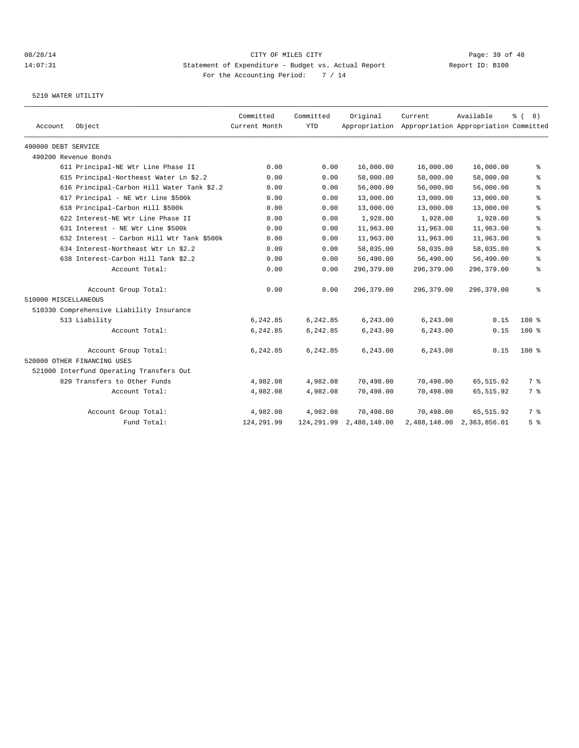# CITY OF MILES CITY

## Statement of Expenditure - Budget vs. Actual Report

For the Accounting Period: 7 / 14

08/28/14 14:07:31 — Report ID: B100

### 5210 WATER UTILITY

| Account | Object | Committed Current Month | Committed YTD | Original Appropriation | Current Appropriation | Available Appropriation | % ( 8) Committed |
|---|---|---|---|---|---|---|---|
| 490000 DEBT SERVICE | | | | | | | |
| 490200 Revenue Bonds | | | | | | | |
| | 611 Principal-NE Wtr Line Phase II | 0.00 | 0.00 | 16,000.00 | 16,000.00 | 16,000.00 | % |
| | 615 Principal-Northeast Water Ln $2.2 | 0.00 | 0.00 | 58,000.00 | 58,000.00 | 58,000.00 | % |
| | 616 Principal-Carbon Hill Water Tank $2.2 | 0.00 | 0.00 | 56,000.00 | 56,000.00 | 56,000.00 | % |
| | 617 Principal - NE Wtr Line $500k | 0.00 | 0.00 | 13,000.00 | 13,000.00 | 13,000.00 | % |
| | 618 Principal-Carbon Hill $500k | 0.00 | 0.00 | 13,000.00 | 13,000.00 | 13,000.00 | % |
| | 622 Interest-NE Wtr Line Phase II | 0.00 | 0.00 | 1,928.00 | 1,928.00 | 1,928.00 | % |
| | 631 Interest - NE Wtr Line $500k | 0.00 | 0.00 | 11,963.00 | 11,963.00 | 11,963.00 | % |
| | 632 Interest - Carbon Hill Wtr Tank $500k | 0.00 | 0.00 | 11,963.00 | 11,963.00 | 11,963.00 | % |
| | 634 Interest-Northeast Wtr Ln $2.2 | 0.00 | 0.00 | 58,035.00 | 58,035.00 | 58,035.00 | % |
| | 638 Interest-Carbon Hill Tank $2.2 | 0.00 | 0.00 | 56,490.00 | 56,490.00 | 56,490.00 | % |
| | Account Total: | 0.00 | 0.00 | 296,379.00 | 296,379.00 | 296,379.00 | % |
| | Account Group Total: | 0.00 | 0.00 | 296,379.00 | 296,379.00 | 296,379.00 | % |
| 510000 MISCELLANEOUS | | | | | | | |
| 510330 Comprehensive Liability Insurance | | | | | | | |
| | 513 Liability | 6,242.85 | 6,242.85 | 6,243.00 | 6,243.00 | 0.15 | 100 % |
| | Account Total: | 6,242.85 | 6,242.85 | 6,243.00 | 6,243.00 | 0.15 | 100 % |
| | Account Group Total: | 6,242.85 | 6,242.85 | 6,243.00 | 6,243.00 | 0.15 | 100 % |
| 520000 OTHER FINANCING USES | | | | | | | |
| 521000 Interfund Operating Transfers Out | | | | | | | |
| | 820 Transfers to Other Funds | 4,982.08 | 4,982.08 | 70,498.00 | 70,498.00 | 65,515.92 | 7 % |
| | Account Total: | 4,982.08 | 4,982.08 | 70,498.00 | 70,498.00 | 65,515.92 | 7 % |
| | Account Group Total: | 4,982.08 | 4,982.08 | 70,498.00 | 70,498.00 | 65,515.92 | 7 % |
| | Fund Total: | 124,291.99 | 124,291.99 | 2,488,148.00 | 2,488,148.00 | 2,363,856.01 | 5 % |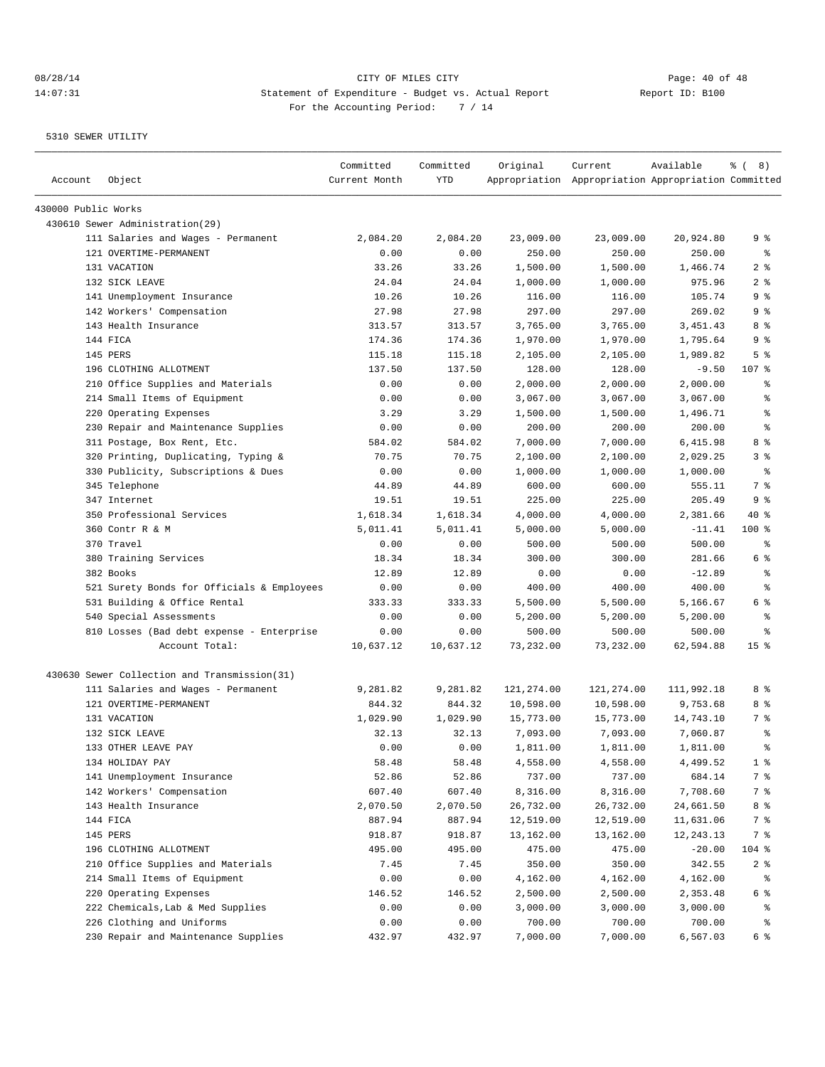CITY OF MILES CITY

Statement of Expenditure - Budget vs. Actual Report

For the Accounting Period: 7 / 14

08/28/14 14:07:31 Report ID: B100

5310 SEWER UTILITY

| Account | Object | Committed Current Month | Committed YTD | Original Appropriation | Current Appropriation | Available Appropriation | % ( 8) Committed |
|---|---|---|---|---|---|---|---|
| 430000 Public Works | | | | | | | |
| 430610 Sewer Administration(29) | | | | | | | |
| | 111 Salaries and Wages - Permanent | 2,084.20 | 2,084.20 | 23,009.00 | 23,009.00 | 20,924.80 | 9 % |
| | 121 OVERTIME-PERMANENT | 0.00 | 0.00 | 250.00 | 250.00 | 250.00 | % |
| | 131 VACATION | 33.26 | 33.26 | 1,500.00 | 1,500.00 | 1,466.74 | 2 % |
| | 132 SICK LEAVE | 24.04 | 24.04 | 1,000.00 | 1,000.00 | 975.96 | 2 % |
| | 141 Unemployment Insurance | 10.26 | 10.26 | 116.00 | 116.00 | 105.74 | 9 % |
| | 142 Workers' Compensation | 27.98 | 27.98 | 297.00 | 297.00 | 269.02 | 9 % |
| | 143 Health Insurance | 313.57 | 313.57 | 3,765.00 | 3,765.00 | 3,451.43 | 8 % |
| | 144 FICA | 174.36 | 174.36 | 1,970.00 | 1,970.00 | 1,795.64 | 9 % |
| | 145 PERS | 115.18 | 115.18 | 2,105.00 | 2,105.00 | 1,989.82 | 5 % |
| | 196 CLOTHING ALLOTMENT | 137.50 | 137.50 | 128.00 | 128.00 | -9.50 | 107 % |
| | 210 Office Supplies and Materials | 0.00 | 0.00 | 2,000.00 | 2,000.00 | 2,000.00 | % |
| | 214 Small Items of Equipment | 0.00 | 0.00 | 3,067.00 | 3,067.00 | 3,067.00 | % |
| | 220 Operating Expenses | 3.29 | 3.29 | 1,500.00 | 1,500.00 | 1,496.71 | % |
| | 230 Repair and Maintenance Supplies | 0.00 | 0.00 | 200.00 | 200.00 | 200.00 | % |
| | 311 Postage, Box Rent, Etc. | 584.02 | 584.02 | 7,000.00 | 7,000.00 | 6,415.98 | 8 % |
| | 320 Printing, Duplicating, Typing & | 70.75 | 70.75 | 2,100.00 | 2,100.00 | 2,029.25 | 3 % |
| | 330 Publicity, Subscriptions & Dues | 0.00 | 0.00 | 1,000.00 | 1,000.00 | 1,000.00 | % |
| | 345 Telephone | 44.89 | 44.89 | 600.00 | 600.00 | 555.11 | 7 % |
| | 347 Internet | 19.51 | 19.51 | 225.00 | 225.00 | 205.49 | 9 % |
| | 350 Professional Services | 1,618.34 | 1,618.34 | 4,000.00 | 4,000.00 | 2,381.66 | 40 % |
| | 360 Contr R & M | 5,011.41 | 5,011.41 | 5,000.00 | 5,000.00 | -11.41 | 100 % |
| | 370 Travel | 0.00 | 0.00 | 500.00 | 500.00 | 500.00 | % |
| | 380 Training Services | 18.34 | 18.34 | 300.00 | 300.00 | 281.66 | 6 % |
| | 382 Books | 12.89 | 12.89 | 0.00 | 0.00 | -12.89 | % |
| | 521 Surety Bonds for Officials & Employees | 0.00 | 0.00 | 400.00 | 400.00 | 400.00 | % |
| | 531 Building & Office Rental | 333.33 | 333.33 | 5,500.00 | 5,500.00 | 5,166.67 | 6 % |
| | 540 Special Assessments | 0.00 | 0.00 | 5,200.00 | 5,200.00 | 5,200.00 | % |
| | 810 Losses (Bad debt expense - Enterprise | 0.00 | 0.00 | 500.00 | 500.00 | 500.00 | % |
| | Account Total: | 10,637.12 | 10,637.12 | 73,232.00 | 73,232.00 | 62,594.88 | 15 % |
| 430630 Sewer Collection and Transmission(31) | | | | | | | |
| | 111 Salaries and Wages - Permanent | 9,281.82 | 9,281.82 | 121,274.00 | 121,274.00 | 111,992.18 | 8 % |
| | 121 OVERTIME-PERMANENT | 844.32 | 844.32 | 10,598.00 | 10,598.00 | 9,753.68 | 8 % |
| | 131 VACATION | 1,029.90 | 1,029.90 | 15,773.00 | 15,773.00 | 14,743.10 | 7 % |
| | 132 SICK LEAVE | 32.13 | 32.13 | 7,093.00 | 7,093.00 | 7,060.87 | % |
| | 133 OTHER LEAVE PAY | 0.00 | 0.00 | 1,811.00 | 1,811.00 | 1,811.00 | % |
| | 134 HOLIDAY PAY | 58.48 | 58.48 | 4,558.00 | 4,558.00 | 4,499.52 | 1 % |
| | 141 Unemployment Insurance | 52.86 | 52.86 | 737.00 | 737.00 | 684.14 | 7 % |
| | 142 Workers' Compensation | 607.40 | 607.40 | 8,316.00 | 8,316.00 | 7,708.60 | 7 % |
| | 143 Health Insurance | 2,070.50 | 2,070.50 | 26,732.00 | 26,732.00 | 24,661.50 | 8 % |
| | 144 FICA | 887.94 | 887.94 | 12,519.00 | 12,519.00 | 11,631.06 | 7 % |
| | 145 PERS | 918.87 | 918.87 | 13,162.00 | 13,162.00 | 12,243.13 | 7 % |
| | 196 CLOTHING ALLOTMENT | 495.00 | 495.00 | 475.00 | 475.00 | -20.00 | 104 % |
| | 210 Office Supplies and Materials | 7.45 | 7.45 | 350.00 | 350.00 | 342.55 | 2 % |
| | 214 Small Items of Equipment | 0.00 | 0.00 | 4,162.00 | 4,162.00 | 4,162.00 | % |
| | 220 Operating Expenses | 146.52 | 146.52 | 2,500.00 | 2,500.00 | 2,353.48 | 6 % |
| | 222 Chemicals,Lab & Med Supplies | 0.00 | 0.00 | 3,000.00 | 3,000.00 | 3,000.00 | % |
| | 226 Clothing and Uniforms | 0.00 | 0.00 | 700.00 | 700.00 | 700.00 | % |
| | 230 Repair and Maintenance Supplies | 432.97 | 432.97 | 7,000.00 | 7,000.00 | 6,567.03 | 6 % |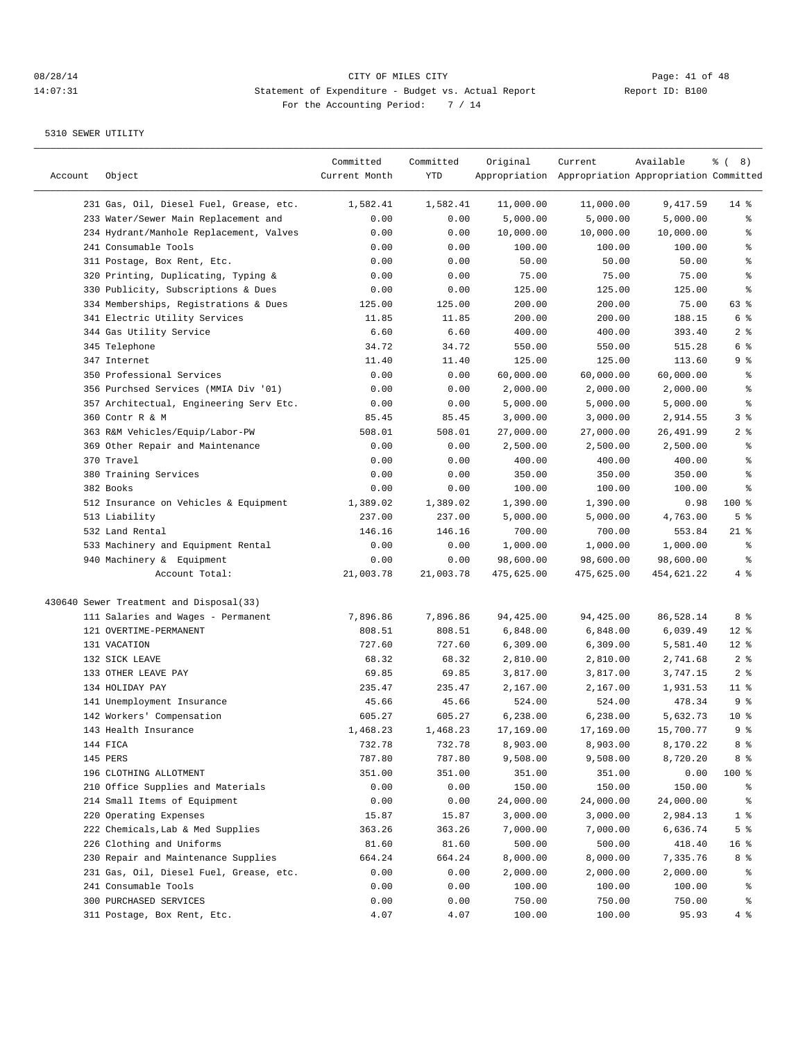08/28/14 CITY OF MILES CITY
14:07:31 Statement of Expenditure - Budget vs. Actual Report Report ID: B100
For the Accounting Period: 7 / 14

5310 SEWER UTILITY

| Account | Object | Committed Current Month | Committed YTD | Original Appropriation | Current Appropriation | Available Appropriation | % ( 8) Committed |
|---|---|---|---|---|---|---|---|
| | 231 Gas, Oil, Diesel Fuel, Grease, etc. | 1,582.41 | 1,582.41 | 11,000.00 | 11,000.00 | 9,417.59 | 14 % |
| | 233 Water/Sewer Main Replacement and | 0.00 | 0.00 | 5,000.00 | 5,000.00 | 5,000.00 | % |
| | 234 Hydrant/Manhole Replacement, Valves | 0.00 | 0.00 | 10,000.00 | 10,000.00 | 10,000.00 | % |
| | 241 Consumable Tools | 0.00 | 0.00 | 100.00 | 100.00 | 100.00 | % |
| | 311 Postage, Box Rent, Etc. | 0.00 | 0.00 | 50.00 | 50.00 | 50.00 | % |
| | 320 Printing, Duplicating, Typing & | 0.00 | 0.00 | 75.00 | 75.00 | 75.00 | % |
| | 330 Publicity, Subscriptions & Dues | 0.00 | 0.00 | 125.00 | 125.00 | 125.00 | % |
| | 334 Memberships, Registrations & Dues | 125.00 | 125.00 | 200.00 | 200.00 | 75.00 | 63 % |
| | 341 Electric Utility Services | 11.85 | 11.85 | 200.00 | 200.00 | 188.15 | 6 % |
| | 344 Gas Utility Service | 6.60 | 6.60 | 400.00 | 400.00 | 393.40 | 2 % |
| | 345 Telephone | 34.72 | 34.72 | 550.00 | 550.00 | 515.28 | 6 % |
| | 347 Internet | 11.40 | 11.40 | 125.00 | 125.00 | 113.60 | 9 % |
| | 350 Professional Services | 0.00 | 0.00 | 60,000.00 | 60,000.00 | 60,000.00 | % |
| | 356 Purchsed Services (MMIA Div '01) | 0.00 | 0.00 | 2,000.00 | 2,000.00 | 2,000.00 | % |
| | 357 Architectual, Engineering Serv Etc. | 0.00 | 0.00 | 5,000.00 | 5,000.00 | 5,000.00 | % |
| | 360 Contr R & M | 85.45 | 85.45 | 3,000.00 | 3,000.00 | 2,914.55 | 3 % |
| | 363 R&M Vehicles/Equip/Labor-PW | 508.01 | 508.01 | 27,000.00 | 27,000.00 | 26,491.99 | 2 % |
| | 369 Other Repair and Maintenance | 0.00 | 0.00 | 2,500.00 | 2,500.00 | 2,500.00 | % |
| | 370 Travel | 0.00 | 0.00 | 400.00 | 400.00 | 400.00 | % |
| | 380 Training Services | 0.00 | 0.00 | 350.00 | 350.00 | 350.00 | % |
| | 382 Books | 0.00 | 0.00 | 100.00 | 100.00 | 100.00 | % |
| | 512 Insurance on Vehicles & Equipment | 1,389.02 | 1,389.02 | 1,390.00 | 1,390.00 | 0.98 | 100 % |
| | 513 Liability | 237.00 | 237.00 | 5,000.00 | 5,000.00 | 4,763.00 | 5 % |
| | 532 Land Rental | 146.16 | 146.16 | 700.00 | 700.00 | 553.84 | 21 % |
| | 533 Machinery and Equipment Rental | 0.00 | 0.00 | 1,000.00 | 1,000.00 | 1,000.00 | % |
| | 940 Machinery & Equipment | 0.00 | 0.00 | 98,600.00 | 98,600.00 | 98,600.00 | % |
| | Account Total: | 21,003.78 | 21,003.78 | 475,625.00 | 475,625.00 | 454,621.22 | 4 % |
| 430640 Sewer Treatment and Disposal(33) | | | | | | | |
| | 111 Salaries and Wages - Permanent | 7,896.86 | 7,896.86 | 94,425.00 | 94,425.00 | 86,528.14 | 8 % |
| | 121 OVERTIME-PERMANENT | 808.51 | 808.51 | 6,848.00 | 6,848.00 | 6,039.49 | 12 % |
| | 131 VACATION | 727.60 | 727.60 | 6,309.00 | 6,309.00 | 5,581.40 | 12 % |
| | 132 SICK LEAVE | 68.32 | 68.32 | 2,810.00 | 2,810.00 | 2,741.68 | 2 % |
| | 133 OTHER LEAVE PAY | 69.85 | 69.85 | 3,817.00 | 3,817.00 | 3,747.15 | 2 % |
| | 134 HOLIDAY PAY | 235.47 | 235.47 | 2,167.00 | 2,167.00 | 1,931.53 | 11 % |
| | 141 Unemployment Insurance | 45.66 | 45.66 | 524.00 | 524.00 | 478.34 | 9 % |
| | 142 Workers' Compensation | 605.27 | 605.27 | 6,238.00 | 6,238.00 | 5,632.73 | 10 % |
| | 143 Health Insurance | 1,468.23 | 1,468.23 | 17,169.00 | 17,169.00 | 15,700.77 | 9 % |
| | 144 FICA | 732.78 | 732.78 | 8,903.00 | 8,903.00 | 8,170.22 | 8 % |
| | 145 PERS | 787.80 | 787.80 | 9,508.00 | 9,508.00 | 8,720.20 | 8 % |
| | 196 CLOTHING ALLOTMENT | 351.00 | 351.00 | 351.00 | 351.00 | 0.00 | 100 % |
| | 210 Office Supplies and Materials | 0.00 | 0.00 | 150.00 | 150.00 | 150.00 | % |
| | 214 Small Items of Equipment | 0.00 | 0.00 | 24,000.00 | 24,000.00 | 24,000.00 | % |
| | 220 Operating Expenses | 15.87 | 15.87 | 3,000.00 | 3,000.00 | 2,984.13 | 1 % |
| | 222 Chemicals,Lab & Med Supplies | 363.26 | 363.26 | 7,000.00 | 7,000.00 | 6,636.74 | 5 % |
| | 226 Clothing and Uniforms | 81.60 | 81.60 | 500.00 | 500.00 | 418.40 | 16 % |
| | 230 Repair and Maintenance Supplies | 664.24 | 664.24 | 8,000.00 | 8,000.00 | 7,335.76 | 8 % |
| | 231 Gas, Oil, Diesel Fuel, Grease, etc. | 0.00 | 0.00 | 2,000.00 | 2,000.00 | 2,000.00 | % |
| | 241 Consumable Tools | 0.00 | 0.00 | 100.00 | 100.00 | 100.00 | % |
| | 300 PURCHASED SERVICES | 0.00 | 0.00 | 750.00 | 750.00 | 750.00 | % |
| | 311 Postage, Box Rent, Etc. | 4.07 | 4.07 | 100.00 | 100.00 | 95.93 | 4 % |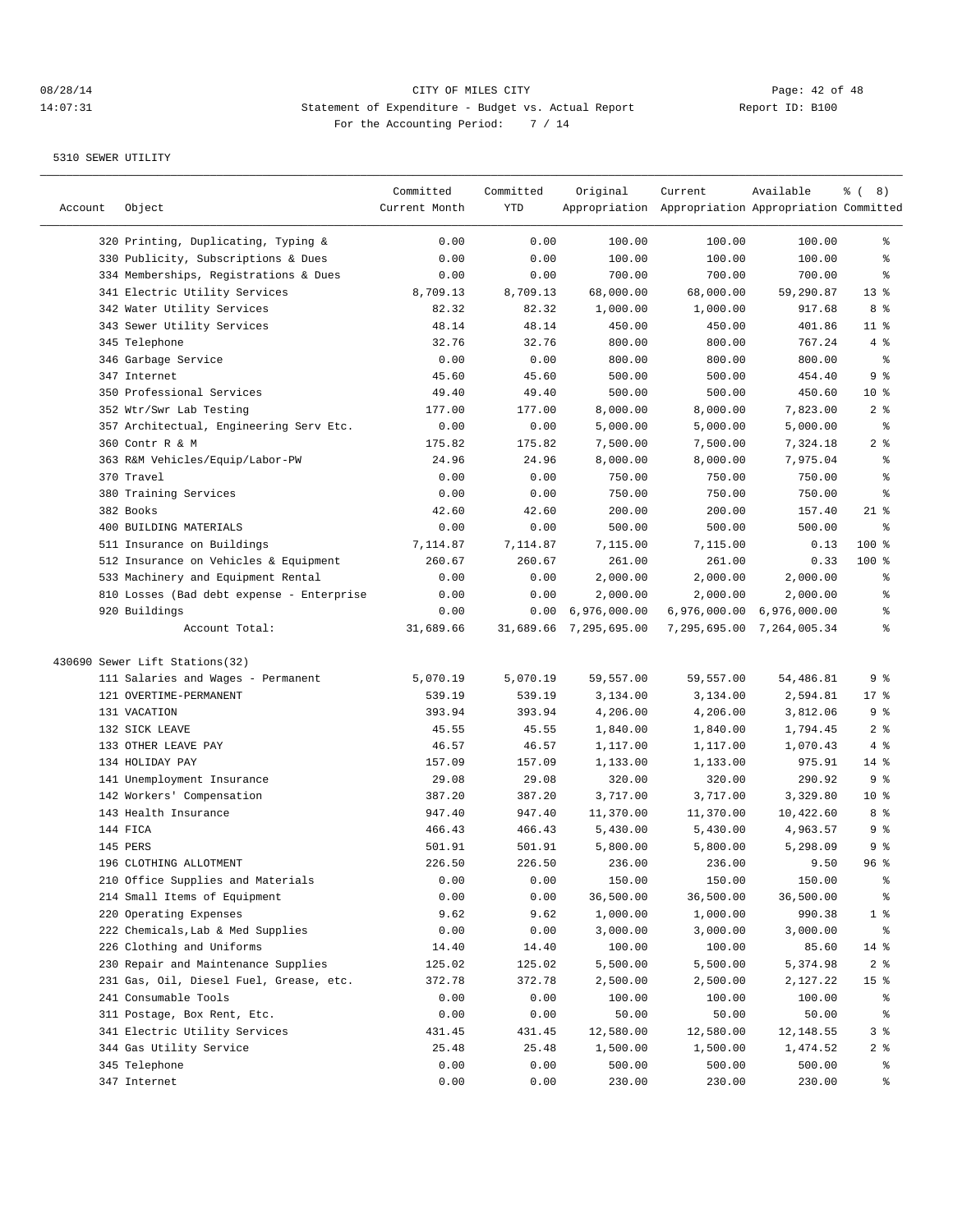CITY OF MILES CITY
Statement of Expenditure - Budget vs. Actual Report
For the Accounting Period: 7 / 14

5310 SEWER UTILITY

| Account | Object | Committed Current Month | Committed YTD | Original Appropriation | Current Appropriation | Available Appropriation | % ( 8) Committed |
|---|---|---|---|---|---|---|---|
| | 320 Printing, Duplicating, Typing & | 0.00 | 0.00 | 100.00 | 100.00 | 100.00 | % |
| | 330 Publicity, Subscriptions & Dues | 0.00 | 0.00 | 100.00 | 100.00 | 100.00 | % |
| | 334 Memberships, Registrations & Dues | 0.00 | 0.00 | 700.00 | 700.00 | 700.00 | % |
| | 341 Electric Utility Services | 8,709.13 | 8,709.13 | 68,000.00 | 68,000.00 | 59,290.87 | 13 % |
| | 342 Water Utility Services | 82.32 | 82.32 | 1,000.00 | 1,000.00 | 917.68 | 8 % |
| | 343 Sewer Utility Services | 48.14 | 48.14 | 450.00 | 450.00 | 401.86 | 11 % |
| | 345 Telephone | 32.76 | 32.76 | 800.00 | 800.00 | 767.24 | 4 % |
| | 346 Garbage Service | 0.00 | 0.00 | 800.00 | 800.00 | 800.00 | % |
| | 347 Internet | 45.60 | 45.60 | 500.00 | 500.00 | 454.40 | 9 % |
| | 350 Professional Services | 49.40 | 49.40 | 500.00 | 500.00 | 450.60 | 10 % |
| | 352 Wtr/Swr Lab Testing | 177.00 | 177.00 | 8,000.00 | 8,000.00 | 7,823.00 | 2 % |
| | 357 Architectual, Engineering Serv Etc. | 0.00 | 0.00 | 5,000.00 | 5,000.00 | 5,000.00 | % |
| | 360 Contr R & M | 175.82 | 175.82 | 7,500.00 | 7,500.00 | 7,324.18 | 2 % |
| | 363 R&M Vehicles/Equip/Labor-PW | 24.96 | 24.96 | 8,000.00 | 8,000.00 | 7,975.04 | % |
| | 370 Travel | 0.00 | 0.00 | 750.00 | 750.00 | 750.00 | % |
| | 380 Training Services | 0.00 | 0.00 | 750.00 | 750.00 | 750.00 | % |
| | 382 Books | 42.60 | 42.60 | 200.00 | 200.00 | 157.40 | 21 % |
| | 400 BUILDING MATERIALS | 0.00 | 0.00 | 500.00 | 500.00 | 500.00 | % |
| | 511 Insurance on Buildings | 7,114.87 | 7,114.87 | 7,115.00 | 7,115.00 | 0.13 | 100 % |
| | 512 Insurance on Vehicles & Equipment | 260.67 | 260.67 | 261.00 | 261.00 | 0.33 | 100 % |
| | 533 Machinery and Equipment Rental | 0.00 | 0.00 | 2,000.00 | 2,000.00 | 2,000.00 | % |
| | 810 Losses (Bad debt expense - Enterprise | 0.00 | 0.00 | 2,000.00 | 2,000.00 | 2,000.00 | % |
| | 920 Buildings | 0.00 | 0.00 | 6,976,000.00 | 6,976,000.00 | 6,976,000.00 | % |
| | Account Total: | 31,689.66 | 31,689.66 | 7,295,695.00 | 7,295,695.00 | 7,264,005.34 | % |
| 430690 Sewer Lift Stations(32) | | | | | | | |
| | 111 Salaries and Wages - Permanent | 5,070.19 | 5,070.19 | 59,557.00 | 59,557.00 | 54,486.81 | 9 % |
| | 121 OVERTIME-PERMANENT | 539.19 | 539.19 | 3,134.00 | 3,134.00 | 2,594.81 | 17 % |
| | 131 VACATION | 393.94 | 393.94 | 4,206.00 | 4,206.00 | 3,812.06 | 9 % |
| | 132 SICK LEAVE | 45.55 | 45.55 | 1,840.00 | 1,840.00 | 1,794.45 | 2 % |
| | 133 OTHER LEAVE PAY | 46.57 | 46.57 | 1,117.00 | 1,117.00 | 1,070.43 | 4 % |
| | 134 HOLIDAY PAY | 157.09 | 157.09 | 1,133.00 | 1,133.00 | 975.91 | 14 % |
| | 141 Unemployment Insurance | 29.08 | 29.08 | 320.00 | 320.00 | 290.92 | 9 % |
| | 142 Workers' Compensation | 387.20 | 387.20 | 3,717.00 | 3,717.00 | 3,329.80 | 10 % |
| | 143 Health Insurance | 947.40 | 947.40 | 11,370.00 | 11,370.00 | 10,422.60 | 8 % |
| | 144 FICA | 466.43 | 466.43 | 5,430.00 | 5,430.00 | 4,963.57 | 9 % |
| | 145 PERS | 501.91 | 501.91 | 5,800.00 | 5,800.00 | 5,298.09 | 9 % |
| | 196 CLOTHING ALLOTMENT | 226.50 | 226.50 | 236.00 | 236.00 | 9.50 | 96 % |
| | 210 Office Supplies and Materials | 0.00 | 0.00 | 150.00 | 150.00 | 150.00 | % |
| | 214 Small Items of Equipment | 0.00 | 0.00 | 36,500.00 | 36,500.00 | 36,500.00 | % |
| | 220 Operating Expenses | 9.62 | 9.62 | 1,000.00 | 1,000.00 | 990.38 | 1 % |
| | 222 Chemicals,Lab & Med Supplies | 0.00 | 0.00 | 3,000.00 | 3,000.00 | 3,000.00 | % |
| | 226 Clothing and Uniforms | 14.40 | 14.40 | 100.00 | 100.00 | 85.60 | 14 % |
| | 230 Repair and Maintenance Supplies | 125.02 | 125.02 | 5,500.00 | 5,500.00 | 5,374.98 | 2 % |
| | 231 Gas, Oil, Diesel Fuel, Grease, etc. | 372.78 | 372.78 | 2,500.00 | 2,500.00 | 2,127.22 | 15 % |
| | 241 Consumable Tools | 0.00 | 0.00 | 100.00 | 100.00 | 100.00 | % |
| | 311 Postage, Box Rent, Etc. | 0.00 | 0.00 | 50.00 | 50.00 | 50.00 | % |
| | 341 Electric Utility Services | 431.45 | 431.45 | 12,580.00 | 12,580.00 | 12,148.55 | 3 % |
| | 344 Gas Utility Service | 25.48 | 25.48 | 1,500.00 | 1,500.00 | 1,474.52 | 2 % |
| | 345 Telephone | 0.00 | 0.00 | 500.00 | 500.00 | 500.00 | % |
| | 347 Internet | 0.00 | 0.00 | 230.00 | 230.00 | 230.00 | % |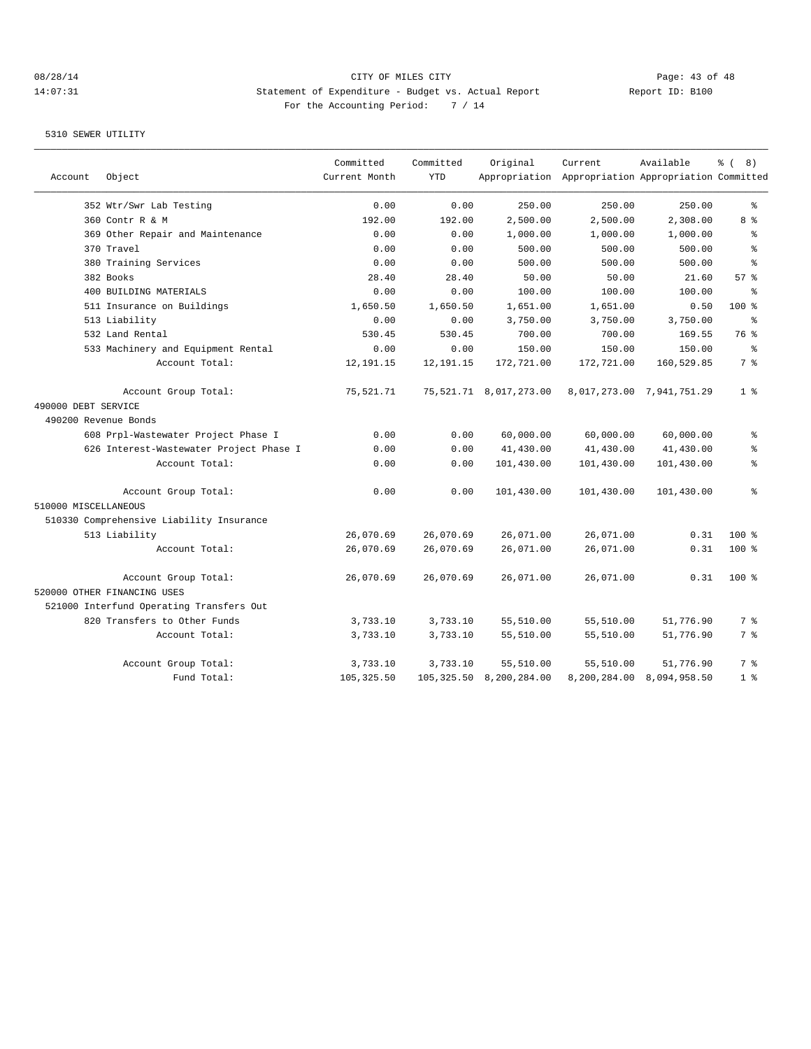CITY OF MILES CITY
Statement of Expenditure - Budget vs. Actual Report
Report ID: B100
For the Accounting Period: 7 / 14

08/28/14
14:07:31

5310 SEWER UTILITY

| Account | Object | Committed Current Month | Committed YTD | Original Appropriation | Current Appropriation | Available Appropriation | % ( 8) Committed |
|---|---|---|---|---|---|---|---|
| | 352 Wtr/Swr Lab Testing | 0.00 | 0.00 | 250.00 | 250.00 | 250.00 | % |
| | 360 Contr R & M | 192.00 | 192.00 | 2,500.00 | 2,500.00 | 2,308.00 | 8 % |
| | 369 Other Repair and Maintenance | 0.00 | 0.00 | 1,000.00 | 1,000.00 | 1,000.00 | % |
| | 370 Travel | 0.00 | 0.00 | 500.00 | 500.00 | 500.00 | % |
| | 380 Training Services | 0.00 | 0.00 | 500.00 | 500.00 | 500.00 | % |
| | 382 Books | 28.40 | 28.40 | 50.00 | 50.00 | 21.60 | 57 % |
| | 400 BUILDING MATERIALS | 0.00 | 0.00 | 100.00 | 100.00 | 100.00 | % |
| | 511 Insurance on Buildings | 1,650.50 | 1,650.50 | 1,651.00 | 1,651.00 | 0.50 | 100 % |
| | 513 Liability | 0.00 | 0.00 | 3,750.00 | 3,750.00 | 3,750.00 | % |
| | 532 Land Rental | 530.45 | 530.45 | 700.00 | 700.00 | 169.55 | 76 % |
| | 533 Machinery and Equipment Rental | 0.00 | 0.00 | 150.00 | 150.00 | 150.00 | % |
| | Account Total: | 12,191.15 | 12,191.15 | 172,721.00 | 172,721.00 | 160,529.85 | 7 % |
| | Account Group Total: | 75,521.71 | 75,521.71 | 8,017,273.00 | 8,017,273.00 | 7,941,751.29 | 1 % |
| 490000 DEBT SERVICE | | | | | | | |
| 490200 Revenue Bonds | | | | | | | |
| | 608 Prpl-Wastewater Project Phase I | 0.00 | 0.00 | 60,000.00 | 60,000.00 | 60,000.00 | % |
| | 626 Interest-Wastewater Project Phase I | 0.00 | 0.00 | 41,430.00 | 41,430.00 | 41,430.00 | % |
| | Account Total: | 0.00 | 0.00 | 101,430.00 | 101,430.00 | 101,430.00 | % |
| | Account Group Total: | 0.00 | 0.00 | 101,430.00 | 101,430.00 | 101,430.00 | % |
| 510000 MISCELLANEOUS | | | | | | | |
| 510330 Comprehensive Liability Insurance | | | | | | | |
| | 513 Liability | 26,070.69 | 26,070.69 | 26,071.00 | 26,071.00 | 0.31 | 100 % |
| | Account Total: | 26,070.69 | 26,070.69 | 26,071.00 | 26,071.00 | 0.31 | 100 % |
| | Account Group Total: | 26,070.69 | 26,070.69 | 26,071.00 | 26,071.00 | 0.31 | 100 % |
| 520000 OTHER FINANCING USES | | | | | | | |
| 521000 Interfund Operating Transfers Out | | | | | | | |
| | 820 Transfers to Other Funds | 3,733.10 | 3,733.10 | 55,510.00 | 55,510.00 | 51,776.90 | 7 % |
| | Account Total: | 3,733.10 | 3,733.10 | 55,510.00 | 55,510.00 | 51,776.90 | 7 % |
| | Account Group Total: | 3,733.10 | 3,733.10 | 55,510.00 | 55,510.00 | 51,776.90 | 7 % |
| | Fund Total: | 105,325.50 | 105,325.50 | 8,200,284.00 | 8,200,284.00 | 8,094,958.50 | 1 % |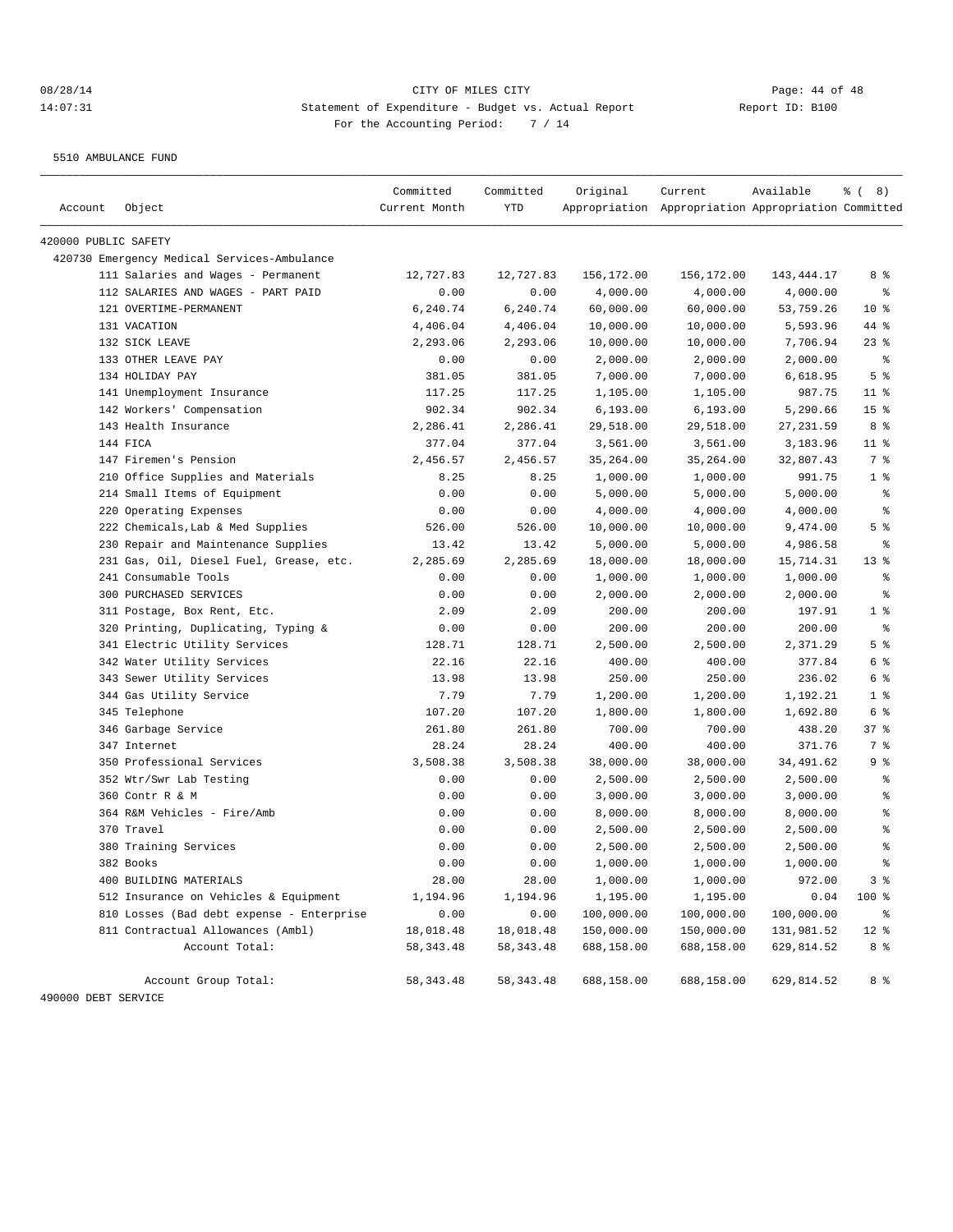CITY OF MILES CITY
Statement of Expenditure - Budget vs. Actual Report
For the Accounting Period: 7 / 14

08/28/14
14:07:31

Report ID: B100

5510 AMBULANCE FUND

| Account | Object | Committed Current Month | Committed YTD | Original Appropriation | Current Appropriation | Available Appropriation | % ( 8) Committed |
|---|---|---|---|---|---|---|---|
| 420000 PUBLIC SAFETY | | | | | | | |
| 420730 Emergency Medical Services-Ambulance | | | | | | | |
| | 111 Salaries and Wages - Permanent | 12,727.83 | 12,727.83 | 156,172.00 | 156,172.00 | 143,444.17 | 8 % |
| | 112 SALARIES AND WAGES - PART PAID | 0.00 | 0.00 | 4,000.00 | 4,000.00 | 4,000.00 | % |
| | 121 OVERTIME-PERMANENT | 6,240.74 | 6,240.74 | 60,000.00 | 60,000.00 | 53,759.26 | 10 % |
| | 131 VACATION | 4,406.04 | 4,406.04 | 10,000.00 | 10,000.00 | 5,593.96 | 44 % |
| | 132 SICK LEAVE | 2,293.06 | 2,293.06 | 10,000.00 | 10,000.00 | 7,706.94 | 23 % |
| | 133 OTHER LEAVE PAY | 0.00 | 0.00 | 2,000.00 | 2,000.00 | 2,000.00 | % |
| | 134 HOLIDAY PAY | 381.05 | 381.05 | 7,000.00 | 7,000.00 | 6,618.95 | 5 % |
| | 141 Unemployment Insurance | 117.25 | 117.25 | 1,105.00 | 1,105.00 | 987.75 | 11 % |
| | 142 Workers' Compensation | 902.34 | 902.34 | 6,193.00 | 6,193.00 | 5,290.66 | 15 % |
| | 143 Health Insurance | 2,286.41 | 2,286.41 | 29,518.00 | 29,518.00 | 27,231.59 | 8 % |
| | 144 FICA | 377.04 | 377.04 | 3,561.00 | 3,561.00 | 3,183.96 | 11 % |
| | 147 Firemen's Pension | 2,456.57 | 2,456.57 | 35,264.00 | 35,264.00 | 32,807.43 | 7 % |
| | 210 Office Supplies and Materials | 8.25 | 8.25 | 1,000.00 | 1,000.00 | 991.75 | 1 % |
| | 214 Small Items of Equipment | 0.00 | 0.00 | 5,000.00 | 5,000.00 | 5,000.00 | % |
| | 220 Operating Expenses | 0.00 | 0.00 | 4,000.00 | 4,000.00 | 4,000.00 | % |
| | 222 Chemicals,Lab & Med Supplies | 526.00 | 526.00 | 10,000.00 | 10,000.00 | 9,474.00 | 5 % |
| | 230 Repair and Maintenance Supplies | 13.42 | 13.42 | 5,000.00 | 5,000.00 | 4,986.58 | % |
| | 231 Gas, Oil, Diesel Fuel, Grease, etc. | 2,285.69 | 2,285.69 | 18,000.00 | 18,000.00 | 15,714.31 | 13 % |
| | 241 Consumable Tools | 0.00 | 0.00 | 1,000.00 | 1,000.00 | 1,000.00 | % |
| | 300 PURCHASED SERVICES | 0.00 | 0.00 | 2,000.00 | 2,000.00 | 2,000.00 | % |
| | 311 Postage, Box Rent, Etc. | 2.09 | 2.09 | 200.00 | 200.00 | 197.91 | 1 % |
| | 320 Printing, Duplicating, Typing & | 0.00 | 0.00 | 200.00 | 200.00 | 200.00 | % |
| | 341 Electric Utility Services | 128.71 | 128.71 | 2,500.00 | 2,500.00 | 2,371.29 | 5 % |
| | 342 Water Utility Services | 22.16 | 22.16 | 400.00 | 400.00 | 377.84 | 6 % |
| | 343 Sewer Utility Services | 13.98 | 13.98 | 250.00 | 250.00 | 236.02 | 6 % |
| | 344 Gas Utility Service | 7.79 | 7.79 | 1,200.00 | 1,200.00 | 1,192.21 | 1 % |
| | 345 Telephone | 107.20 | 107.20 | 1,800.00 | 1,800.00 | 1,692.80 | 6 % |
| | 346 Garbage Service | 261.80 | 261.80 | 700.00 | 700.00 | 438.20 | 37 % |
| | 347 Internet | 28.24 | 28.24 | 400.00 | 400.00 | 371.76 | 7 % |
| | 350 Professional Services | 3,508.38 | 3,508.38 | 38,000.00 | 38,000.00 | 34,491.62 | 9 % |
| | 352 Wtr/Swr Lab Testing | 0.00 | 0.00 | 2,500.00 | 2,500.00 | 2,500.00 | % |
| | 360 Contr R & M | 0.00 | 0.00 | 3,000.00 | 3,000.00 | 3,000.00 | % |
| | 364 R&M Vehicles - Fire/Amb | 0.00 | 0.00 | 8,000.00 | 8,000.00 | 8,000.00 | % |
| | 370 Travel | 0.00 | 0.00 | 2,500.00 | 2,500.00 | 2,500.00 | % |
| | 380 Training Services | 0.00 | 0.00 | 2,500.00 | 2,500.00 | 2,500.00 | % |
| | 382 Books | 0.00 | 0.00 | 1,000.00 | 1,000.00 | 1,000.00 | % |
| | 400 BUILDING MATERIALS | 28.00 | 28.00 | 1,000.00 | 1,000.00 | 972.00 | 3 % |
| | 512 Insurance on Vehicles & Equipment | 1,194.96 | 1,194.96 | 1,195.00 | 1,195.00 | 0.04 | 100 % |
| | 810 Losses (Bad debt expense - Enterprise | 0.00 | 0.00 | 100,000.00 | 100,000.00 | 100,000.00 | % |
| | 811 Contractual Allowances (Ambl) | 18,018.48 | 18,018.48 | 150,000.00 | 150,000.00 | 131,981.52 | 12 % |
| | Account Total: | 58,343.48 | 58,343.48 | 688,158.00 | 688,158.00 | 629,814.52 | 8 % |
| | Account Group Total: | 58,343.48 | 58,343.48 | 688,158.00 | 688,158.00 | 629,814.52 | 8 % |

490000 DEBT SERVICE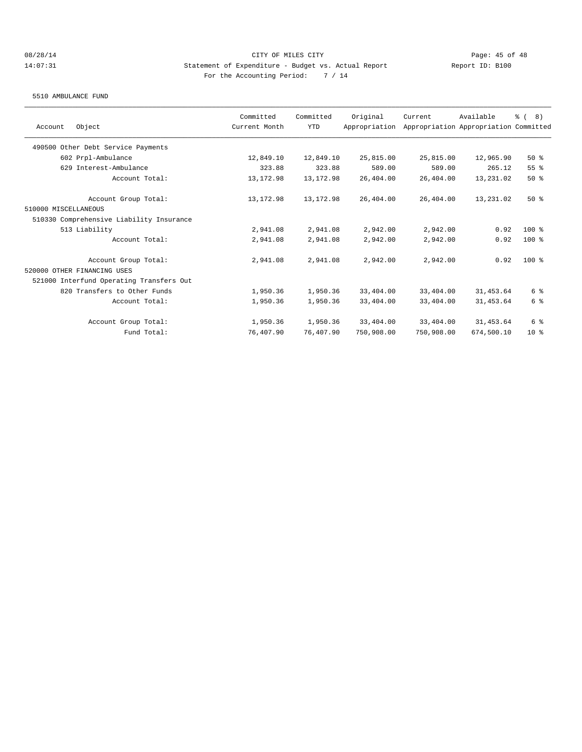08/28/14 CITY OF MILES CITY

14:07:31 Statement of Expenditure - Budget vs. Actual Report Report ID: B100

For the Accounting Period: 7 / 14

5510 AMBULANCE FUND

| Account Object | Committed Current Month | Committed YTD | Original Appropriation | Current Appropriation | Available Appropriation | % ( 8) Committed |
|---|---|---|---|---|---|---|
| 490500 Other Debt Service Payments | | | | | | |
| 602 Prpl-Ambulance | 12,849.10 | 12,849.10 | 25,815.00 | 25,815.00 | 12,965.90 | 50 % |
| 629 Interest-Ambulance | 323.88 | 323.88 | 589.00 | 589.00 | 265.12 | 55 % |
| Account Total: | 13,172.98 | 13,172.98 | 26,404.00 | 26,404.00 | 13,231.02 | 50 % |
| Account Group Total: | 13,172.98 | 13,172.98 | 26,404.00 | 26,404.00 | 13,231.02 | 50 % |
| 510000 MISCELLANEOUS | | | | | | |
| 510330 Comprehensive Liability Insurance | | | | | | |
| 513 Liability | 2,941.08 | 2,941.08 | 2,942.00 | 2,942.00 | 0.92 | 100 % |
| Account Total: | 2,941.08 | 2,941.08 | 2,942.00 | 2,942.00 | 0.92 | 100 % |
| Account Group Total: | 2,941.08 | 2,941.08 | 2,942.00 | 2,942.00 | 0.92 | 100 % |
| 520000 OTHER FINANCING USES | | | | | | |
| 521000 Interfund Operating Transfers Out | | | | | | |
| 820 Transfers to Other Funds | 1,950.36 | 1,950.36 | 33,404.00 | 33,404.00 | 31,453.64 | 6 % |
| Account Total: | 1,950.36 | 1,950.36 | 33,404.00 | 33,404.00 | 31,453.64 | 6 % |
| Account Group Total: | 1,950.36 | 1,950.36 | 33,404.00 | 33,404.00 | 31,453.64 | 6 % |
| Fund Total: | 76,407.90 | 76,407.90 | 750,908.00 | 750,908.00 | 674,500.10 | 10 % |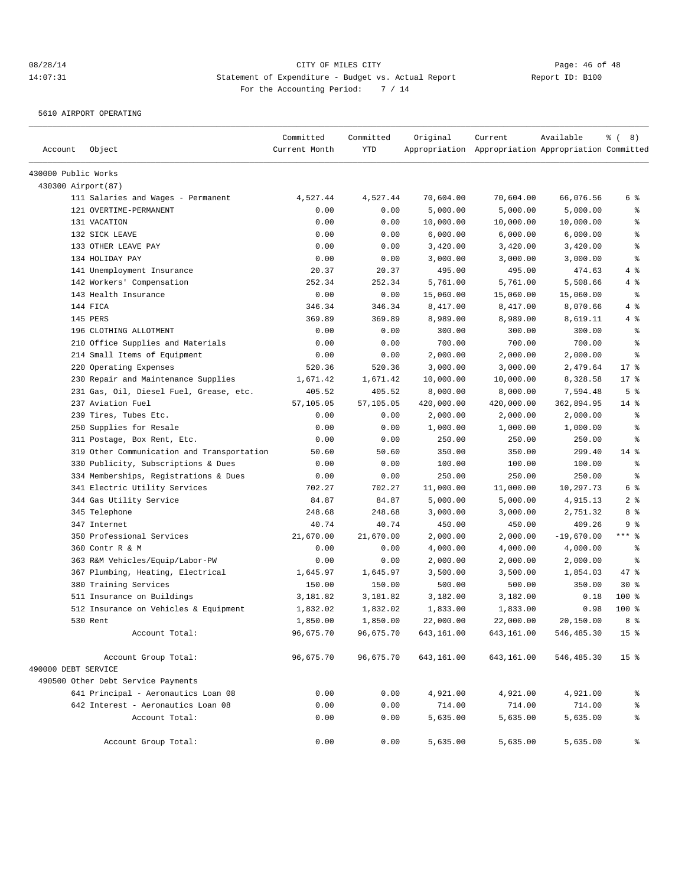08/28/14 CITY OF MILES CITY
14:07:31 Statement of Expenditure - Budget vs. Actual Report Report ID: B100
For the Accounting Period: 7 / 14

5610 AIRPORT OPERATING

| Account | Object | Committed Current Month | Committed YTD | Original Appropriation | Current Appropriation | Available Appropriation | % ( 8) Committed |
|---|---|---|---|---|---|---|---|
| 430000 Public Works | | | | | | | |
| 430300 Airport(87) | | | | | | | |
| | 111 Salaries and Wages - Permanent | 4,527.44 | 4,527.44 | 70,604.00 | 70,604.00 | 66,076.56 | 6 % |
| | 121 OVERTIME-PERMANENT | 0.00 | 0.00 | 5,000.00 | 5,000.00 | 5,000.00 | % |
| | 131 VACATION | 0.00 | 0.00 | 10,000.00 | 10,000.00 | 10,000.00 | % |
| | 132 SICK LEAVE | 0.00 | 0.00 | 6,000.00 | 6,000.00 | 6,000.00 | % |
| | 133 OTHER LEAVE PAY | 0.00 | 0.00 | 3,420.00 | 3,420.00 | 3,420.00 | % |
| | 134 HOLIDAY PAY | 0.00 | 0.00 | 3,000.00 | 3,000.00 | 3,000.00 | % |
| | 141 Unemployment Insurance | 20.37 | 20.37 | 495.00 | 495.00 | 474.63 | 4 % |
| | 142 Workers' Compensation | 252.34 | 252.34 | 5,761.00 | 5,761.00 | 5,508.66 | 4 % |
| | 143 Health Insurance | 0.00 | 0.00 | 15,060.00 | 15,060.00 | 15,060.00 | % |
| | 144 FICA | 346.34 | 346.34 | 8,417.00 | 8,417.00 | 8,070.66 | 4 % |
| | 145 PERS | 369.89 | 369.89 | 8,989.00 | 8,989.00 | 8,619.11 | 4 % |
| | 196 CLOTHING ALLOTMENT | 0.00 | 0.00 | 300.00 | 300.00 | 300.00 | % |
| | 210 Office Supplies and Materials | 0.00 | 0.00 | 700.00 | 700.00 | 700.00 | % |
| | 214 Small Items of Equipment | 0.00 | 0.00 | 2,000.00 | 2,000.00 | 2,000.00 | % |
| | 220 Operating Expenses | 520.36 | 520.36 | 3,000.00 | 3,000.00 | 2,479.64 | 17 % |
| | 230 Repair and Maintenance Supplies | 1,671.42 | 1,671.42 | 10,000.00 | 10,000.00 | 8,328.58 | 17 % |
| | 231 Gas, Oil, Diesel Fuel, Grease, etc. | 405.52 | 405.52 | 8,000.00 | 8,000.00 | 7,594.48 | 5 % |
| | 237 Aviation Fuel | 57,105.05 | 57,105.05 | 420,000.00 | 420,000.00 | 362,894.95 | 14 % |
| | 239 Tires, Tubes Etc. | 0.00 | 0.00 | 2,000.00 | 2,000.00 | 2,000.00 | % |
| | 250 Supplies for Resale | 0.00 | 0.00 | 1,000.00 | 1,000.00 | 1,000.00 | % |
| | 311 Postage, Box Rent, Etc. | 0.00 | 0.00 | 250.00 | 250.00 | 250.00 | % |
| | 319 Other Communication and Transportation | 50.60 | 50.60 | 350.00 | 350.00 | 299.40 | 14 % |
| | 330 Publicity, Subscriptions & Dues | 0.00 | 0.00 | 100.00 | 100.00 | 100.00 | % |
| | 334 Memberships, Registrations & Dues | 0.00 | 0.00 | 250.00 | 250.00 | 250.00 | % |
| | 341 Electric Utility Services | 702.27 | 702.27 | 11,000.00 | 11,000.00 | 10,297.73 | 6 % |
| | 344 Gas Utility Service | 84.87 | 84.87 | 5,000.00 | 5,000.00 | 4,915.13 | 2 % |
| | 345 Telephone | 248.68 | 248.68 | 3,000.00 | 3,000.00 | 2,751.32 | 8 % |
| | 347 Internet | 40.74 | 40.74 | 450.00 | 450.00 | 409.26 | 9 % |
| | 350 Professional Services | 21,670.00 | 21,670.00 | 2,000.00 | 2,000.00 | -19,670.00 | *** % |
| | 360 Contr R & M | 0.00 | 0.00 | 4,000.00 | 4,000.00 | 4,000.00 | % |
| | 363 R&M Vehicles/Equip/Labor-PW | 0.00 | 0.00 | 2,000.00 | 2,000.00 | 2,000.00 | % |
| | 367 Plumbing, Heating, Electrical | 1,645.97 | 1,645.97 | 3,500.00 | 3,500.00 | 1,854.03 | 47 % |
| | 380 Training Services | 150.00 | 150.00 | 500.00 | 500.00 | 350.00 | 30 % |
| | 511 Insurance on Buildings | 3,181.82 | 3,181.82 | 3,182.00 | 3,182.00 | 0.18 | 100 % |
| | 512 Insurance on Vehicles & Equipment | 1,832.02 | 1,832.02 | 1,833.00 | 1,833.00 | 0.98 | 100 % |
| | 530 Rent | 1,850.00 | 1,850.00 | 22,000.00 | 22,000.00 | 20,150.00 | 8 % |
| | Account Total: | 96,675.70 | 96,675.70 | 643,161.00 | 643,161.00 | 546,485.30 | 15 % |
| | Account Group Total: | 96,675.70 | 96,675.70 | 643,161.00 | 643,161.00 | 546,485.30 | 15 % |
| 490000 DEBT SERVICE | | | | | | | |
| 490500 Other Debt Service Payments | | | | | | | |
| | 641 Principal - Aeronautics Loan 08 | 0.00 | 0.00 | 4,921.00 | 4,921.00 | 4,921.00 | % |
| | 642 Interest - Aeronautics Loan 08 | 0.00 | 0.00 | 714.00 | 714.00 | 714.00 | % |
| | Account Total: | 0.00 | 0.00 | 5,635.00 | 5,635.00 | 5,635.00 | % |
| | Account Group Total: | 0.00 | 0.00 | 5,635.00 | 5,635.00 | 5,635.00 | % |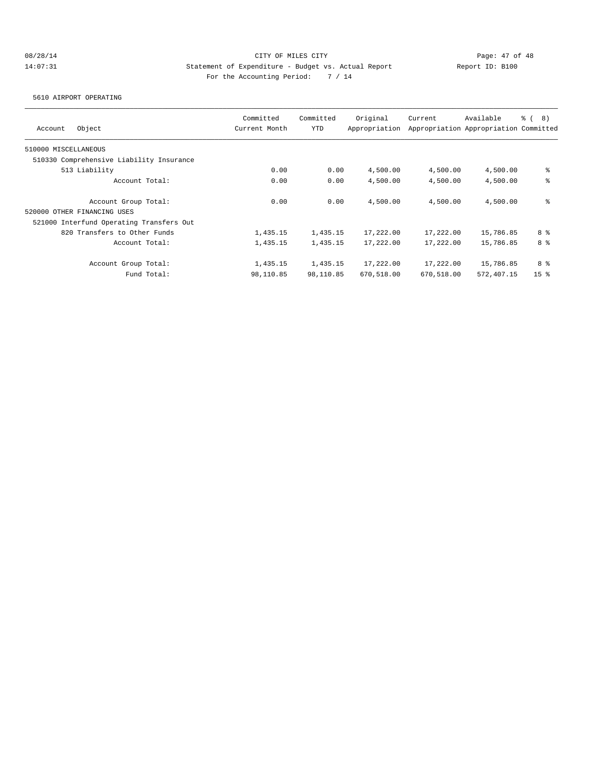CITY OF MILES CITY

Statement of Expenditure - Budget vs. Actual Report

Report ID: B100

For the Accounting Period: 7 / 14

5610 AIRPORT OPERATING

| Account Object | Committed Current Month | Committed YTD | Original Appropriation | Current Appropriation | Available Appropriation | % ( 8) Committed |
|---|---|---|---|---|---|---|
| 510000 MISCELLANEOUS | | | | | | |
| 510330 Comprehensive Liability Insurance | | | | | | |
| 513 Liability | 0.00 | 0.00 | 4,500.00 | 4,500.00 | 4,500.00 | % |
| Account Total: | 0.00 | 0.00 | 4,500.00 | 4,500.00 | 4,500.00 | % |
| Account Group Total: | 0.00 | 0.00 | 4,500.00 | 4,500.00 | 4,500.00 | % |
| 520000 OTHER FINANCING USES | | | | | | |
| 521000 Interfund Operating Transfers Out | | | | | | |
| 820 Transfers to Other Funds | 1,435.15 | 1,435.15 | 17,222.00 | 17,222.00 | 15,786.85 | 8 % |
| Account Total: | 1,435.15 | 1,435.15 | 17,222.00 | 17,222.00 | 15,786.85 | 8 % |
| Account Group Total: | 1,435.15 | 1,435.15 | 17,222.00 | 17,222.00 | 15,786.85 | 8 % |
| Fund Total: | 98,110.85 | 98,110.85 | 670,518.00 | 670,518.00 | 572,407.15 | 15 % |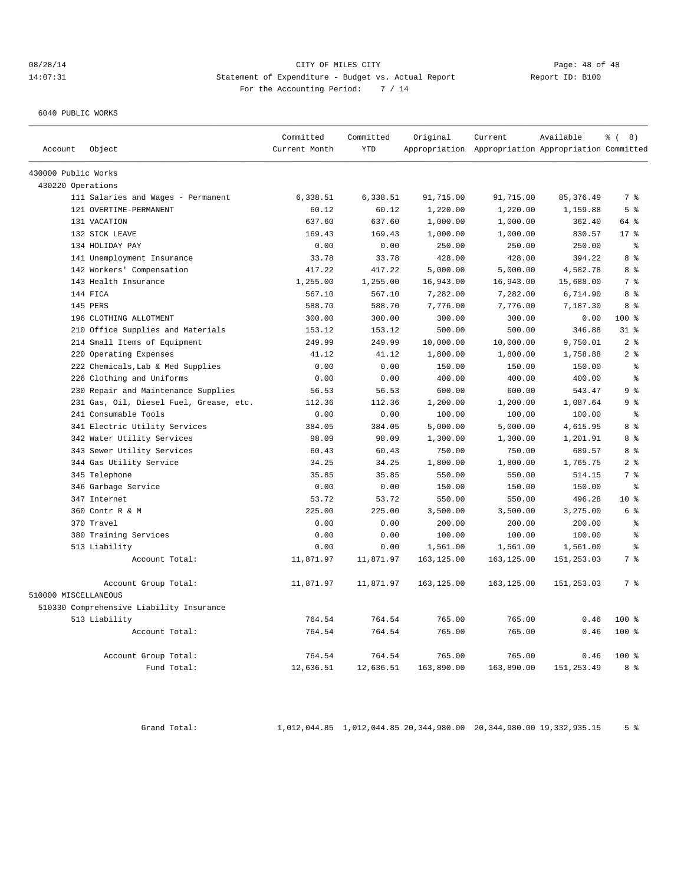08/28/14 CITY OF MILES CITY
14:07:31 Statement of Expenditure - Budget vs. Actual Report Report ID: B100
For the Accounting Period: 7 / 14

6040 PUBLIC WORKS

| Account Object | Committed Current Month | Committed YTD | Original Appropriation | Current Appropriation | Available Appropriation | % ( 8) Committed |
|---|---|---|---|---|---|---|
| 430000 Public Works | | | | | | |
| 430220 Operations | | | | | | |
| 111 Salaries and Wages - Permanent | 6,338.51 | 6,338.51 | 91,715.00 | 91,715.00 | 85,376.49 | 7 % |
| 121 OVERTIME-PERMANENT | 60.12 | 60.12 | 1,220.00 | 1,220.00 | 1,159.88 | 5 % |
| 131 VACATION | 637.60 | 637.60 | 1,000.00 | 1,000.00 | 362.40 | 64 % |
| 132 SICK LEAVE | 169.43 | 169.43 | 1,000.00 | 1,000.00 | 830.57 | 17 % |
| 134 HOLIDAY PAY | 0.00 | 0.00 | 250.00 | 250.00 | 250.00 | % |
| 141 Unemployment Insurance | 33.78 | 33.78 | 428.00 | 428.00 | 394.22 | 8 % |
| 142 Workers' Compensation | 417.22 | 417.22 | 5,000.00 | 5,000.00 | 4,582.78 | 8 % |
| 143 Health Insurance | 1,255.00 | 1,255.00 | 16,943.00 | 16,943.00 | 15,688.00 | 7 % |
| 144 FICA | 567.10 | 567.10 | 7,282.00 | 7,282.00 | 6,714.90 | 8 % |
| 145 PERS | 588.70 | 588.70 | 7,776.00 | 7,776.00 | 7,187.30 | 8 % |
| 196 CLOTHING ALLOTMENT | 300.00 | 300.00 | 300.00 | 300.00 | 0.00 | 100 % |
| 210 Office Supplies and Materials | 153.12 | 153.12 | 500.00 | 500.00 | 346.88 | 31 % |
| 214 Small Items of Equipment | 249.99 | 249.99 | 10,000.00 | 10,000.00 | 9,750.01 | 2 % |
| 220 Operating Expenses | 41.12 | 41.12 | 1,800.00 | 1,800.00 | 1,758.88 | 2 % |
| 222 Chemicals,Lab & Med Supplies | 0.00 | 0.00 | 150.00 | 150.00 | 150.00 | % |
| 226 Clothing and Uniforms | 0.00 | 0.00 | 400.00 | 400.00 | 400.00 | % |
| 230 Repair and Maintenance Supplies | 56.53 | 56.53 | 600.00 | 600.00 | 543.47 | 9 % |
| 231 Gas, Oil, Diesel Fuel, Grease, etc. | 112.36 | 112.36 | 1,200.00 | 1,200.00 | 1,087.64 | 9 % |
| 241 Consumable Tools | 0.00 | 0.00 | 100.00 | 100.00 | 100.00 | % |
| 341 Electric Utility Services | 384.05 | 384.05 | 5,000.00 | 5,000.00 | 4,615.95 | 8 % |
| 342 Water Utility Services | 98.09 | 98.09 | 1,300.00 | 1,300.00 | 1,201.91 | 8 % |
| 343 Sewer Utility Services | 60.43 | 60.43 | 750.00 | 750.00 | 689.57 | 8 % |
| 344 Gas Utility Service | 34.25 | 34.25 | 1,800.00 | 1,800.00 | 1,765.75 | 2 % |
| 345 Telephone | 35.85 | 35.85 | 550.00 | 550.00 | 514.15 | 7 % |
| 346 Garbage Service | 0.00 | 0.00 | 150.00 | 150.00 | 150.00 | % |
| 347 Internet | 53.72 | 53.72 | 550.00 | 550.00 | 496.28 | 10 % |
| 360 Contr R & M | 225.00 | 225.00 | 3,500.00 | 3,500.00 | 3,275.00 | 6 % |
| 370 Travel | 0.00 | 0.00 | 200.00 | 200.00 | 200.00 | % |
| 380 Training Services | 0.00 | 0.00 | 100.00 | 100.00 | 100.00 | % |
| 513 Liability | 0.00 | 0.00 | 1,561.00 | 1,561.00 | 1,561.00 | % |
| Account Total: | 11,871.97 | 11,871.97 | 163,125.00 | 163,125.00 | 151,253.03 | 7 % |
| Account Group Total: | 11,871.97 | 11,871.97 | 163,125.00 | 163,125.00 | 151,253.03 | 7 % |
| 510000 MISCELLANEOUS | | | | | | |
| 510330 Comprehensive Liability Insurance | | | | | | |
| 513 Liability | 764.54 | 764.54 | 765.00 | 765.00 | 0.46 | 100 % |
| Account Total: | 764.54 | 764.54 | 765.00 | 765.00 | 0.46 | 100 % |
| Account Group Total: | 764.54 | 764.54 | 765.00 | 765.00 | 0.46 | 100 % |
| Fund Total: | 12,636.51 | 12,636.51 | 163,890.00 | 163,890.00 | 151,253.49 | 8 % |
| Grand Total: | 1,012,044.85 | 1,012,044.85 | 20,344,980.00 | 20,344,980.00 | 19,332,935.15 | 5 % |